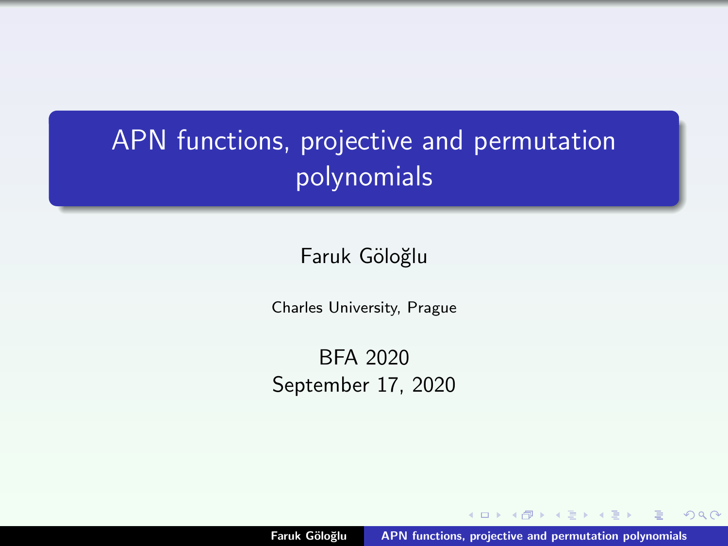# APN functions, projective and permutation polynomials

Faruk Göloğlu

Charles University, Prague

BFA 2020
September 17, 2020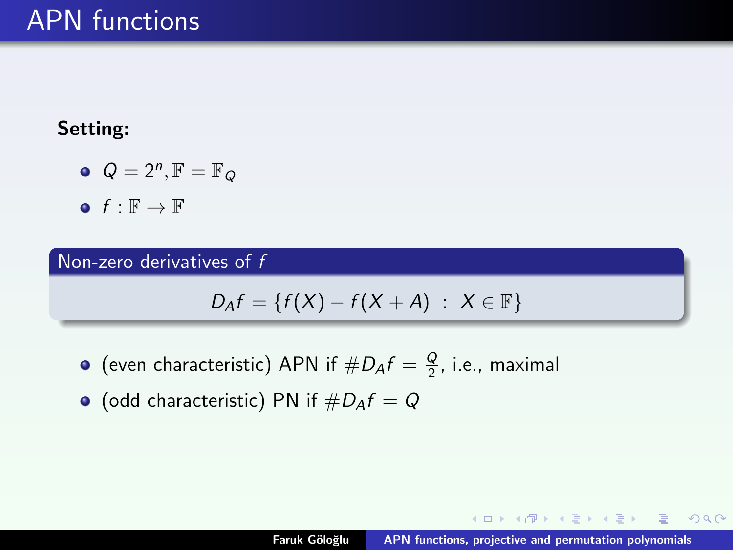# APN functions

**Setting:**

- $Q = 2^n, \mathbb{F} = \mathbb{F}_Q$
- $f : \mathbb{F} \to \mathbb{F}$

**Non-zero derivatives of $f$**

$$D_A f = \{f(X) - f(X + A) \ : \ X \in \mathbb{F}\}$$

- (even characteristic) APN if $\#D_A f = \frac{Q}{2}$, i.e., maximal
- (odd characteristic) PN if $\#D_A f = Q$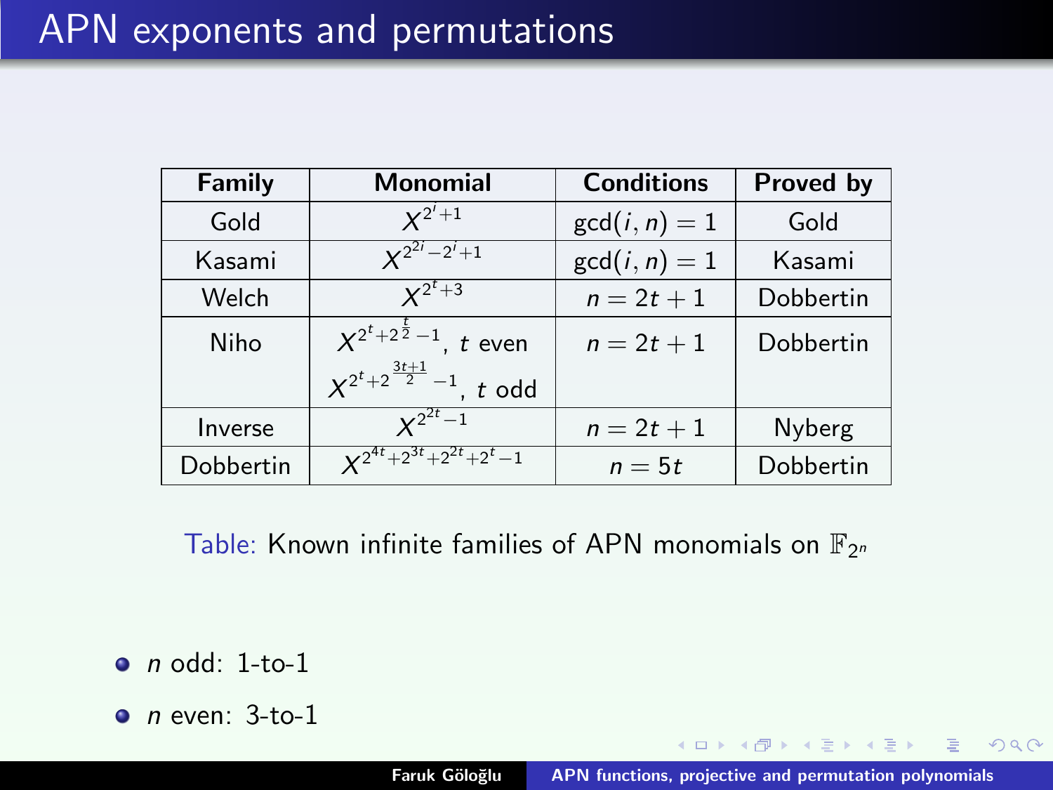# APN exponents and permutations

| Family | Monomial | Conditions | Proved by |
|---|---|---|---|
| Gold | $X^{2^i+1}$ | $\gcd(i,n)=1$ | Gold |
| Kasami | $X^{2^{2i}-2^i+1}$ | $\gcd(i,n)=1$ | Kasami |
| Welch | $X^{2^t+3}$ | $n=2t+1$ | Dobbertin |
| Niho | $X^{2^t+2^{\frac{t}{2}}-1}$, $t$ even<br>$X^{2^t+2^{\frac{3t+1}{2}}-1}$, $t$ odd | $n=2t+1$ | Dobbertin |
| Inverse | $X^{2^{2t}-1}$ | $n=2t+1$ | Nyberg |
| Dobbertin | $X^{2^{4t}+2^{3t}+2^{2t}+2^t-1}$ | $n=5t$ | Dobbertin |

Table: Known infinite families of APN monomials on $\mathbb{F}_{2^n}$

- $n$ odd: 1-to-1
- $n$ even: 3-to-1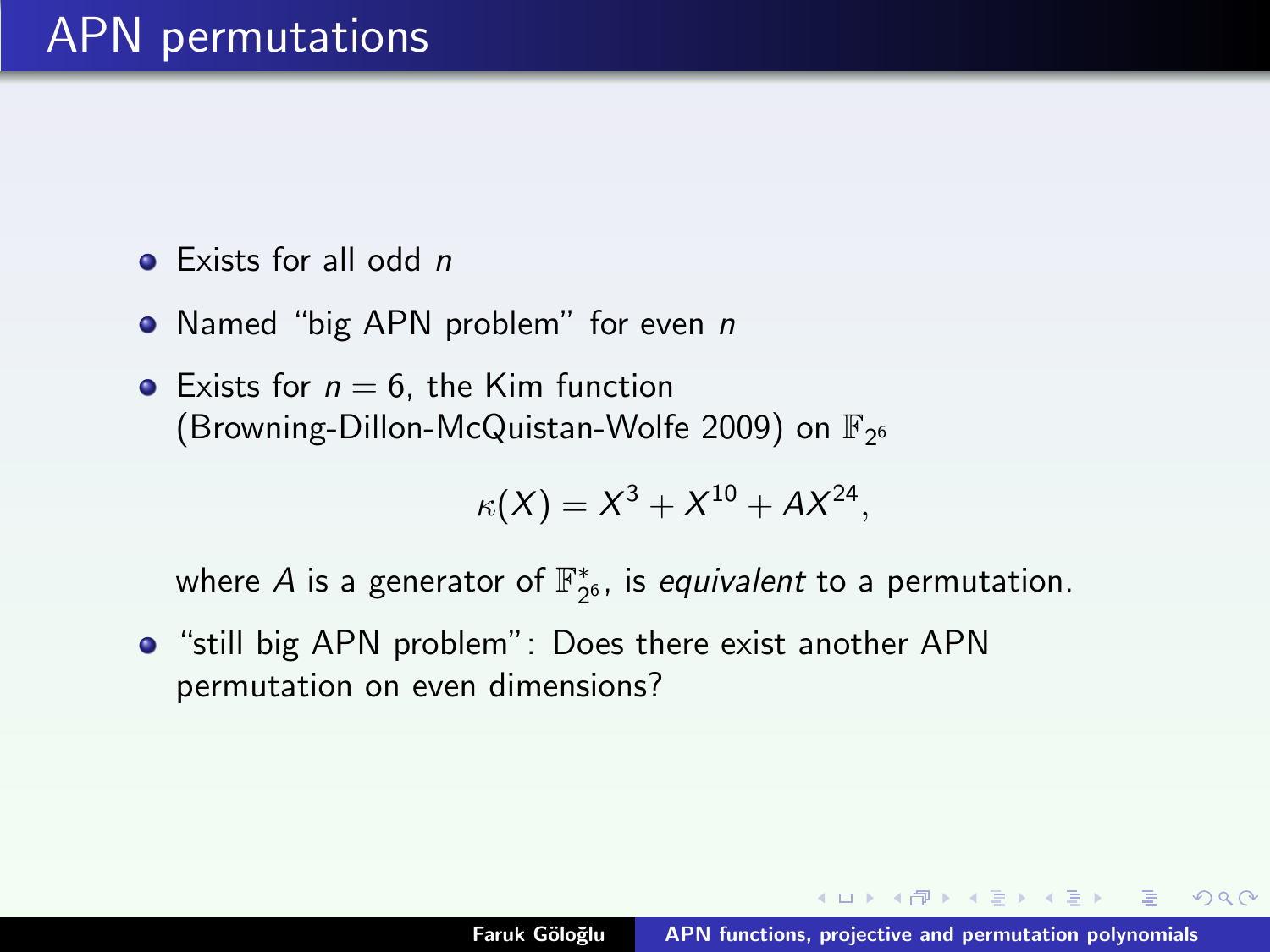# APN permutations

- Exists for all odd $n$
- Named "big APN problem" for even $n$
- Exists for $n = 6$, the Kim function (Browning-Dillon-McQuistan-Wolfe 2009) on $\mathbb{F}_{2^6}$

$$\kappa(X) = X^3 + X^{10} + AX^{24},$$

  where $A$ is a generator of $\mathbb{F}_{2^6}^*$, is *equivalent* to a permutation.
- "still big APN problem": Does there exist another APN permutation on even dimensions?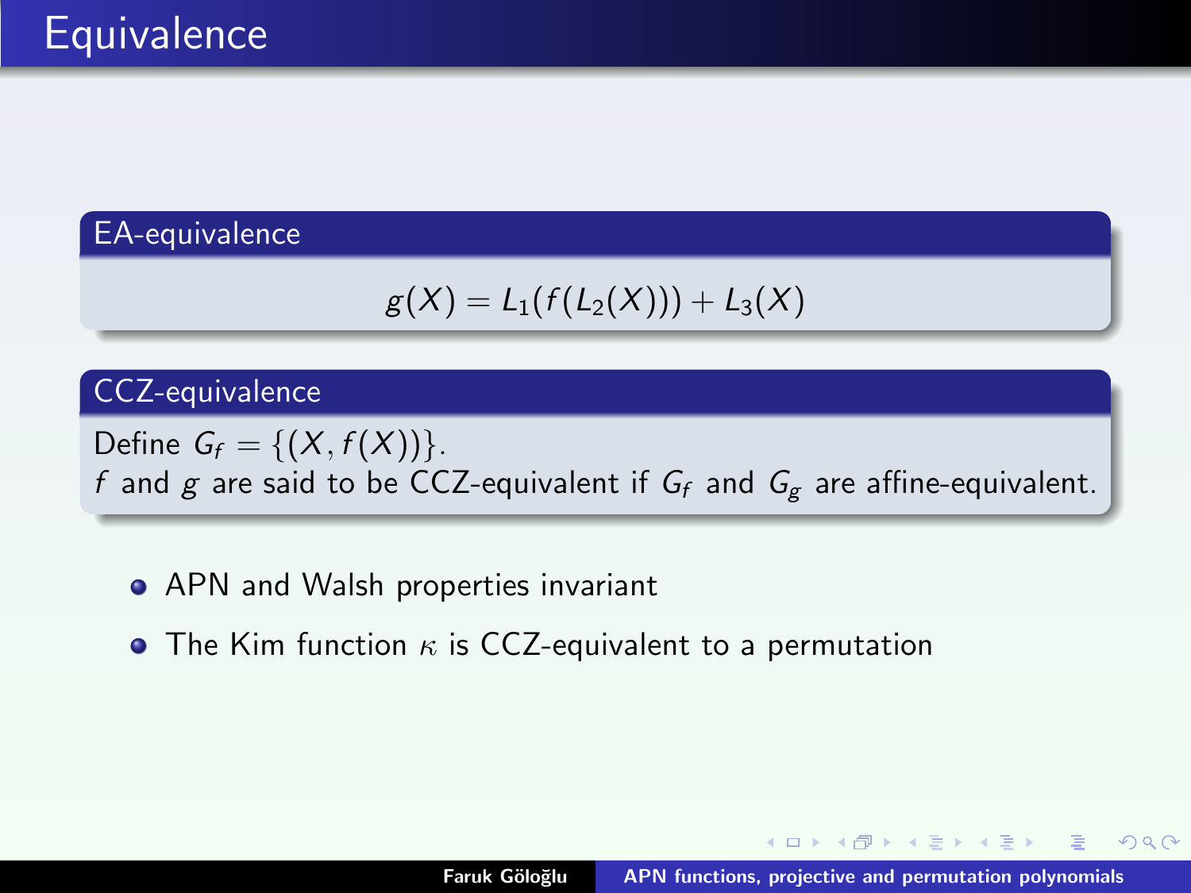# Equivalence

### EA-equivalence

$$g(X) = L_1(f(L_2(X))) + L_3(X)$$

### CCZ-equivalence

Define $G_f = \{(X, f(X))\}$.
$f$ and $g$ are said to be CCZ-equivalent if $G_f$ and $G_g$ are affine-equivalent.

- APN and Walsh properties invariant
- The Kim function $\kappa$ is CCZ-equivalent to a permutation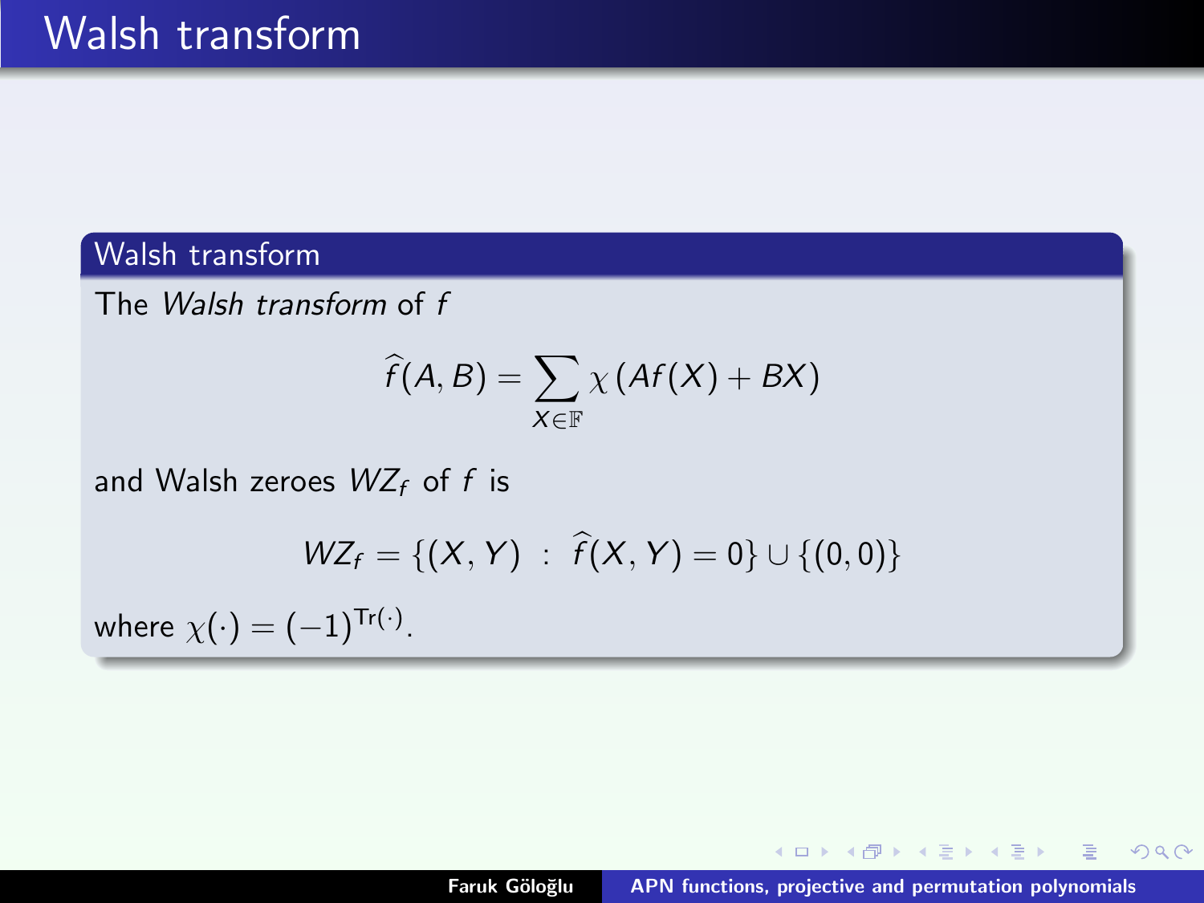# Walsh transform

## Walsh transform

The *Walsh transform* of $f$

$$\widehat{f}(A,B) = \sum_{X \in \mathbb{F}} \chi\left(Af(X) + BX\right)$$

and Walsh zeroes $WZ_f$ of $f$ is

$$WZ_f = \{(X,Y) \ : \ \widehat{f}(X,Y) = 0\} \cup \{(0,0)\}$$

where $\chi(\cdot) = (-1)^{\mathrm{Tr}(\cdot)}$.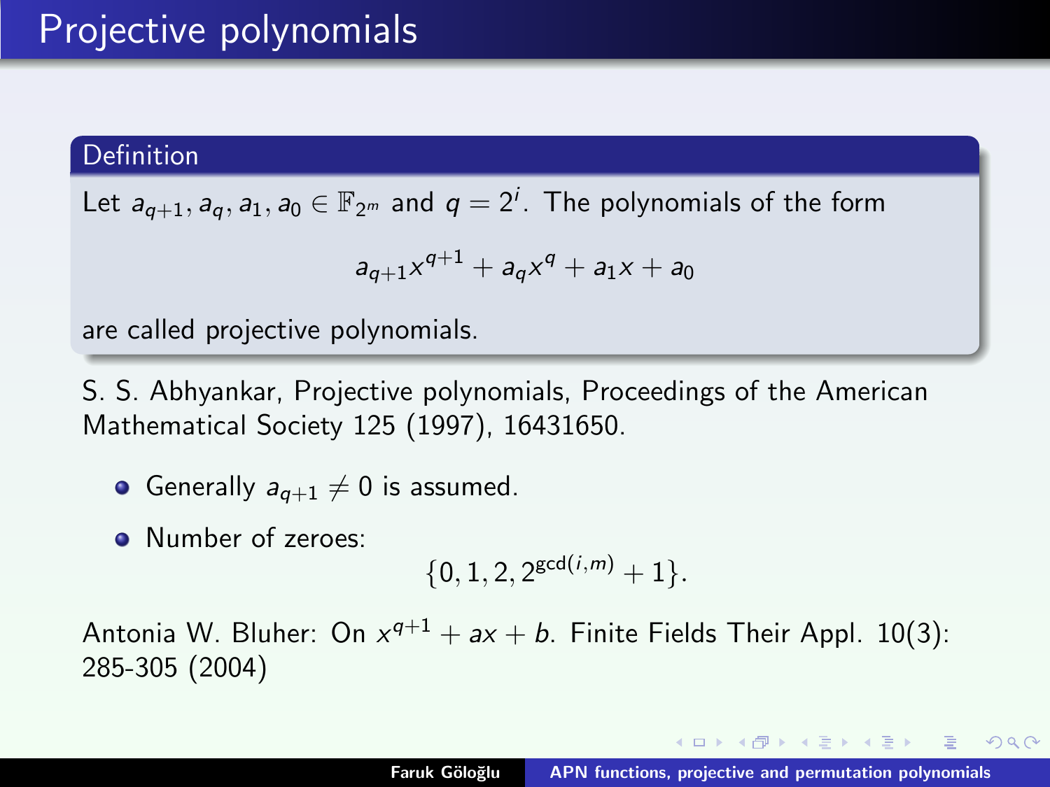# Projective polynomials

**Definition**

Let $a_{q+1}, a_q, a_1, a_0 \in \mathbb{F}_{2^m}$ and $q = 2^i$. The polynomials of the form

$$a_{q+1}x^{q+1} + a_q x^q + a_1 x + a_0$$

are called projective polynomials.

S. S. Abhyankar, Projective polynomials, Proceedings of the American Mathematical Society 125 (1997), 16431650.

- Generally $a_{q+1} \neq 0$ is assumed.
- Number of zeroes:

$$\{0, 1, 2, 2^{\gcd(i,m)} + 1\}.$$

Antonia W. Bluher: On $x^{q+1} + ax + b$. Finite Fields Their Appl. 10(3): 285-305 (2004)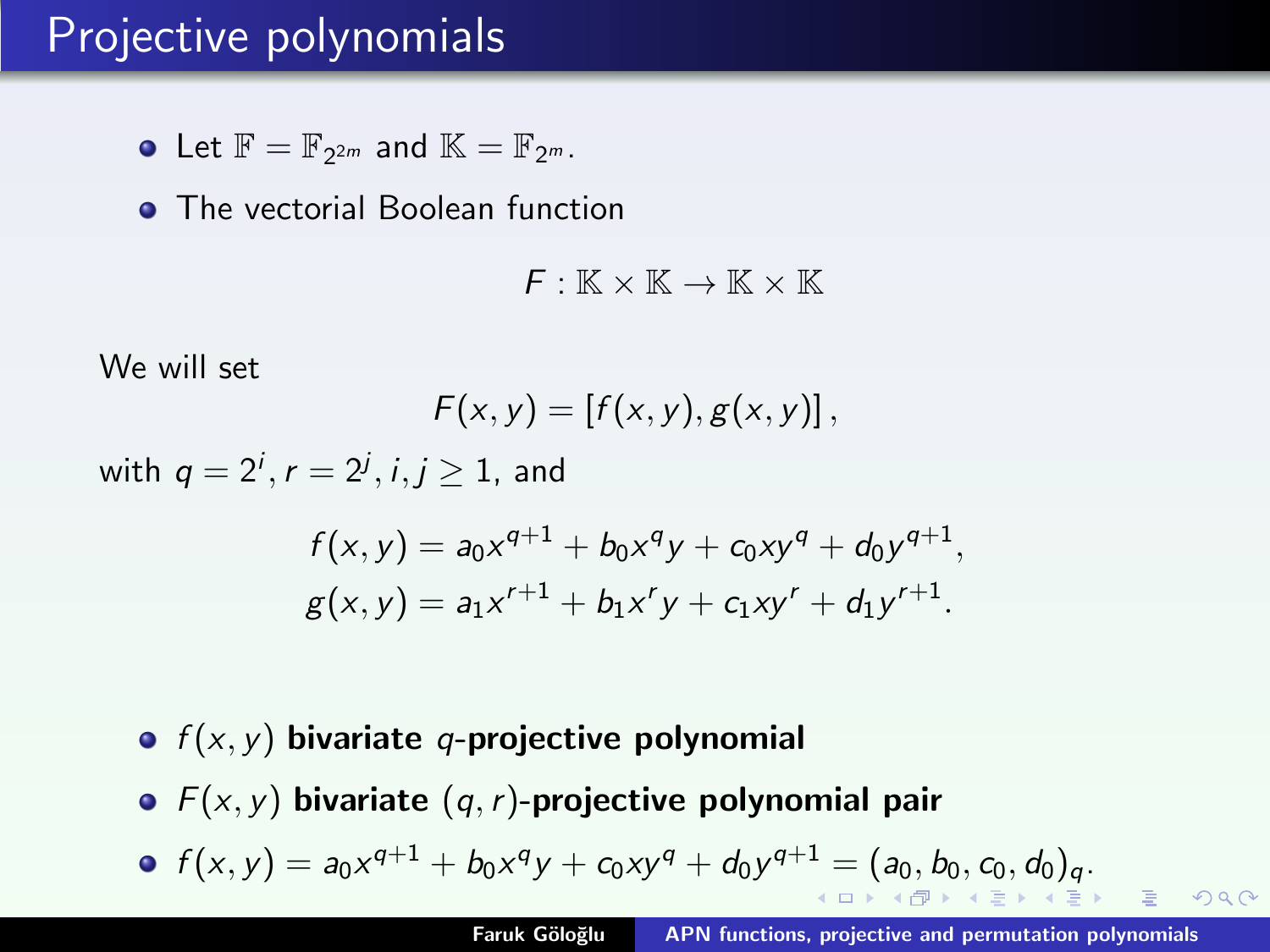# Projective polynomials

- Let $\mathbb{F} = \mathbb{F}_{2^{2m}}$ and $\mathbb{K} = \mathbb{F}_{2^m}$.
- The vectorial Boolean function

$$F : \mathbb{K} \times \mathbb{K} \to \mathbb{K} \times \mathbb{K}$$

We will set

$$F(x,y) = [f(x,y), g(x,y)],$$

with $q = 2^i, r = 2^j, i, j \geq 1$, and

$$f(x,y) = a_0 x^{q+1} + b_0 x^q y + c_0 x y^q + d_0 y^{q+1},$$
$$g(x,y) = a_1 x^{r+1} + b_1 x^r y + c_1 x y^r + d_1 y^{r+1}.$$

- $f(x,y)$ **bivariate $q$-projective polynomial**
- $F(x,y)$ **bivariate $(q,r)$-projective polynomial pair**
- $f(x,y) = a_0 x^{q+1} + b_0 x^q y + c_0 x y^q + d_0 y^{q+1} = (a_0, b_0, c_0, d_0)_q$.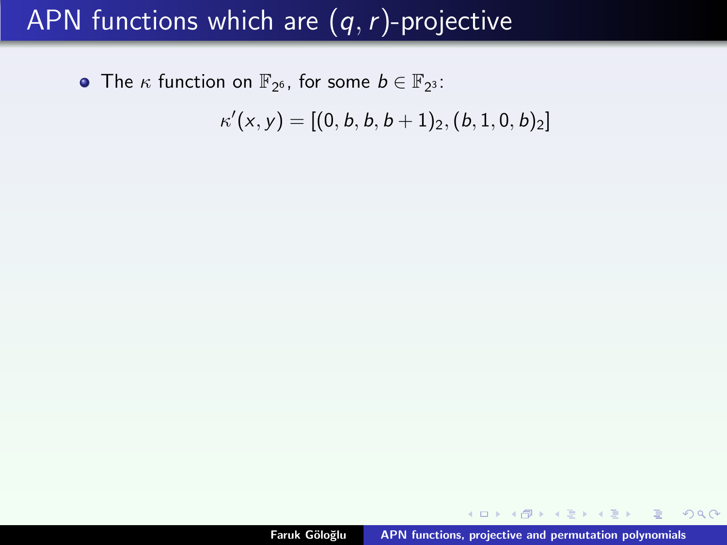# APN functions which are $(q, r)$-projective

- The $\kappa$ function on $\mathbb{F}_{2^6}$, for some $b \in \mathbb{F}_{2^3}$:

$$\kappa'(x, y) = [(0, b, b, b+1)_2, (b, 1, 0, b)_2]$$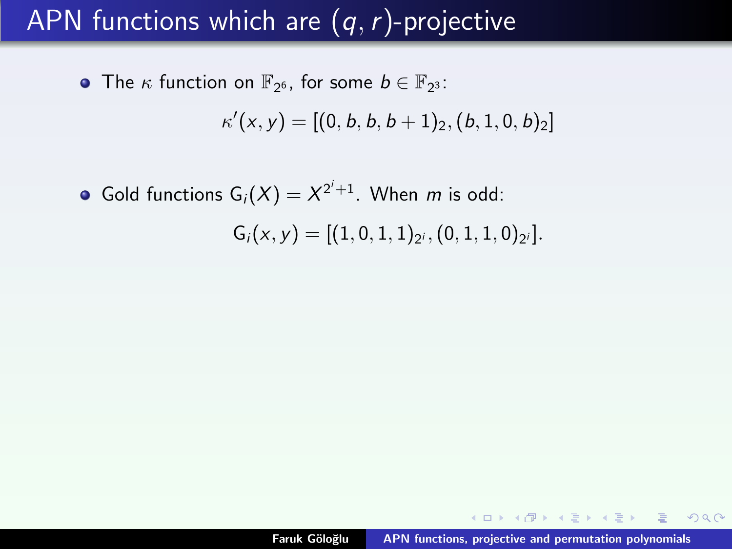# APN functions which are $(q, r)$-projective

- The $\kappa$ function on $\mathbb{F}_{2^6}$, for some $b \in \mathbb{F}_{2^3}$:

$$\kappa'(x, y) = [(0, b, b, b+1)_2, (b, 1, 0, b)_2]$$

- Gold functions $\mathrm{G}_i(X) = X^{2^i+1}$. When $m$ is odd:

$$\mathrm{G}_i(x, y) = [(1, 0, 1, 1)_{2^i}, (0, 1, 1, 0)_{2^i}].$$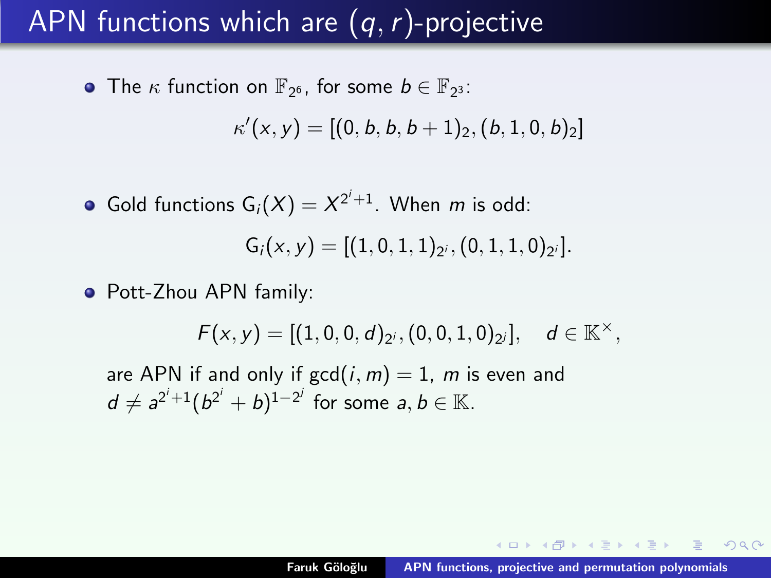# APN functions which are $(q, r)$-projective

- The $\kappa$ function on $\mathbb{F}_{2^6}$, for some $b \in \mathbb{F}_{2^3}$:

$$\kappa'(x, y) = [(0, b, b, b+1)_2, (b, 1, 0, b)_2]$$

- Gold functions $\mathrm{G}_i(X) = X^{2^i+1}$. When $m$ is odd:

$$\mathrm{G}_i(x, y) = [(1, 0, 1, 1)_{2^i}, (0, 1, 1, 0)_{2^i}].$$

- Pott-Zhou APN family:

$$F(x, y) = [(1, 0, 0, d)_{2^i}, (0, 0, 1, 0)_{2^j}], \quad d \in \mathbb{K}^\times,$$

are APN if and only if $\gcd(i, m) = 1$, $m$ is even and $d \neq a^{2^i+1}(b^{2^i} + b)^{1-2^j}$ for some $a, b \in \mathbb{K}$.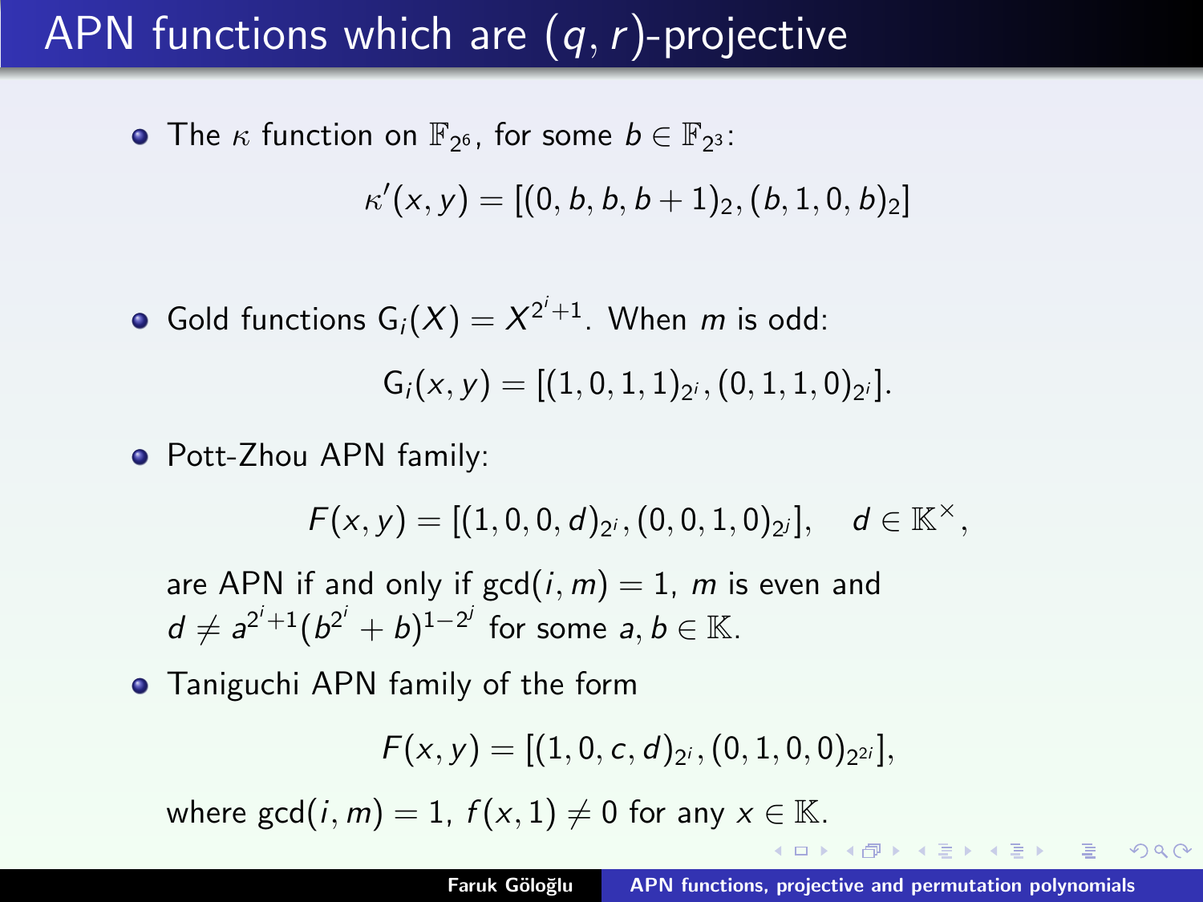# APN functions which are $(q, r)$-projective

- The $\kappa$ function on $\mathbb{F}_{2^6}$, for some $b \in \mathbb{F}_{2^3}$:

$$\kappa'(x, y) = [(0, b, b, b+1)_2, (b, 1, 0, b)_2]$$

- Gold functions $\mathsf{G}_i(X) = X^{2^i+1}$. When $m$ is odd:

$$\mathsf{G}_i(x, y) = [(1, 0, 1, 1)_{2^i}, (0, 1, 1, 0)_{2^i}].$$

- Pott-Zhou APN family:

$$F(x, y) = [(1, 0, 0, d)_{2^i}, (0, 0, 1, 0)_{2^j}], \quad d \in \mathbb{K}^\times,$$

  are APN if and only if $\gcd(i, m) = 1$, $m$ is even and $d \neq a^{2^i+1}(b^{2^i} + b)^{1-2^j}$ for some $a, b \in \mathbb{K}$.

- Taniguchi APN family of the form

$$F(x, y) = [(1, 0, c, d)_{2^i}, (0, 1, 0, 0)_{2^{2i}}],$$

  where $\gcd(i, m) = 1$, $f(x, 1) \neq 0$ for any $x \in \mathbb{K}$.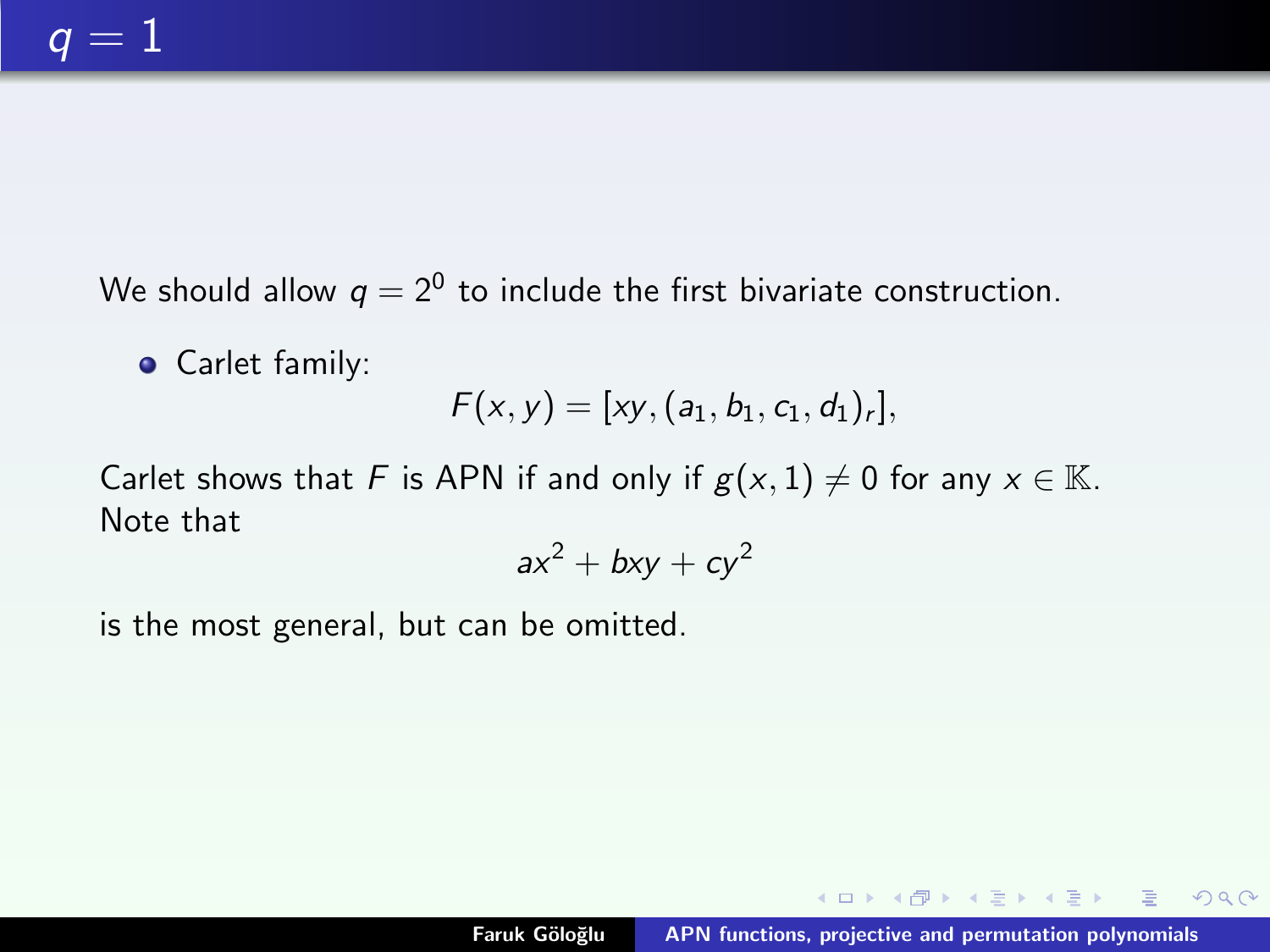# $q = 1$

We should allow $q = 2^0$ to include the first bivariate construction.

- Carlet family:

$$F(x, y) = [xy, (a_1, b_1, c_1, d_1)_r],$$

Carlet shows that $F$ is APN if and only if $g(x, 1) \neq 0$ for any $x \in \mathbb{K}$. Note that

$$ax^2 + bxy + cy^2$$

is the most general, but can be omitted.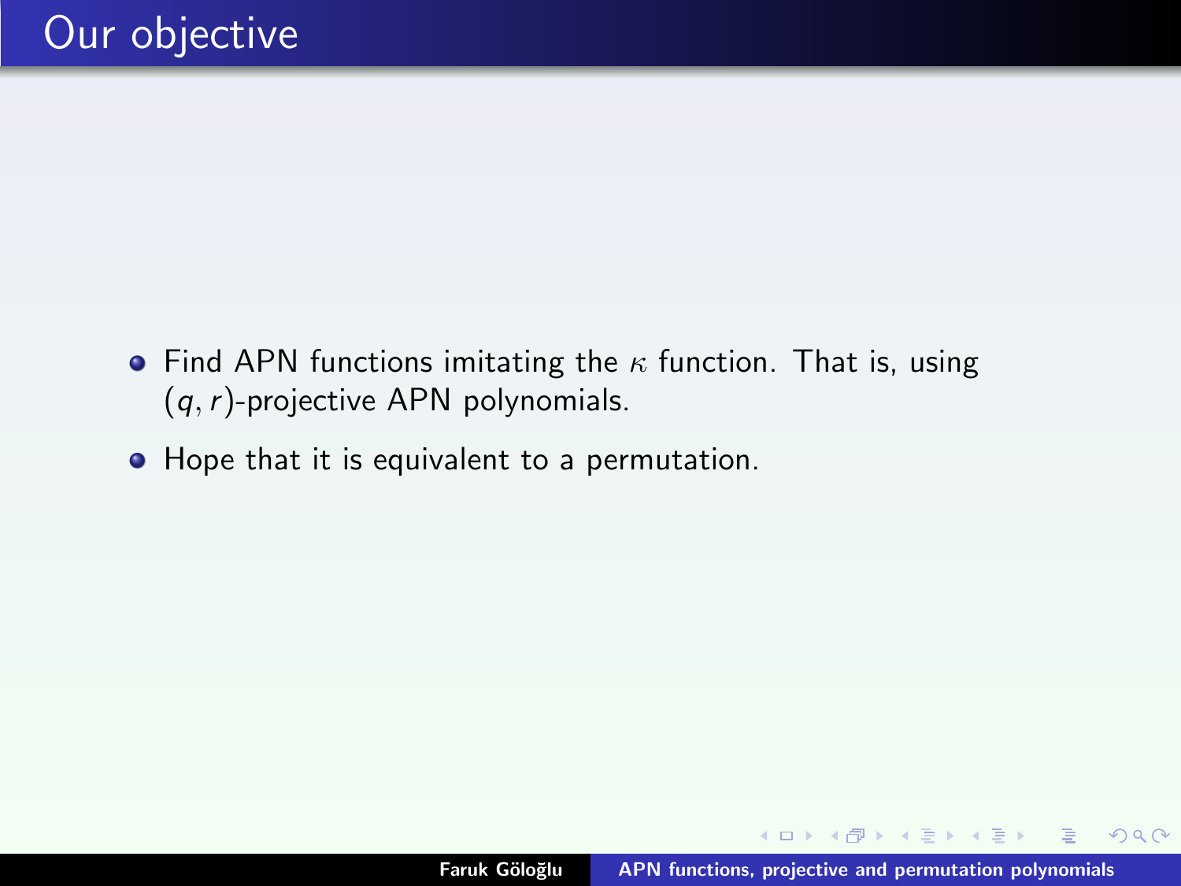# Our objective

- Find APN functions imitating the $\kappa$ function. That is, using $(q, r)$-projective APN polynomials.
- Hope that it is equivalent to a permutation.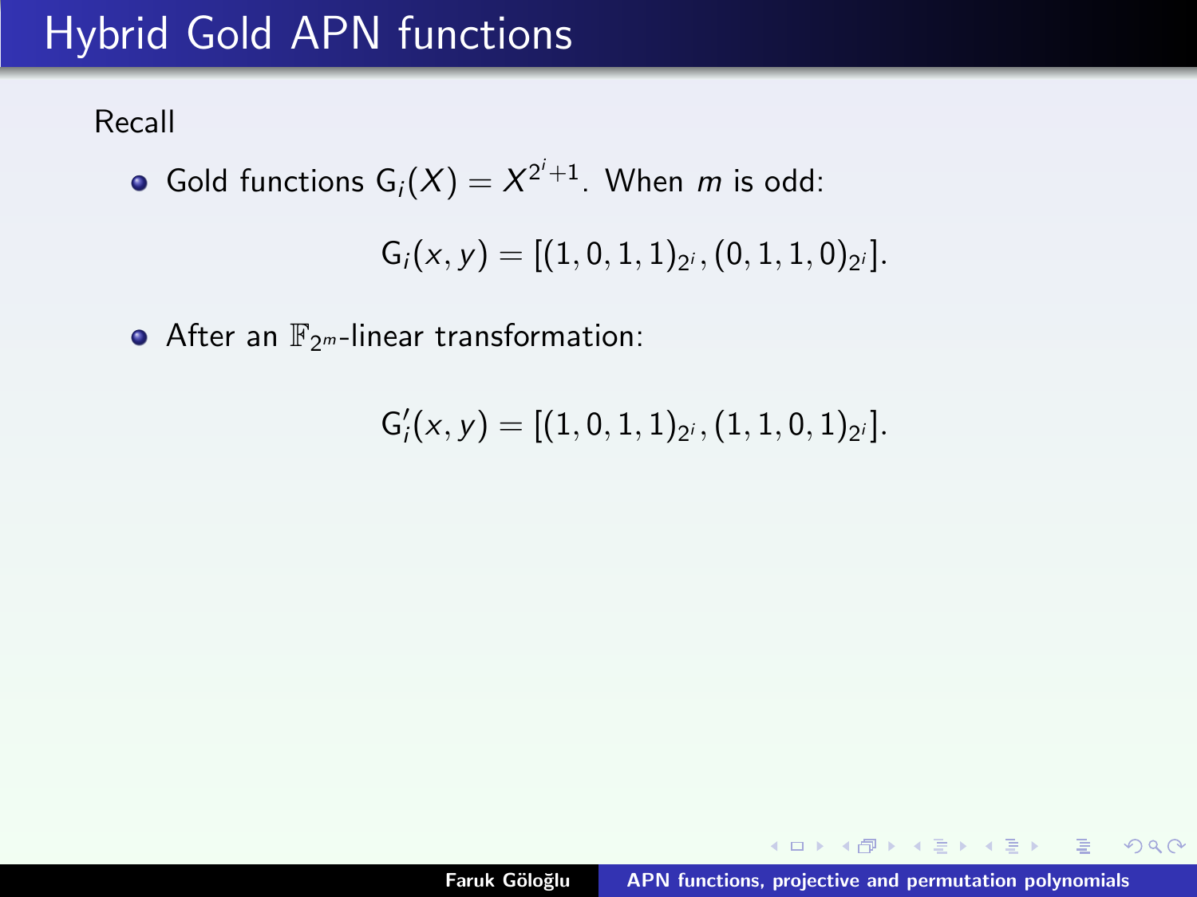# Hybrid Gold APN functions

Recall

- Gold functions $\mathsf{G}_i(X) = X^{2^i+1}$. When $m$ is odd:

$$\mathsf{G}_i(x, y) = [(1, 0, 1, 1)_{2^i}, (0, 1, 1, 0)_{2^i}].$$

- After an $\mathbb{F}_{2^m}$-linear transformation:

$$\mathsf{G}_i'(x, y) = [(1, 0, 1, 1)_{2^i}, (1, 1, 0, 1)_{2^i}].$$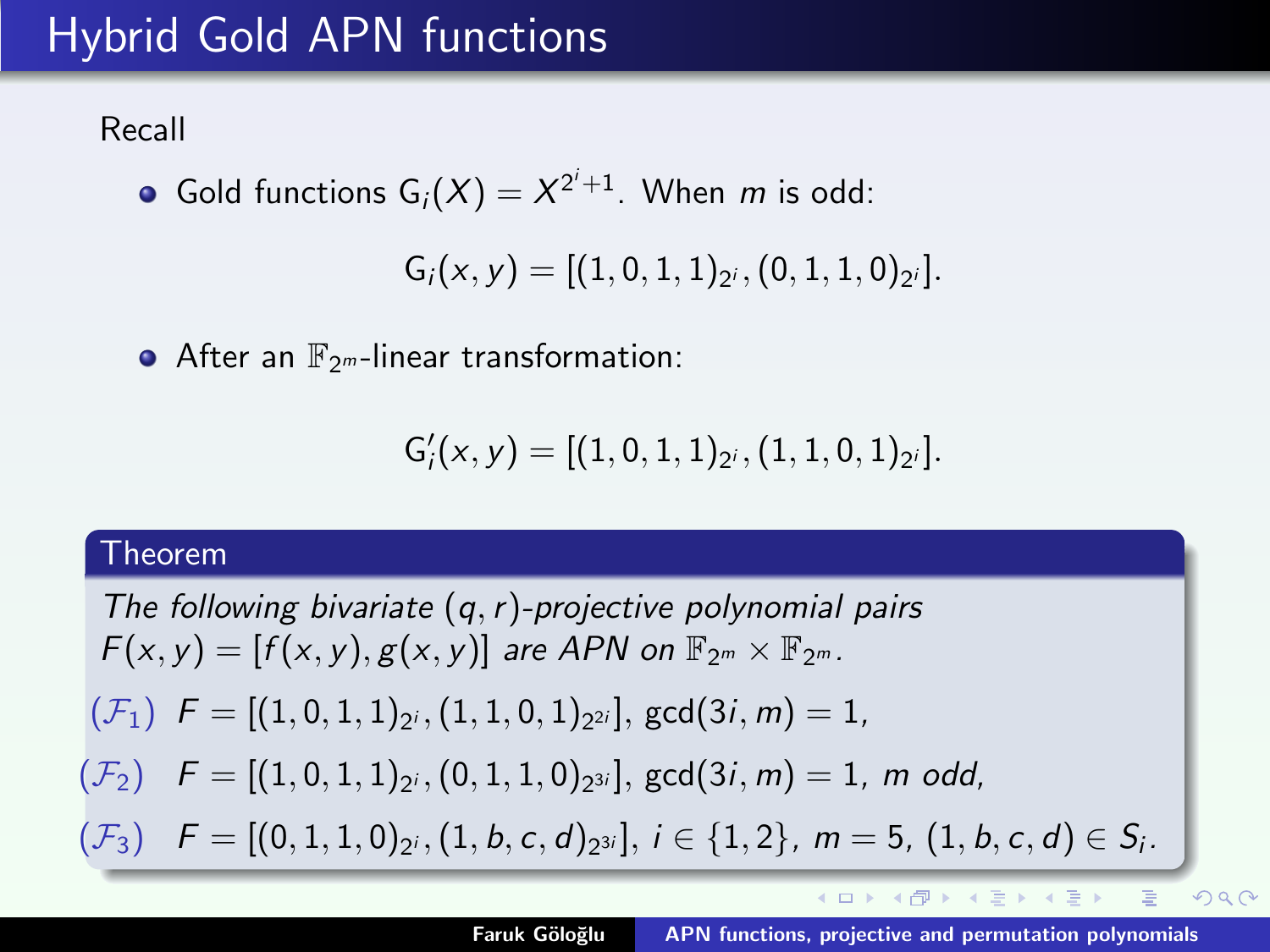# Hybrid Gold APN functions

Recall

- Gold functions $\mathsf{G}_i(X) = X^{2^i+1}$. When $m$ is odd:

$$\mathsf{G}_i(x,y) = [(1,0,1,1)_{2^i}, (0,1,1,0)_{2^i}].$$

- After an $\mathbb{F}_{2^m}$-linear transformation:

$$\mathsf{G}_i'(x,y) = [(1,0,1,1)_{2^i}, (1,1,0,1)_{2^i}].$$

**Theorem**

*The following bivariate $(q,r)$-projective polynomial pairs $F(x,y) = [f(x,y), g(x,y)]$ are APN on $\mathbb{F}_{2^m} \times \mathbb{F}_{2^m}$.*

($\mathcal{F}_1$) $F = [(1,0,1,1)_{2^i}, (1,1,0,1)_{2^{2i}}]$, $\gcd(3i,m) = 1$,

($\mathcal{F}_2$) $F = [(1,0,1,1)_{2^i}, (0,1,1,0)_{2^{3i}}]$, $\gcd(3i,m) = 1$, *$m$ odd,*

($\mathcal{F}_3$) $F = [(0,1,1,0)_{2^i}, (1,b,c,d)_{2^{3i}}]$, $i \in \{1,2\}$, $m = 5$, $(1,b,c,d) \in S_i$.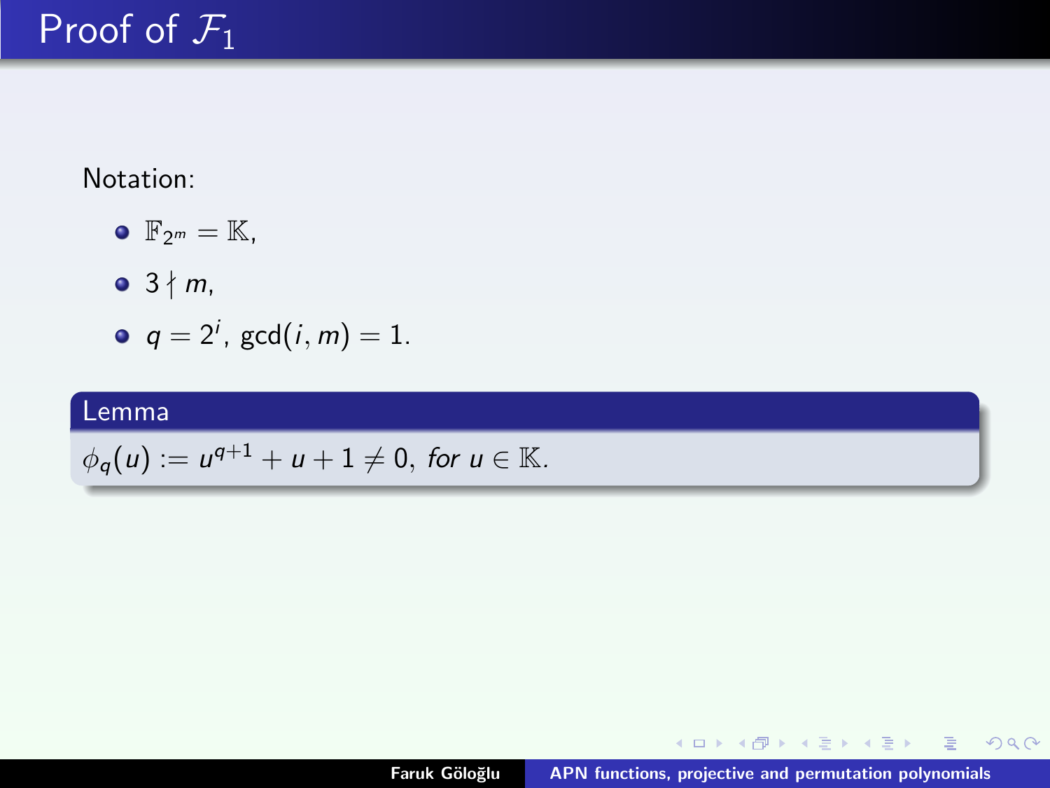# Proof of $\mathcal{F}_1$

Notation:

- $\mathbb{F}_{2^m} = \mathbb{K}$,
- $3 \nmid m$,
- $q = 2^i$, $\gcd(i, m) = 1$.

**Lemma**

$\phi_q(u) := u^{q+1} + u + 1 \neq 0$, *for* $u \in \mathbb{K}$.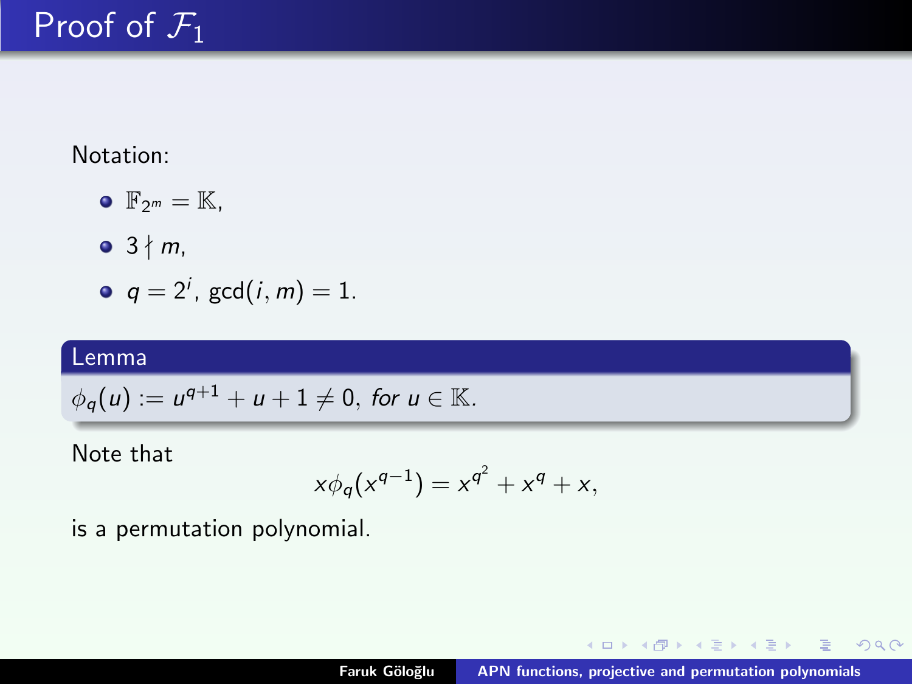# Proof of $\mathcal{F}_1$

Notation:

- $\mathbb{F}_{2^m} = \mathbb{K}$,
- $3 \nmid m$,
- $q = 2^i$, $\gcd(i, m) = 1$.

**Lemma**

*$\phi_q(u) := u^{q+1} + u + 1 \neq 0$, for $u \in \mathbb{K}$.*

Note that

$$x\phi_q(x^{q-1}) = x^{q^2} + x^q + x,$$

is a permutation polynomial.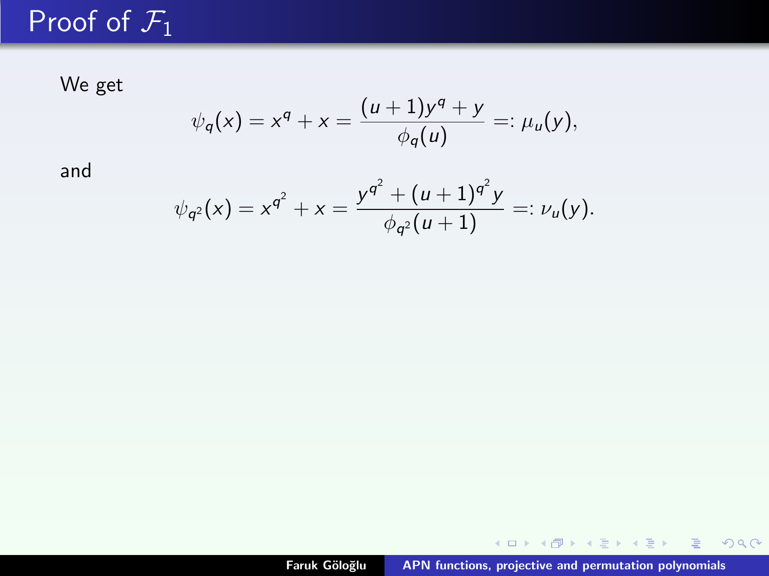# Proof of $\mathcal{F}_1$

We get

$$\psi_q(x) = x^q + x = \frac{(u+1)y^q + y}{\phi_q(u)} =: \mu_u(y),$$

and

$$\psi_{q^2}(x) = x^{q^2} + x = \frac{y^{q^2} + (u+1)^{q^2} y}{\phi_{q^2}(u+1)} =: \nu_u(y).$$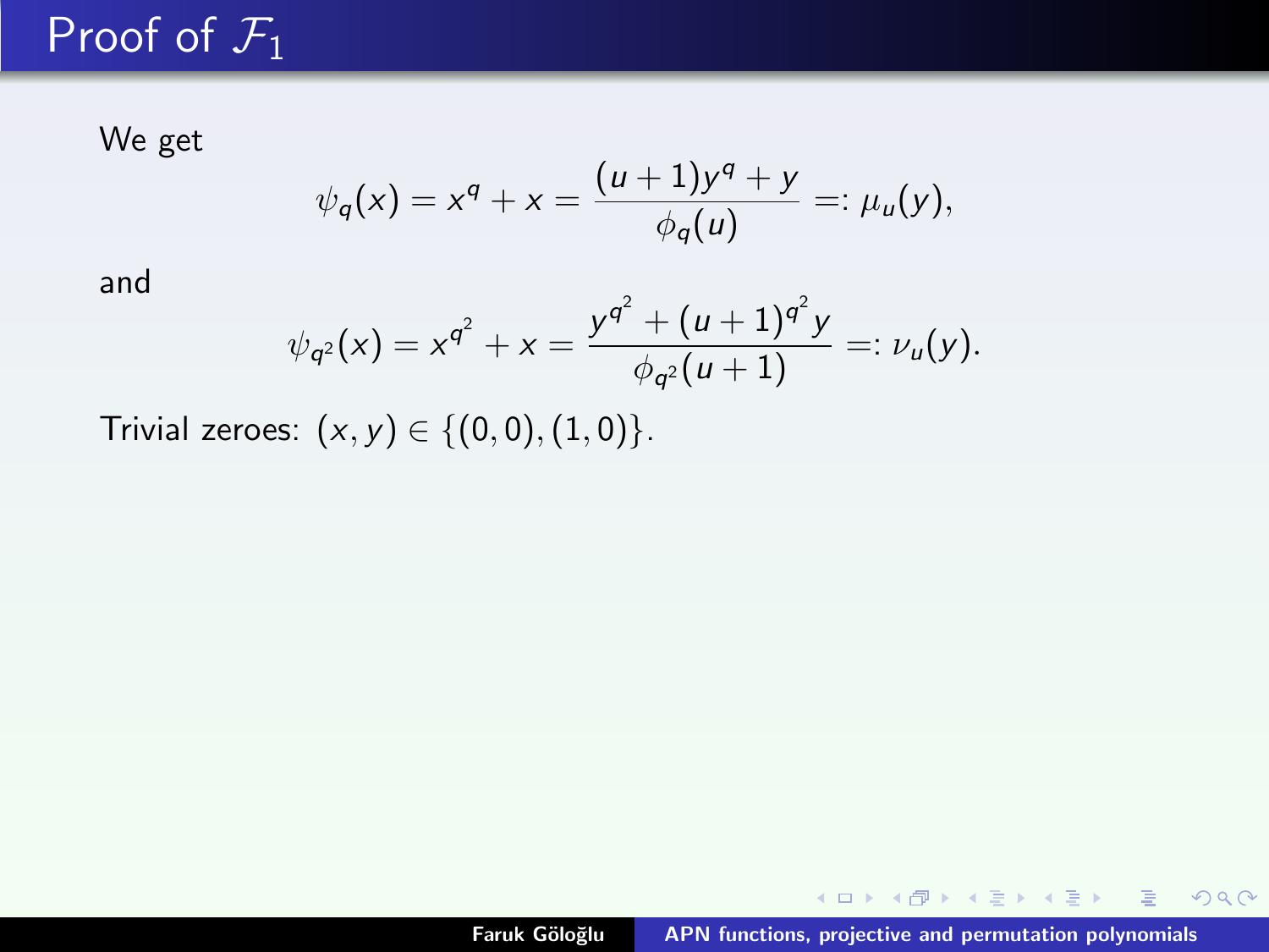# Proof of $\mathcal{F}_1$

We get

$$\psi_q(x) = x^q + x = \frac{(u+1)y^q + y}{\phi_q(u)} =: \mu_u(y),$$

and

$$\psi_{q^2}(x) = x^{q^2} + x = \frac{y^{q^2} + (u+1)^{q^2} y}{\phi_{q^2}(u+1)} =: \nu_u(y).$$

Trivial zeroes: $(x, y) \in \{(0,0), (1,0)\}$.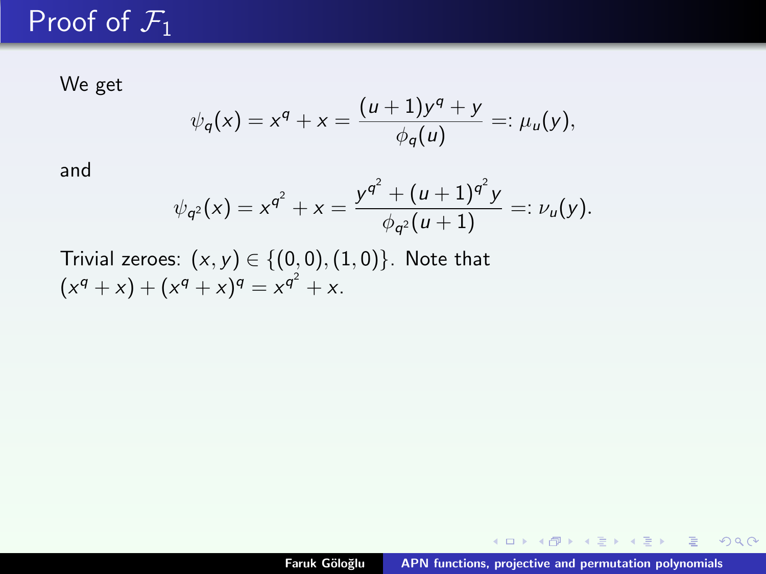# Proof of $\mathcal{F}_1$

We get

$$\psi_q(x) = x^q + x = \frac{(u+1)y^q + y}{\phi_q(u)} =: \mu_u(y),$$

and

$$\psi_{q^2}(x) = x^{q^2} + x = \frac{y^{q^2} + (u+1)^{q^2} y}{\phi_{q^2}(u+1)} =: \nu_u(y).$$

Trivial zeroes: $(x, y) \in \{(0,0), (1,0)\}$. Note that $(x^q + x) + (x^q + x)^q = x^{q^2} + x$.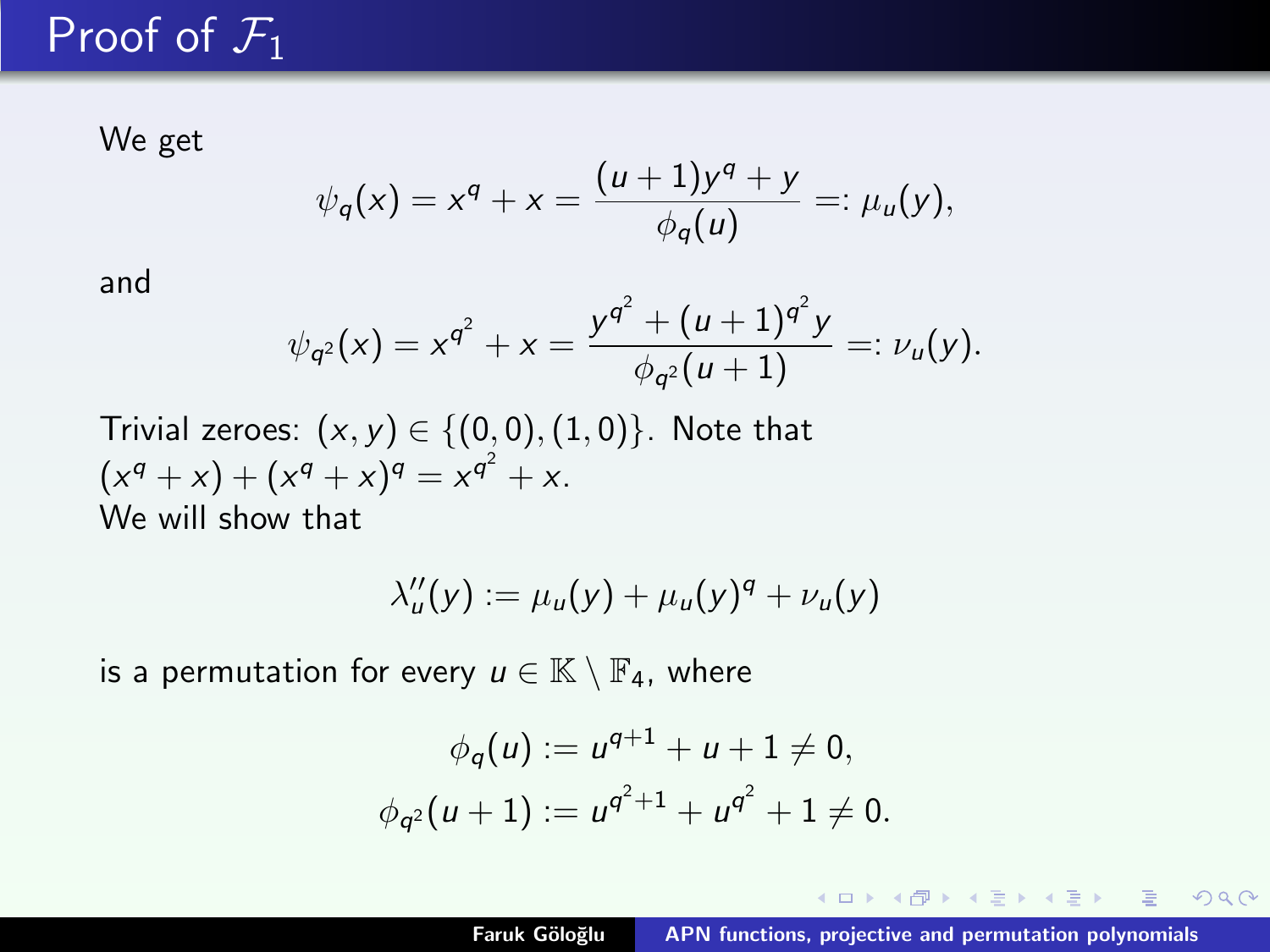# Proof of $\mathcal{F}_1$

We get

$$\psi_q(x) = x^q + x = \frac{(u+1)y^q + y}{\phi_q(u)} =: \mu_u(y),$$

and

$$\psi_{q^2}(x) = x^{q^2} + x = \frac{y^{q^2} + (u+1)^{q^2} y}{\phi_{q^2}(u+1)} =: \nu_u(y).$$

Trivial zeroes: $(x, y) \in \{(0,0), (1,0)\}$. Note that $(x^q + x) + (x^q + x)^q = x^{q^2} + x$.
We will show that

$$\lambda_u''(y) := \mu_u(y) + \mu_u(y)^q + \nu_u(y)$$

is a permutation for every $u \in \mathbb{K} \setminus \mathbb{F}_4$, where

$$\phi_q(u) := u^{q+1} + u + 1 \neq 0,$$
$$\phi_{q^2}(u+1) := u^{q^2+1} + u^{q^2} + 1 \neq 0.$$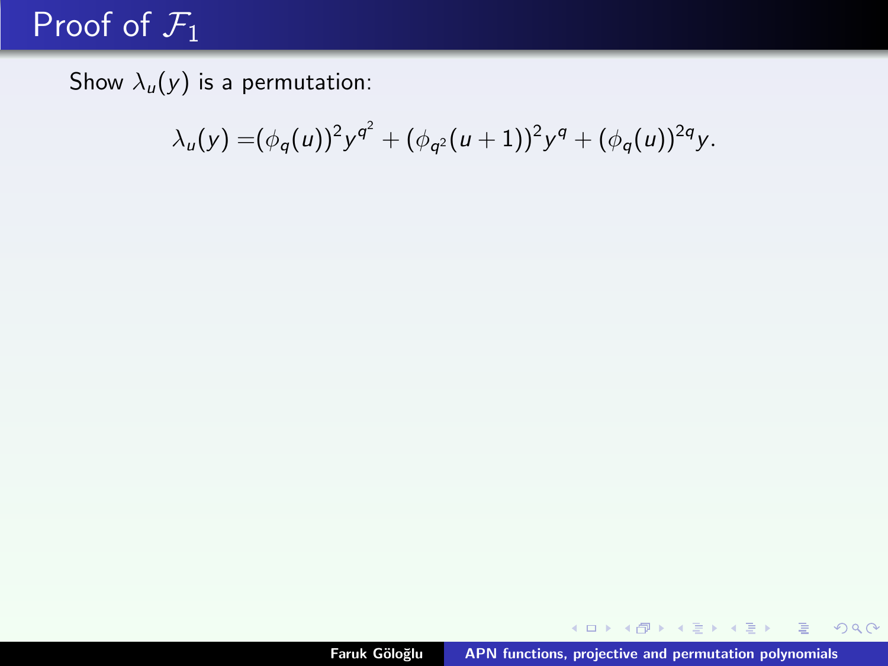# Proof of $\mathcal{F}_1$

Show $\lambda_u(y)$ is a permutation:

$$\lambda_u(y) = (\phi_q(u))^2 y^{q^2} + (\phi_{q^2}(u+1))^2 y^q + (\phi_q(u))^{2q} y.$$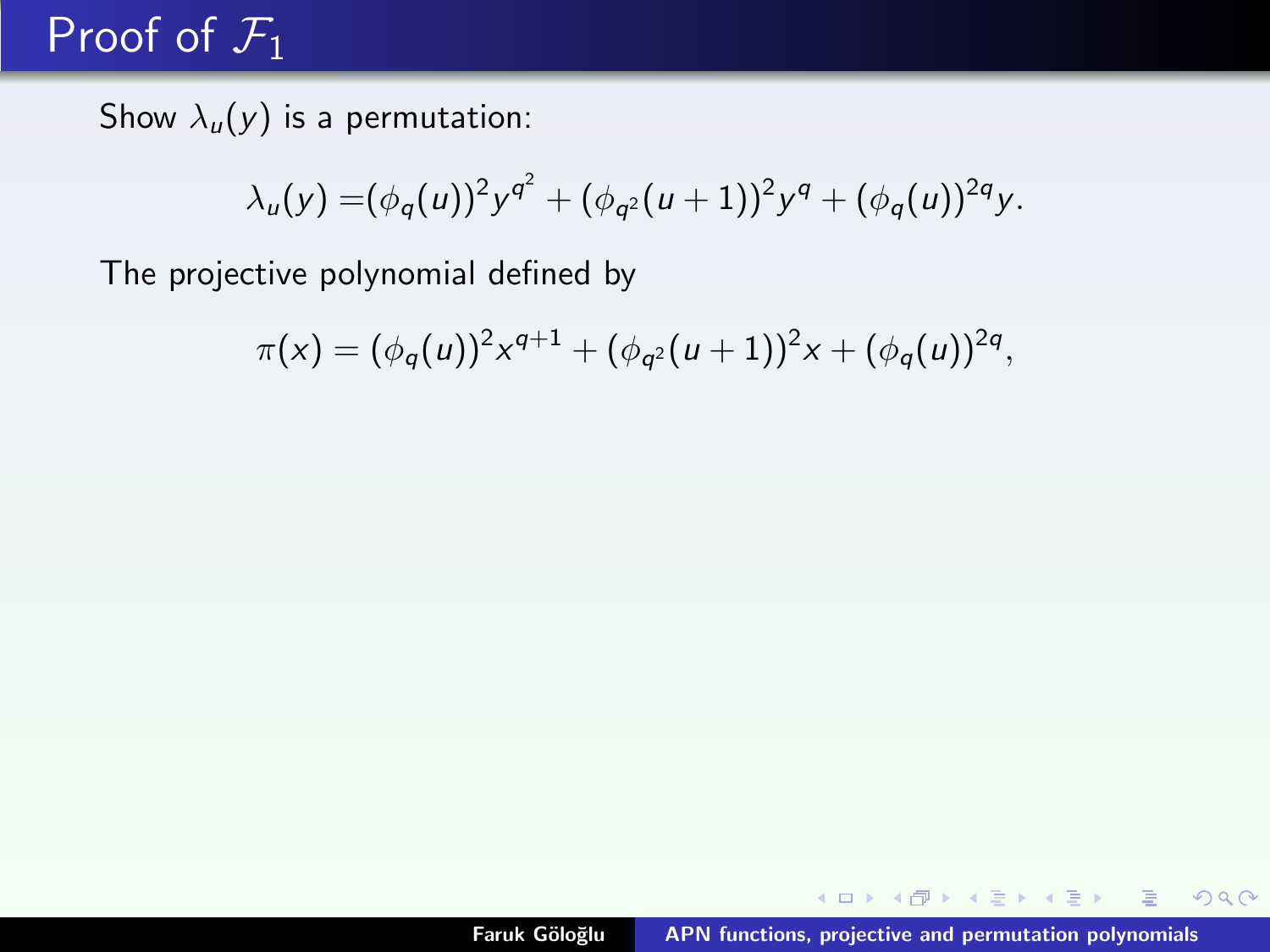# Proof of $\mathcal{F}_1$

Show $\lambda_u(y)$ is a permutation:

$$\lambda_u(y) = (\phi_q(u))^2 y^{q^2} + (\phi_{q^2}(u+1))^2 y^q + (\phi_q(u))^{2q} y.$$

The projective polynomial defined by

$$\pi(x) = (\phi_q(u))^2 x^{q+1} + (\phi_{q^2}(u+1))^2 x + (\phi_q(u))^{2q},$$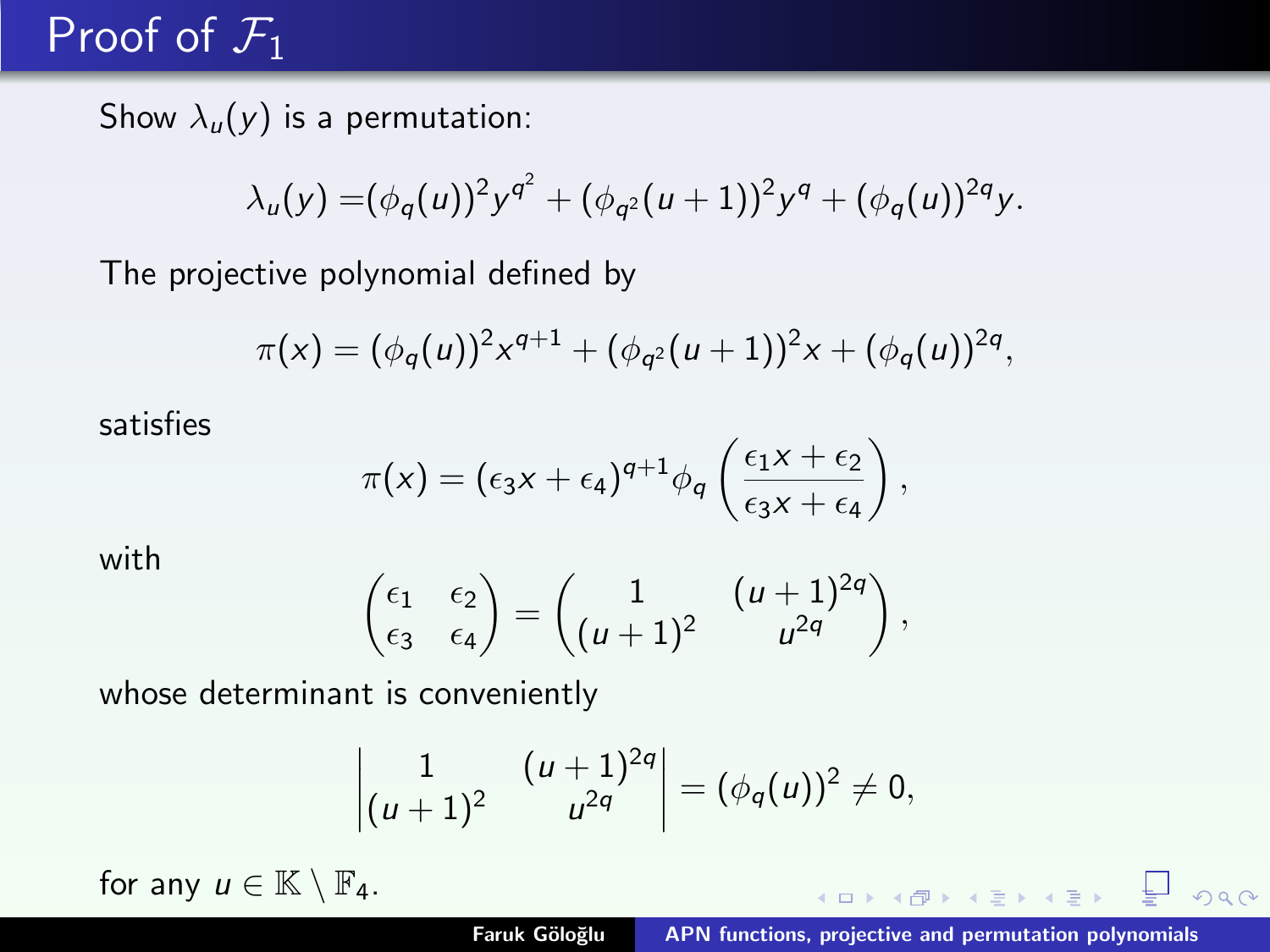# Proof of $\mathcal{F}_1$

Show $\lambda_u(y)$ is a permutation:

$$\lambda_u(y) = (\phi_q(u))^2 y^{q^2} + (\phi_{q^2}(u+1))^2 y^q + (\phi_q(u))^{2q} y.$$

The projective polynomial defined by

$$\pi(x) = (\phi_q(u))^2 x^{q+1} + (\phi_{q^2}(u+1))^2 x + (\phi_q(u))^{2q},$$

satisfies

$$\pi(x) = (\epsilon_3 x + \epsilon_4)^{q+1} \phi_q\left(\frac{\epsilon_1 x + \epsilon_2}{\epsilon_3 x + \epsilon_4}\right),$$

with

$$\begin{pmatrix} \epsilon_1 & \epsilon_2 \\ \epsilon_3 & \epsilon_4 \end{pmatrix} = \begin{pmatrix} 1 & (u+1)^{2q} \\ (u+1)^2 & u^{2q} \end{pmatrix},$$

whose determinant is conveniently

$$\begin{vmatrix} 1 & (u+1)^{2q} \\ (u+1)^2 & u^{2q} \end{vmatrix} = (\phi_q(u))^2 \neq 0,$$

for any $u \in \mathbb{K} \setminus \mathbb{F}_4$.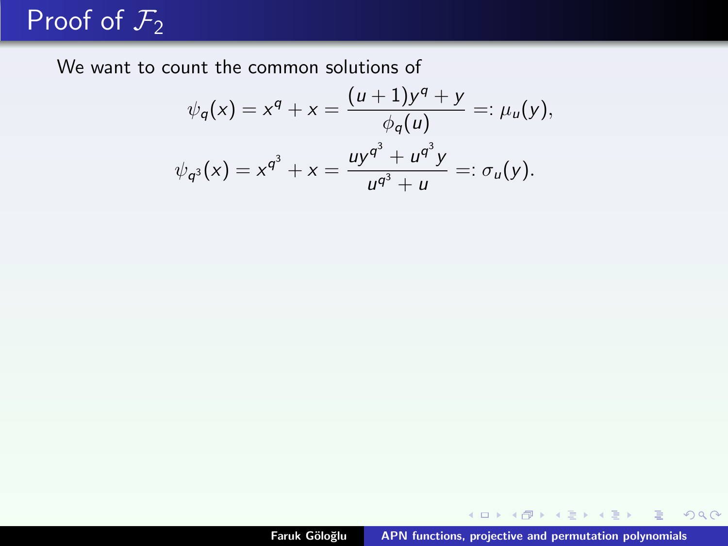# Proof of $\mathcal{F}_2$

We want to count the common solutions of

$$\psi_q(x) = x^q + x = \frac{(u+1)y^q + y}{\phi_q(u)} =: \mu_u(y),$$

$$\psi_{q^3}(x) = x^{q^3} + x = \frac{uy^{q^3} + u^{q^3}y}{u^{q^3} + u} =: \sigma_u(y).$$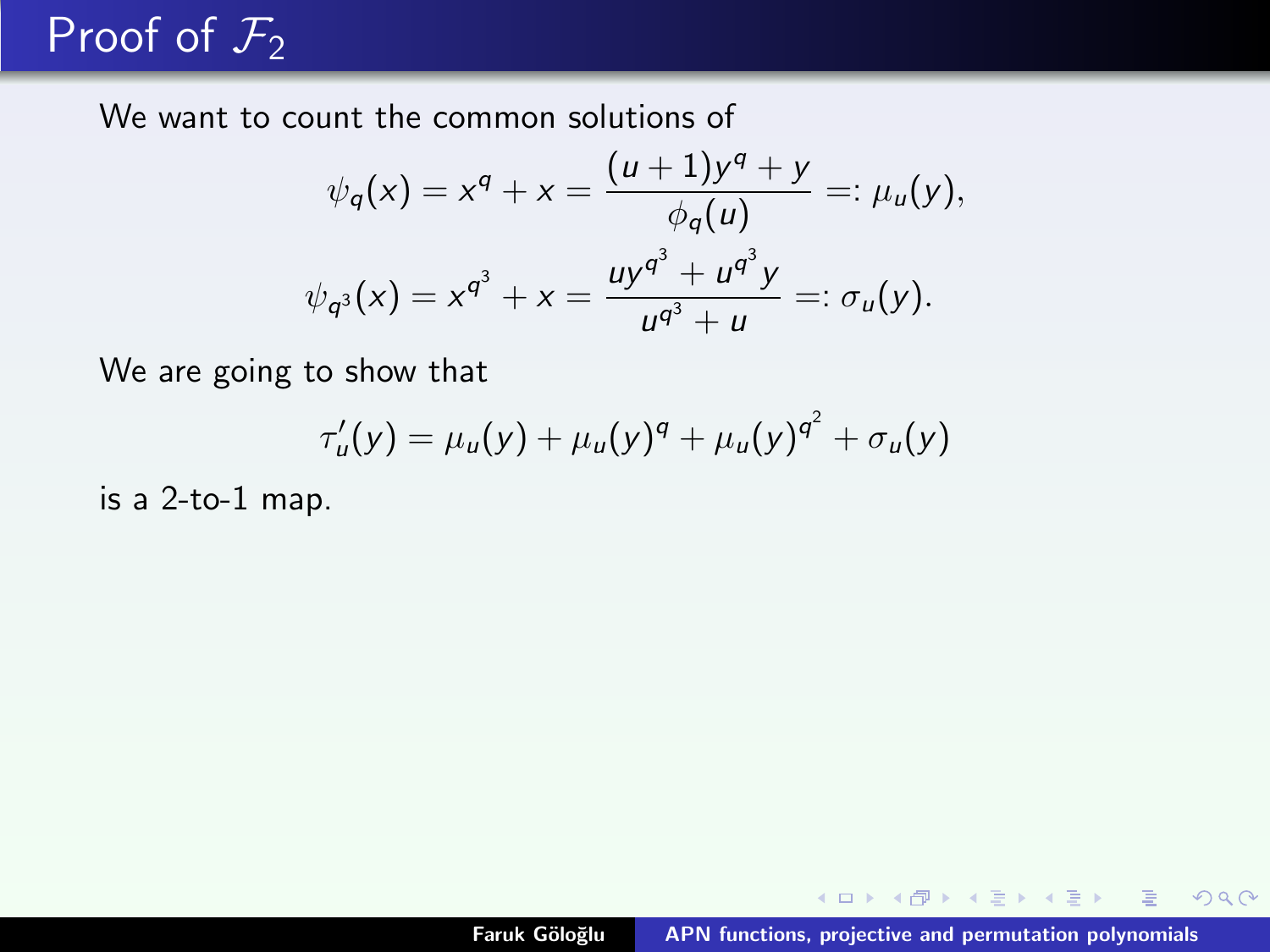# Proof of $\mathcal{F}_2$

We want to count the common solutions of

$$\psi_q(x) = x^q + x = \frac{(u+1)y^q + y}{\phi_q(u)} =: \mu_u(y),$$

$$\psi_{q^3}(x) = x^{q^3} + x = \frac{uy^{q^3} + u^{q^3}y}{u^{q^3} + u} =: \sigma_u(y).$$

We are going to show that

$$\tau_u'(y) = \mu_u(y) + \mu_u(y)^q + \mu_u(y)^{q^2} + \sigma_u(y)$$

is a 2-to-1 map.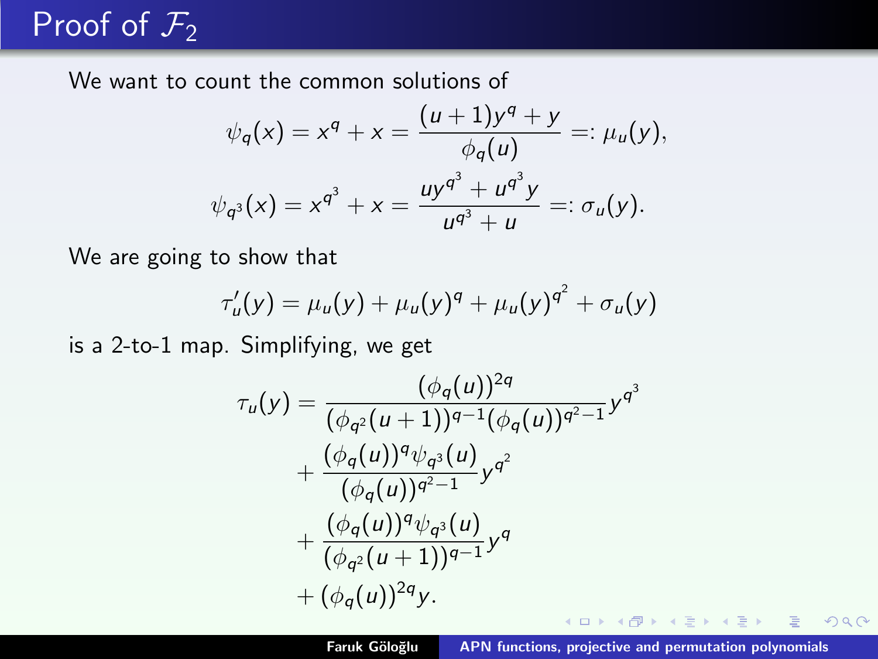# Proof of $\mathcal{F}_2$

We want to count the common solutions of

$$\psi_q(x) = x^q + x = \frac{(u+1)y^q + y}{\phi_q(u)} =: \mu_u(y),$$

$$\psi_{q^3}(x) = x^{q^3} + x = \frac{uy^{q^3} + u^{q^3}y}{u^{q^3} + u} =: \sigma_u(y).$$

We are going to show that

$$\tau'_u(y) = \mu_u(y) + \mu_u(y)^q + \mu_u(y)^{q^2} + \sigma_u(y)$$

is a 2-to-1 map. Simplifying, we get

$$\begin{aligned}
\tau_u(y) = {} & \frac{(\phi_q(u))^{2q}}{(\phi_{q^2}(u+1))^{q-1}(\phi_q(u))^{q^2-1}} y^{q^3} \\
& + \frac{(\phi_q(u))^q \psi_{q^3}(u)}{(\phi_q(u))^{q^2-1}} y^{q^2} \\
& + \frac{(\phi_q(u))^q \psi_{q^3}(u)}{(\phi_{q^2}(u+1))^{q-1}} y^q \\
& + (\phi_q(u))^{2q} y.
\end{aligned}$$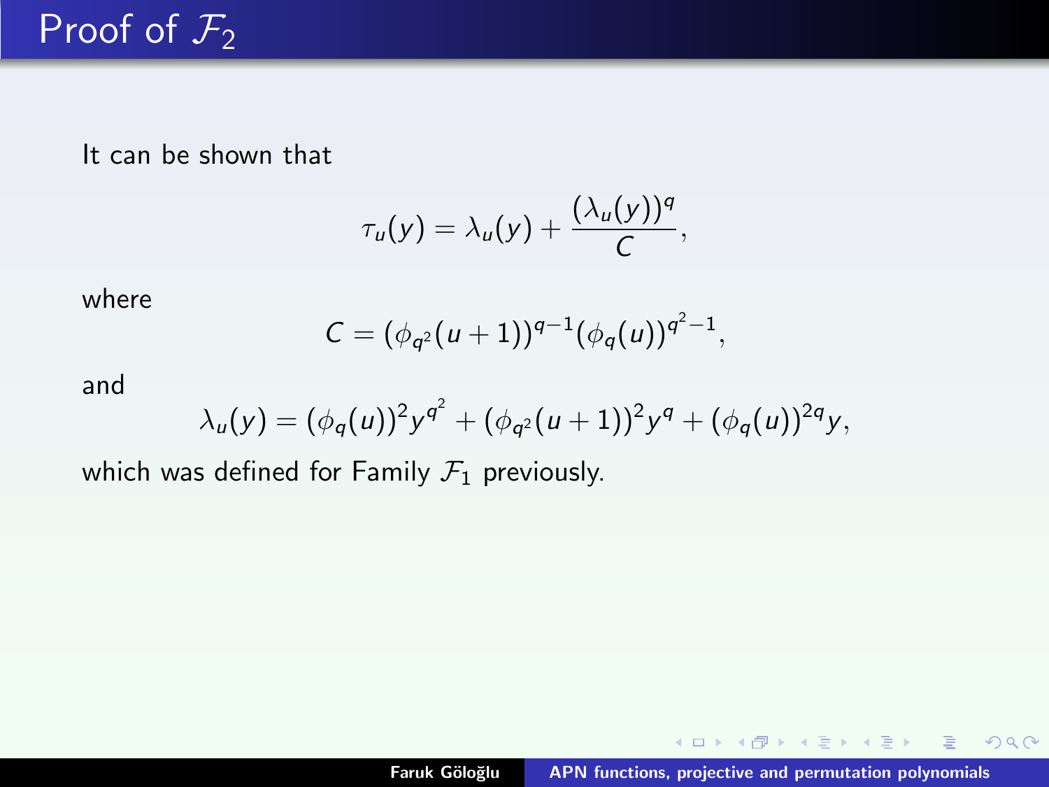# Proof of $\mathcal{F}_2$

It can be shown that

$$\tau_u(y) = \lambda_u(y) + \frac{(\lambda_u(y))^q}{C},$$

where

$$C = (\phi_{q^2}(u+1))^{q-1}(\phi_q(u))^{q^2-1},$$

and

$$\lambda_u(y) = (\phi_q(u))^2 y^{q^2} + (\phi_{q^2}(u+1))^2 y^q + (\phi_q(u))^{2q} y,$$

which was defined for Family $\mathcal{F}_1$ previously.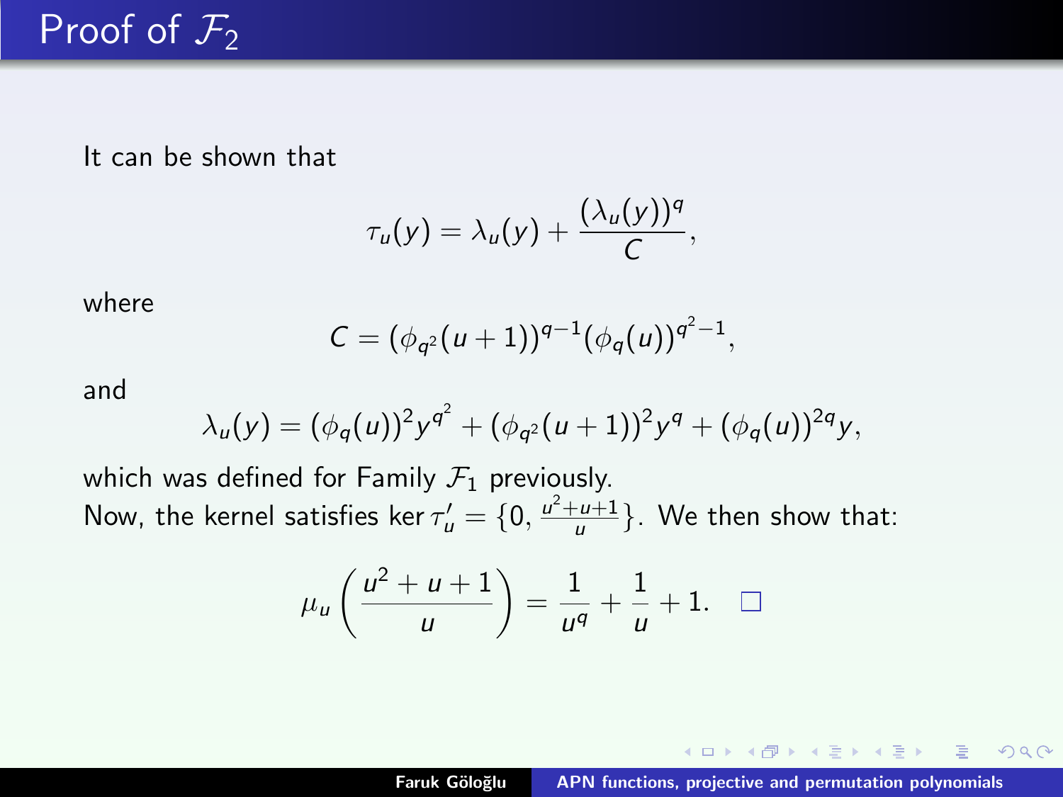# Proof of $\mathcal{F}_2$

It can be shown that

$$\tau_u(y) = \lambda_u(y) + \frac{(\lambda_u(y))^q}{C},$$

where

$$C = (\phi_{q^2}(u+1))^{q-1}(\phi_q(u))^{q^2-1},$$

and

$$\lambda_u(y) = (\phi_q(u))^2 y^{q^2} + (\phi_{q^2}(u+1))^2 y^q + (\phi_q(u))^{2q} y,$$

which was defined for Family $\mathcal{F}_1$ previously.

Now, the kernel satisfies $\ker \tau_u' = \{0, \frac{u^2+u+1}{u}\}$. We then show that:

$$\mu_u\left(\frac{u^2+u+1}{u}\right) = \frac{1}{u^q} + \frac{1}{u} + 1. \quad \square$$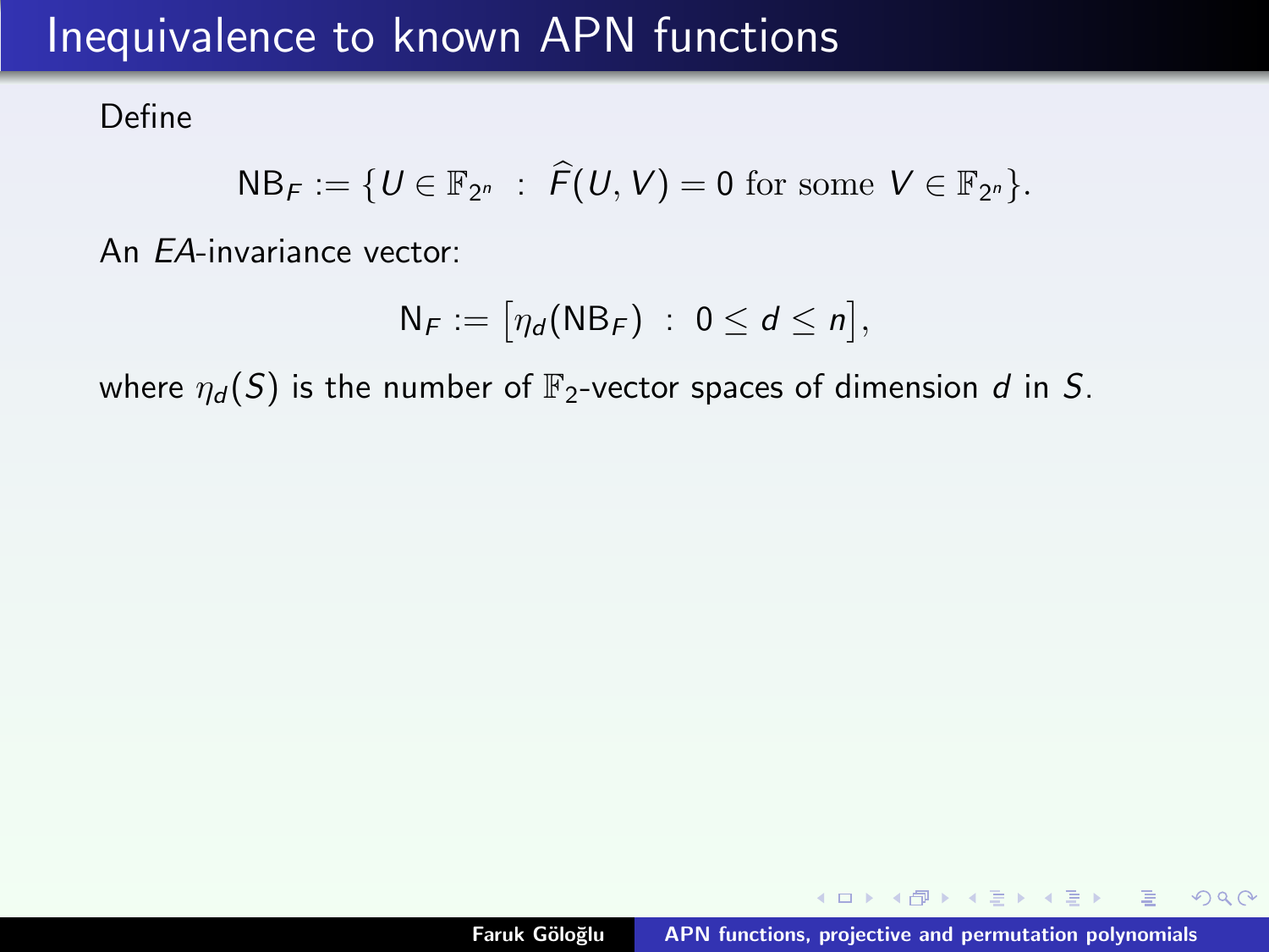# Inequivalence to known APN functions

Define

$$\mathsf{NB}_F := \{U \in \mathbb{F}_{2^n} \ : \ \widehat{F}(U,V) = 0 \text{ for some } V \in \mathbb{F}_{2^n}\}.$$

An *EA*-invariance vector:

$$\mathsf{N}_F := \left[\eta_d(\mathsf{NB}_F) \ : \ 0 \le d \le n\right],$$

where $\eta_d(S)$ is the number of $\mathbb{F}_2$-vector spaces of dimension $d$ in $S$.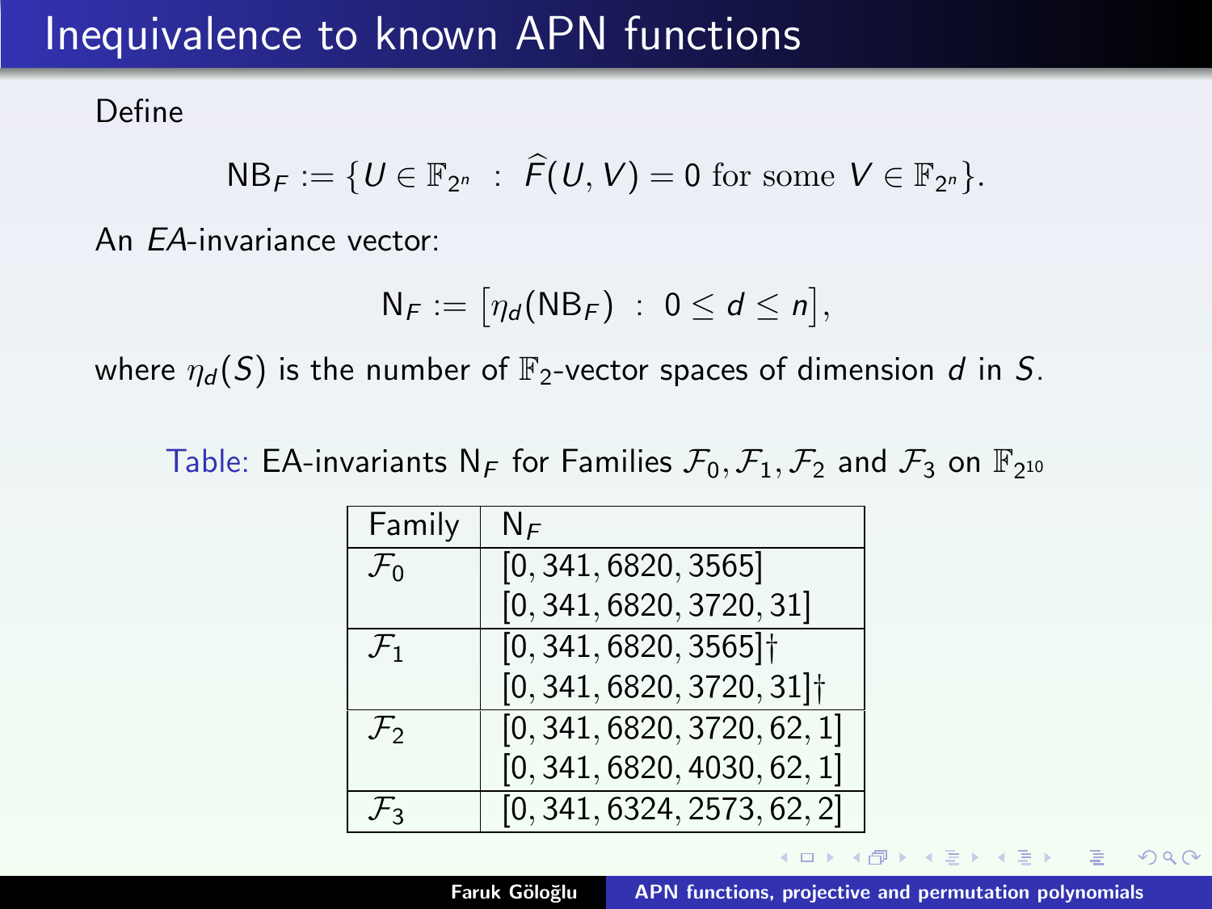# Inequivalence to known APN functions

Define

$$\mathsf{NB}_F := \{U \in \mathbb{F}_{2^n} \ : \ \widehat{F}(U,V) = 0 \text{ for some } V \in \mathbb{F}_{2^n}\}.$$

An *EA*-invariance vector:

$$\mathsf{N}_F := \left[\eta_d(\mathsf{NB}_F) \ : \ 0 \le d \le n\right],$$

where $\eta_d(S)$ is the number of $\mathbb{F}_2$-vector spaces of dimension $d$ in $S$.

Table: EA-invariants $\mathsf{N}_F$ for Families $\mathcal{F}_0, \mathcal{F}_1, \mathcal{F}_2$ and $\mathcal{F}_3$ on $\mathbb{F}_{2^{10}}$

| Family | $\mathsf{N}_F$ |
|---|---|
| $\mathcal{F}_0$ | $[0, 341, 6820, 3565]$ |
| | $[0, 341, 6820, 3720, 31]$ |
| $\mathcal{F}_1$ | $[0, 341, 6820, 3565]\dagger$ |
| | $[0, 341, 6820, 3720, 31]\dagger$ |
| $\mathcal{F}_2$ | $[0, 341, 6820, 3720, 62, 1]$ |
| | $[0, 341, 6820, 4030, 62, 1]$ |
| $\mathcal{F}_3$ | $[0, 341, 6324, 2573, 62, 2]$ |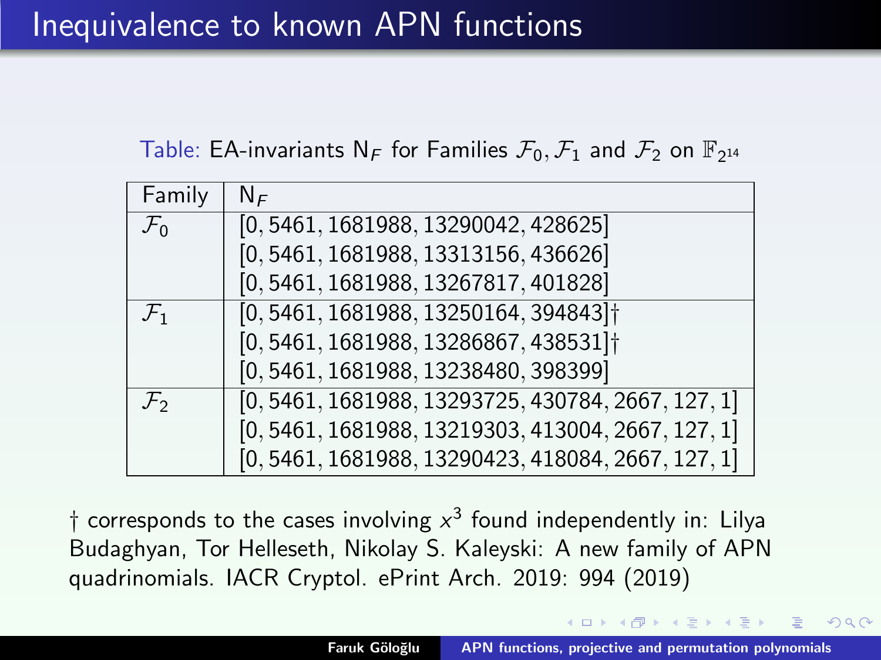# Inequivalence to known APN functions

Table: EA-invariants $\mathsf{N}_F$ for Families $\mathcal{F}_0, \mathcal{F}_1$ and $\mathcal{F}_2$ on $\mathbb{F}_{2^{14}}$

| Family | $\mathsf{N}_F$ |
|---|---|
| $\mathcal{F}_0$ | $[0, 5461, 1681988, 13290042, 428625]$ |
| | $[0, 5461, 1681988, 13313156, 436626]$ |
| | $[0, 5461, 1681988, 13267817, 401828]$ |
| $\mathcal{F}_1$ | $[0, 5461, 1681988, 13250164, 394843]$† |
| | $[0, 5461, 1681988, 13286867, 438531]$† |
| | $[0, 5461, 1681988, 13238480, 398399]$ |
| $\mathcal{F}_2$ | $[0, 5461, 1681988, 13293725, 430784, 2667, 127, 1]$ |
| | $[0, 5461, 1681988, 13219303, 413004, 2667, 127, 1]$ |
| | $[0, 5461, 1681988, 13290423, 418084, 2667, 127, 1]$ |

† corresponds to the cases involving $x^3$ found independently in: Lilya Budaghyan, Tor Helleseth, Nikolay S. Kaleyski: A new family of APN quadrinomials. IACR Cryptol. ePrint Arch. 2019: 994 (2019)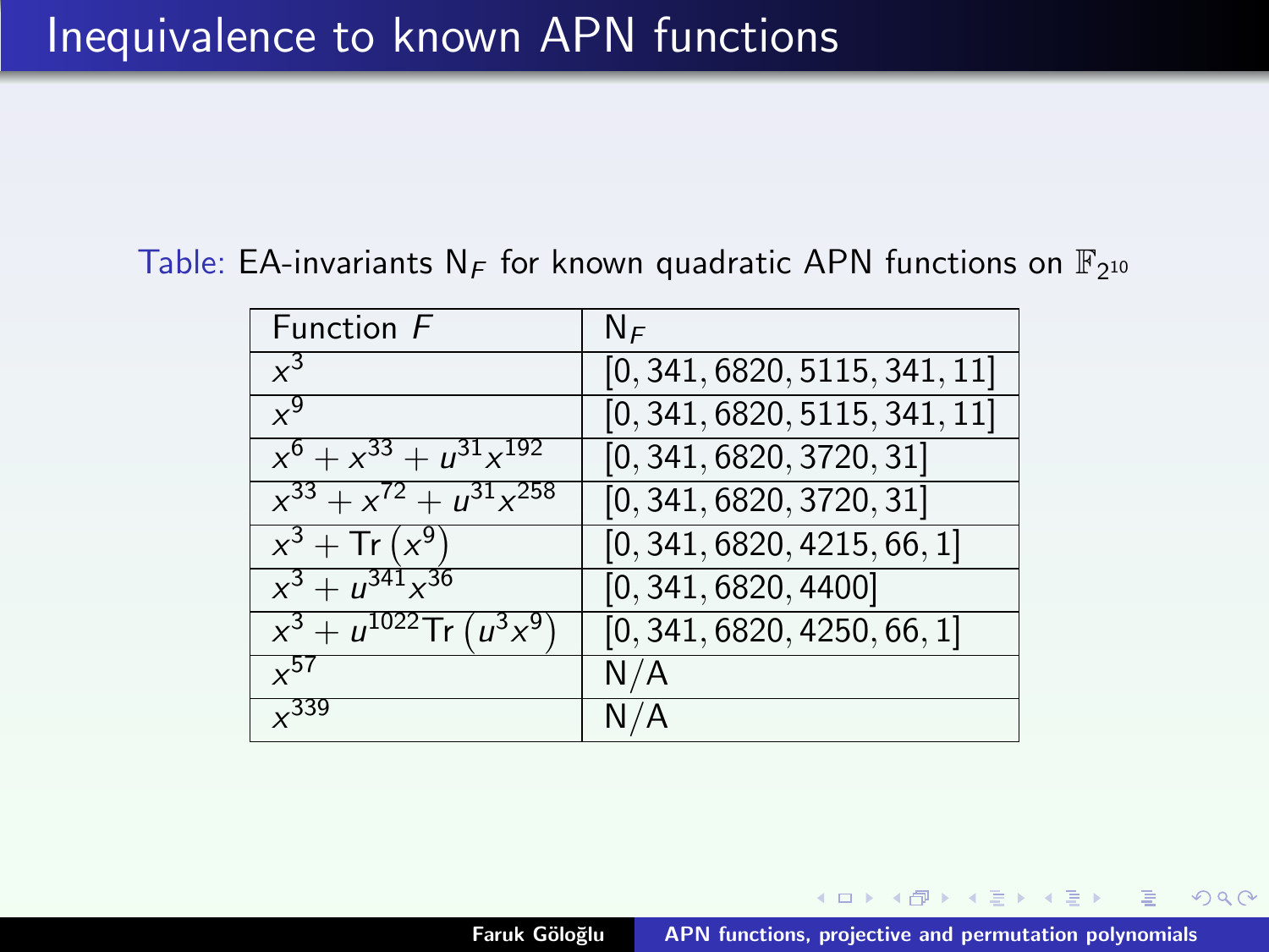# Inequivalence to known APN functions

Table: EA-invariants $\mathrm{N}_F$ for known quadratic APN functions on $\mathbb{F}_{2^{10}}$

| Function $F$ | $\mathrm{N}_F$ |
|---|---|
| $x^3$ | $[0, 341, 6820, 5115, 341, 11]$ |
| $x^9$ | $[0, 341, 6820, 5115, 341, 11]$ |
| $x^6 + x^{33} + u^{31}x^{192}$ | $[0, 341, 6820, 3720, 31]$ |
| $x^{33} + x^{72} + u^{31}x^{258}$ | $[0, 341, 6820, 3720, 31]$ |
| $x^3 + \mathrm{Tr}\left(x^9\right)$ | $[0, 341, 6820, 4215, 66, 1]$ |
| $x^3 + u^{341}x^{36}$ | $[0, 341, 6820, 4400]$ |
| $x^3 + u^{1022}\mathrm{Tr}\left(u^3x^9\right)$ | $[0, 341, 6820, 4250, 66, 1]$ |
| $x^{57}$ | N/A |
| $x^{339}$ | N/A |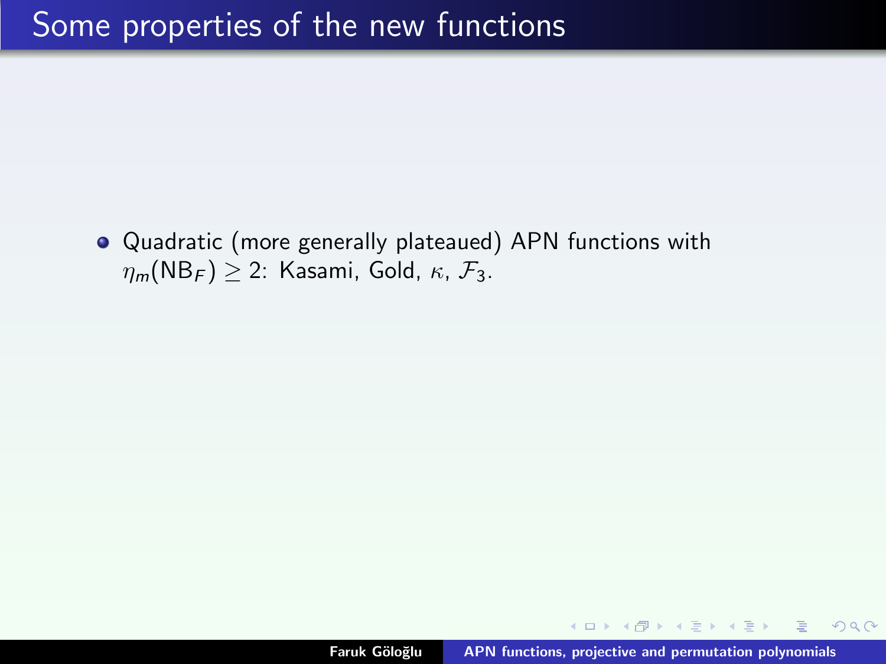# Some properties of the new functions

- Quadratic (more generally plateaued) APN functions with $\eta_m(\mathrm{NB}_F) \geq 2$: Kasami, Gold, $\kappa$, $\mathcal{F}_3$.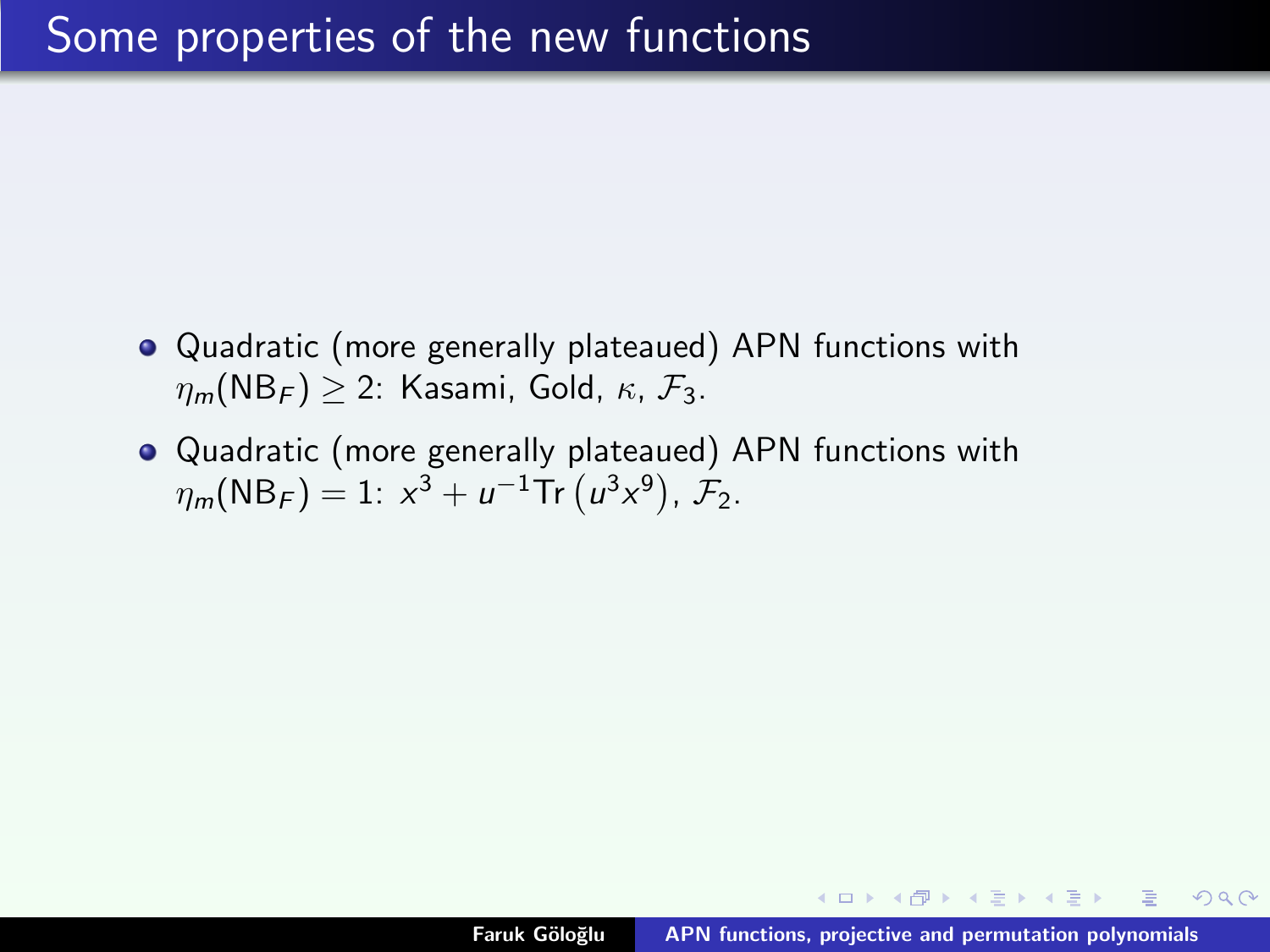# Some properties of the new functions

- Quadratic (more generally plateaued) APN functions with $\eta_m(\mathrm{NB}_F) \geq 2$: Kasami, Gold, $\kappa$, $\mathcal{F}_3$.
- Quadratic (more generally plateaued) APN functions with $\eta_m(\mathrm{NB}_F) = 1$: $x^3 + u^{-1}\mathrm{Tr}\left(u^3 x^9\right)$, $\mathcal{F}_2$.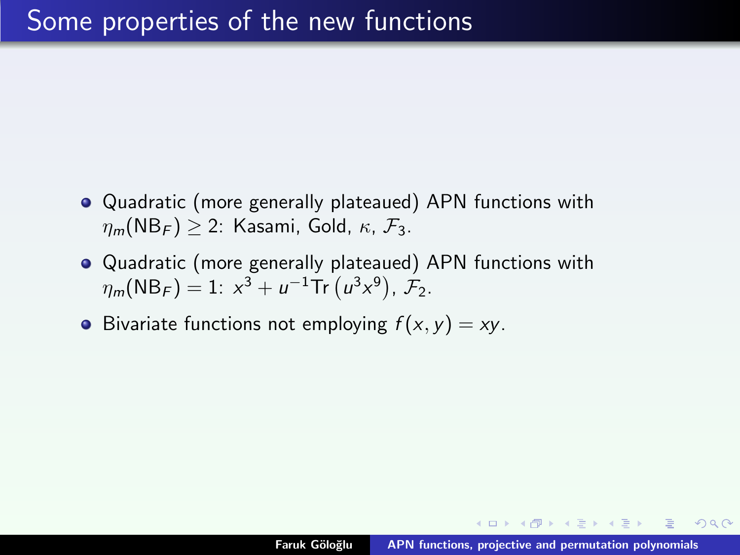# Some properties of the new functions

- Quadratic (more generally plateaued) APN functions with $\eta_m(\mathrm{NB}_F) \geq 2$: Kasami, Gold, $\kappa$, $\mathcal{F}_3$.
- Quadratic (more generally plateaued) APN functions with $\eta_m(\mathrm{NB}_F) = 1$: $x^3 + u^{-1}\mathrm{Tr}\left(u^3 x^9\right)$, $\mathcal{F}_2$.
- Bivariate functions not employing $f(x, y) = xy$.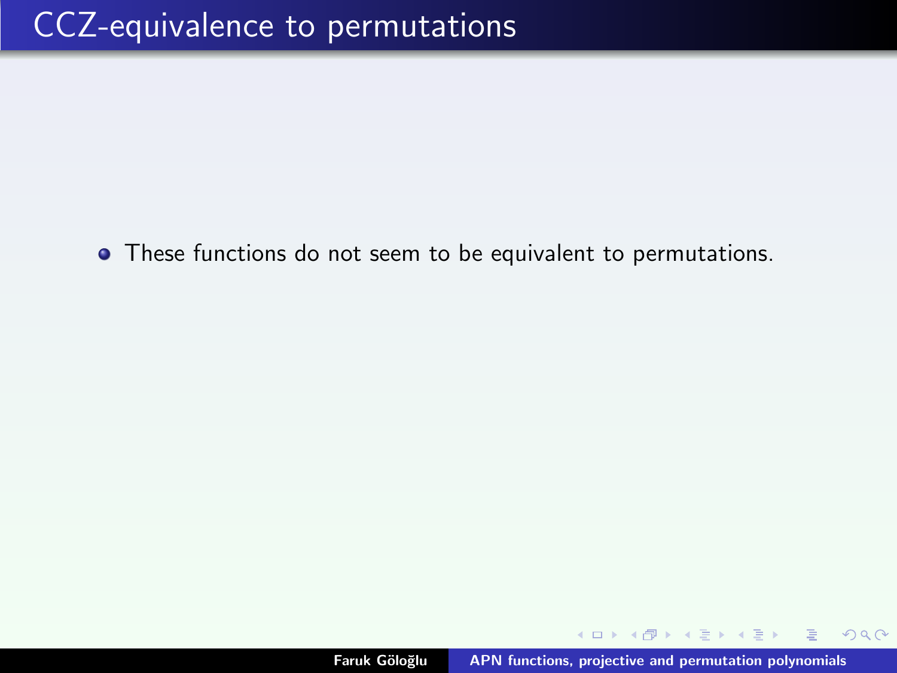# CCZ-equivalence to permutations

- These functions do not seem to be equivalent to permutations.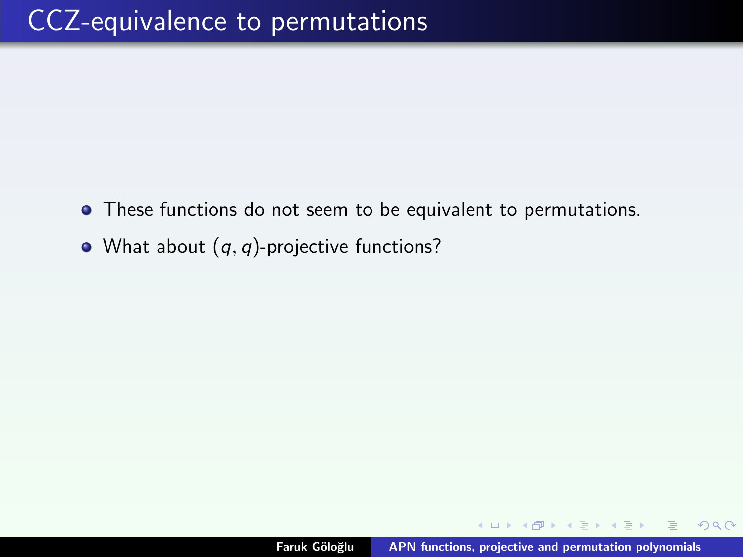# CCZ-equivalence to permutations

- These functions do not seem to be equivalent to permutations.
- What about $(q, q)$-projective functions?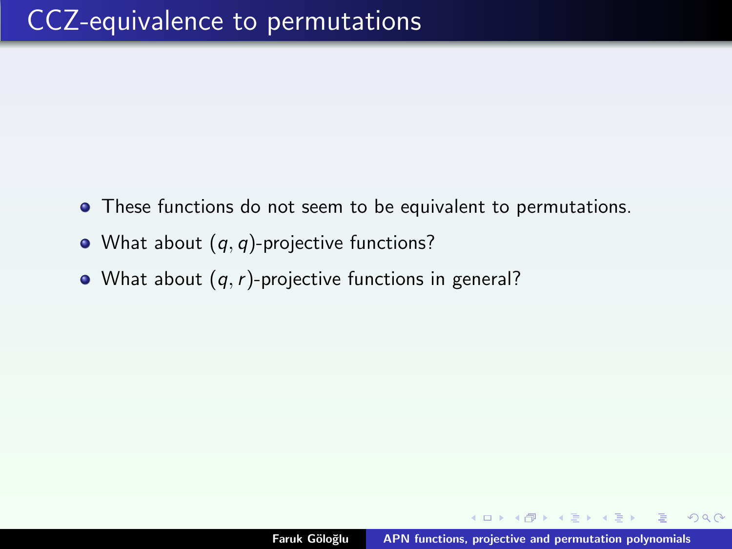# CCZ-equivalence to permutations

- These functions do not seem to be equivalent to permutations.
- What about $(q, q)$-projective functions?
- What about $(q, r)$-projective functions in general?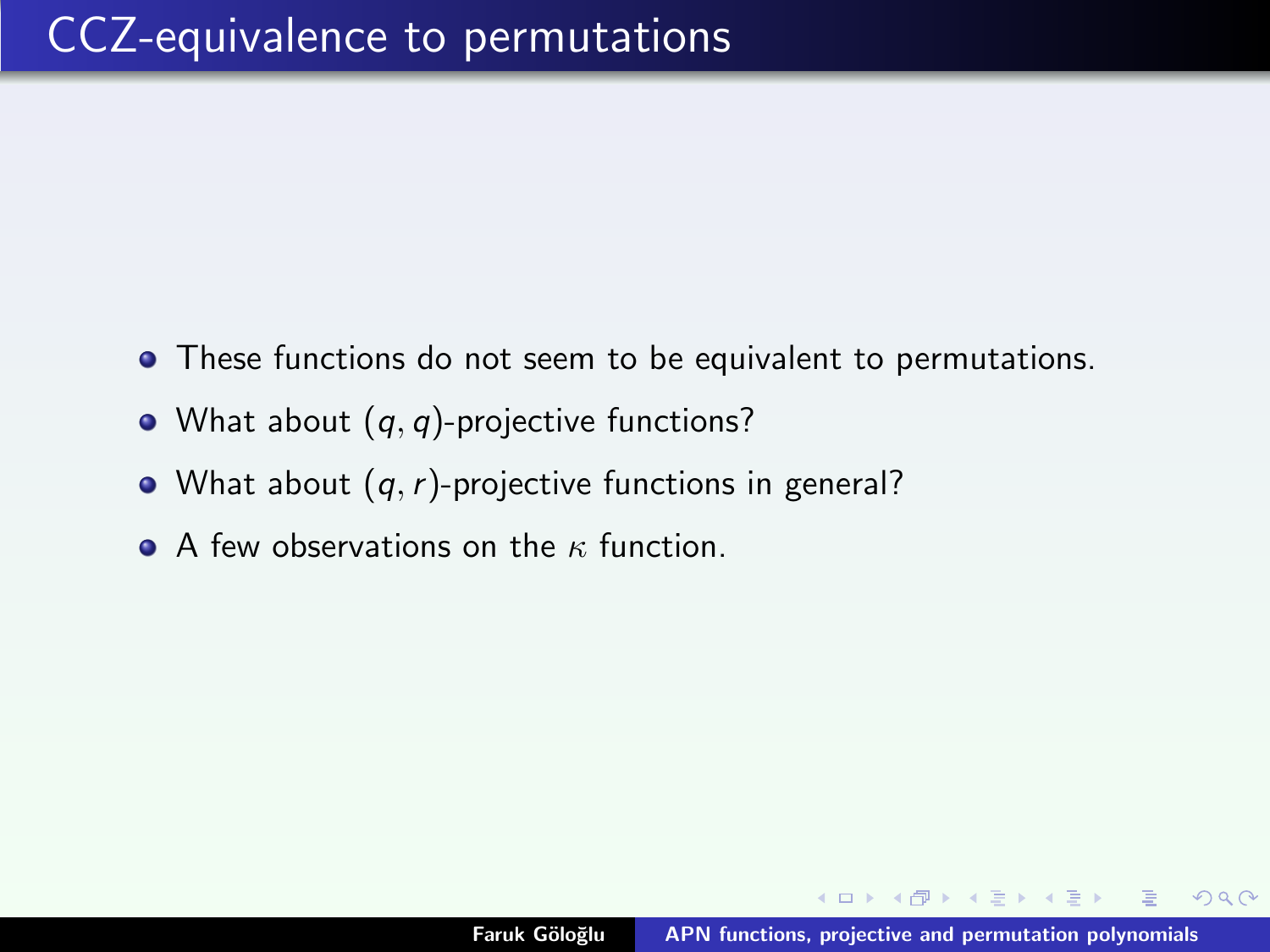# CCZ-equivalence to permutations

- These functions do not seem to be equivalent to permutations.
- What about $(q, q)$-projective functions?
- What about $(q, r)$-projective functions in general?
- A few observations on the $\kappa$ function.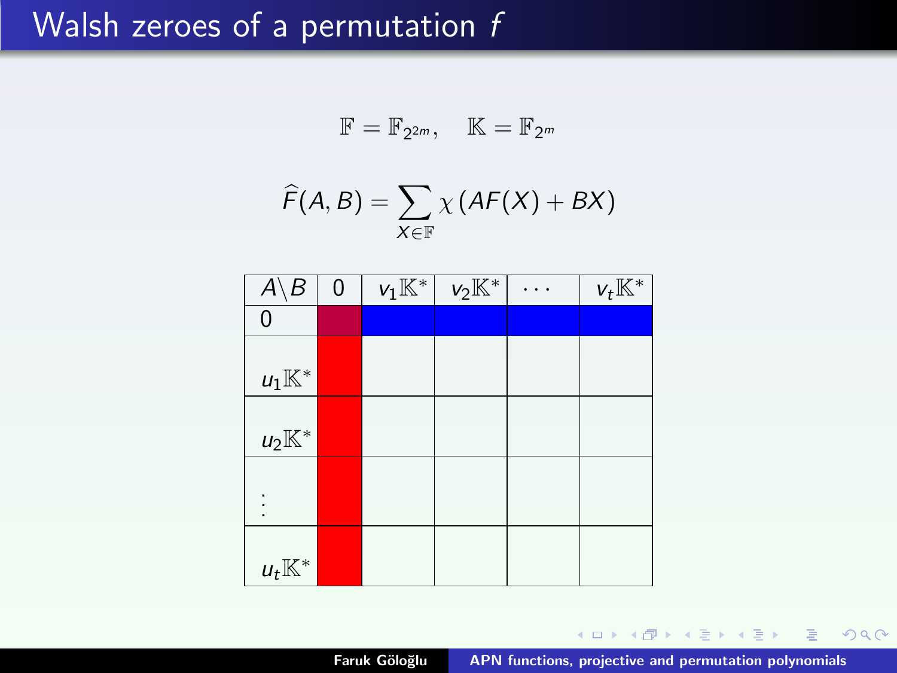# Walsh zeroes of a permutation $f$

$$\mathbb{F} = \mathbb{F}_{2^{2m}}, \quad \mathbb{K} = \mathbb{F}_{2^m}$$

$$\widehat{F}(A,B) = \sum_{X \in \mathbb{F}} \chi\left(AF(X) + BX\right)$$

| $A \backslash B$ | $0$ | $v_1\mathbb{K}^*$ | $v_2\mathbb{K}^*$ | $\cdots$ | $v_t\mathbb{K}^*$ |
|---|---|---|---|---|---|
| $0$ | | | | | |
| $u_1\mathbb{K}^*$ | | | | | |
| $u_2\mathbb{K}^*$ | | | | | |
| $\vdots$ | | | | | |
| $u_t\mathbb{K}^*$ | | | | | |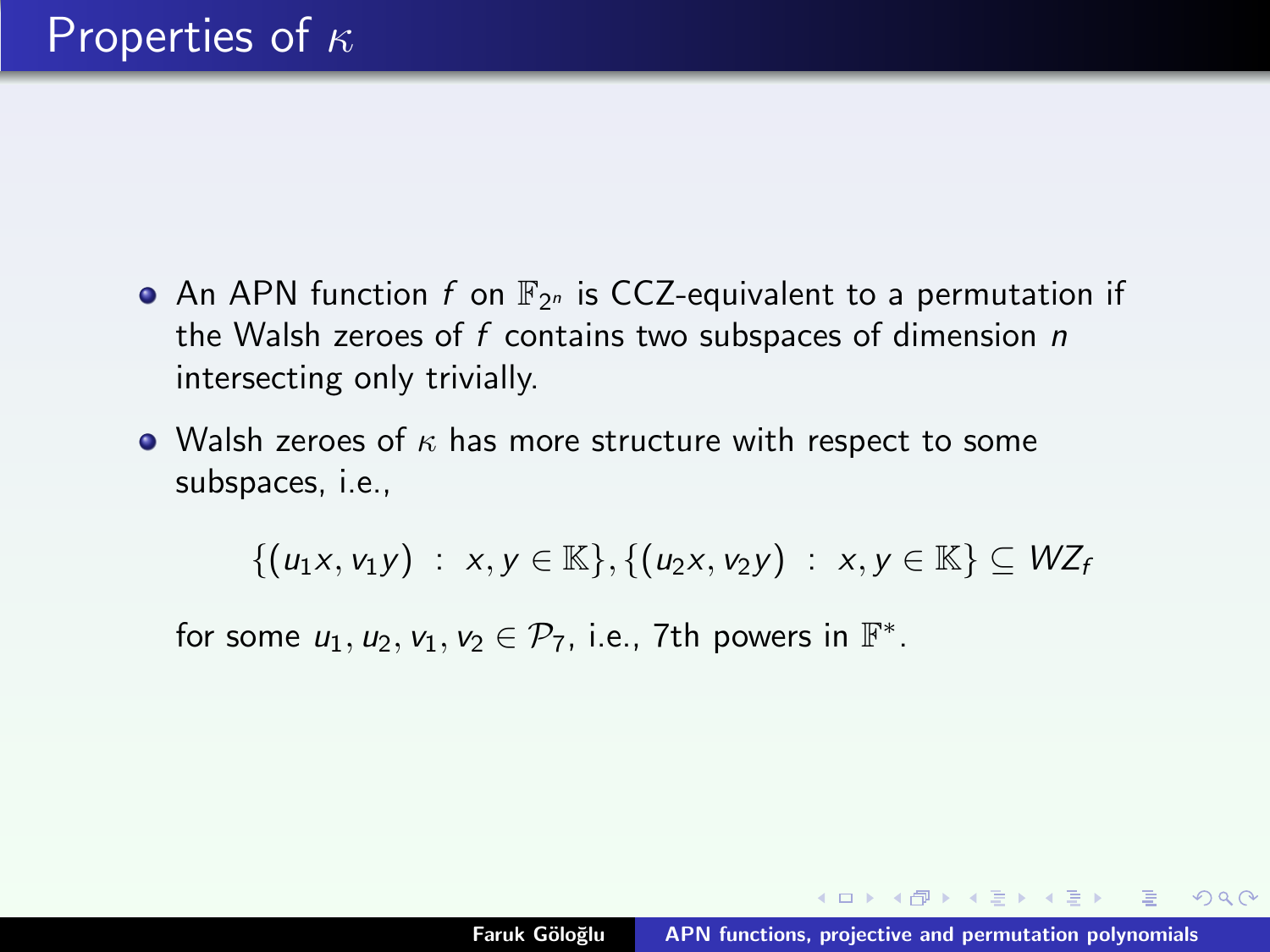# Properties of $\kappa$

- An APN function $f$ on $\mathbb{F}_{2^n}$ is CCZ-equivalent to a permutation if the Walsh zeroes of $f$ contains two subspaces of dimension $n$ intersecting only trivially.
- Walsh zeroes of $\kappa$ has more structure with respect to some subspaces, i.e.,

$$\{(u_1 x, v_1 y) \ : \ x, y \in \mathbb{K}\}, \{(u_2 x, v_2 y) \ : \ x, y \in \mathbb{K}\} \subseteq WZ_f$$

  for some $u_1, u_2, v_1, v_2 \in \mathcal{P}_7$, i.e., 7th powers in $\mathbb{F}^*$.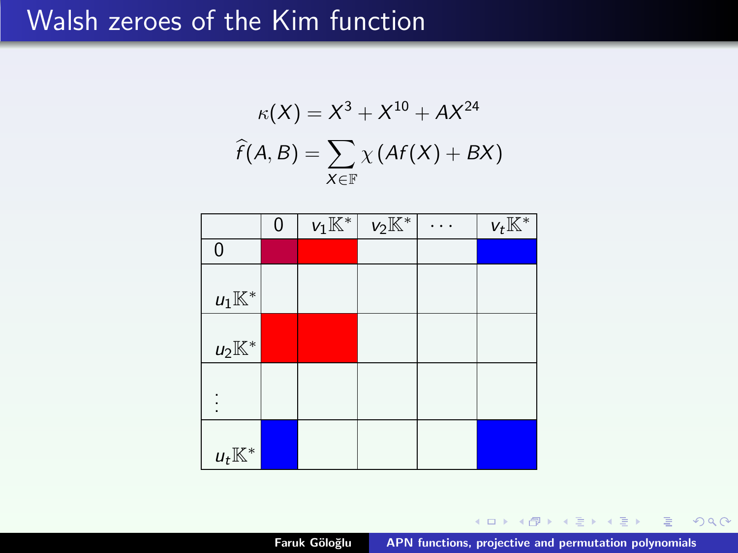# Walsh zeroes of the Kim function

$$\kappa(X) = X^3 + X^{10} + AX^{24}$$

$$\widehat{f}(A, B) = \sum_{X \in \mathbb{F}} \chi\left(Af(X) + BX\right)$$

|  | $0$ | $v_1\mathbb{K}^*$ | $v_2\mathbb{K}^*$ | $\cdots$ | $v_t\mathbb{K}^*$ |
|---|---|---|---|---|---|
| $0$ |  |  |  |  |  |
| $u_1\mathbb{K}^*$ |  |  |  |  |  |
| $u_2\mathbb{K}^*$ |  |  |  |  |  |
| $\vdots$ |  |  |  |  |  |
| $u_t\mathbb{K}^*$ |  |  |  |  |  |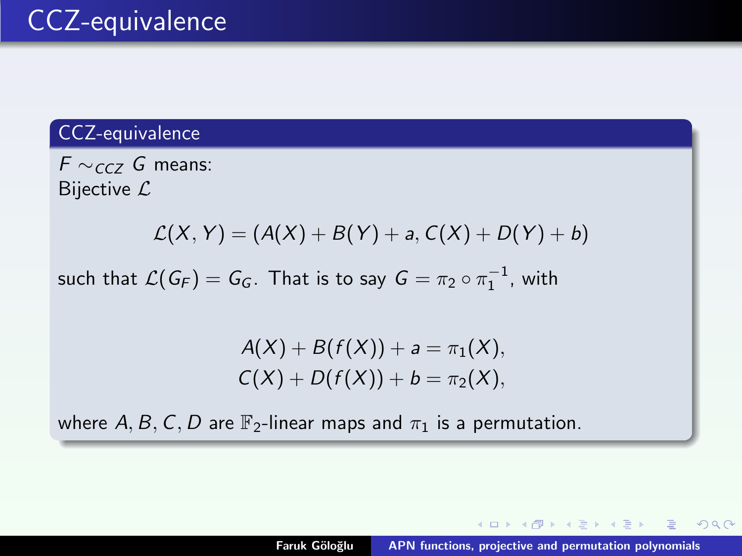# CCZ-equivalence

## CCZ-equivalence

$F \sim_{CCZ} G$ means:
Bijective $\mathcal{L}$

$$\mathcal{L}(X, Y) = (A(X) + B(Y) + a, C(X) + D(Y) + b)$$

such that $\mathcal{L}(G_F) = G_G$. That is to say $G = \pi_2 \circ \pi_1^{-1}$, with

$$A(X) + B(f(X)) + a = \pi_1(X),$$
$$C(X) + D(f(X)) + b = \pi_2(X),$$

where $A, B, C, D$ are $\mathbb{F}_2$-linear maps and $\pi_1$ is a permutation.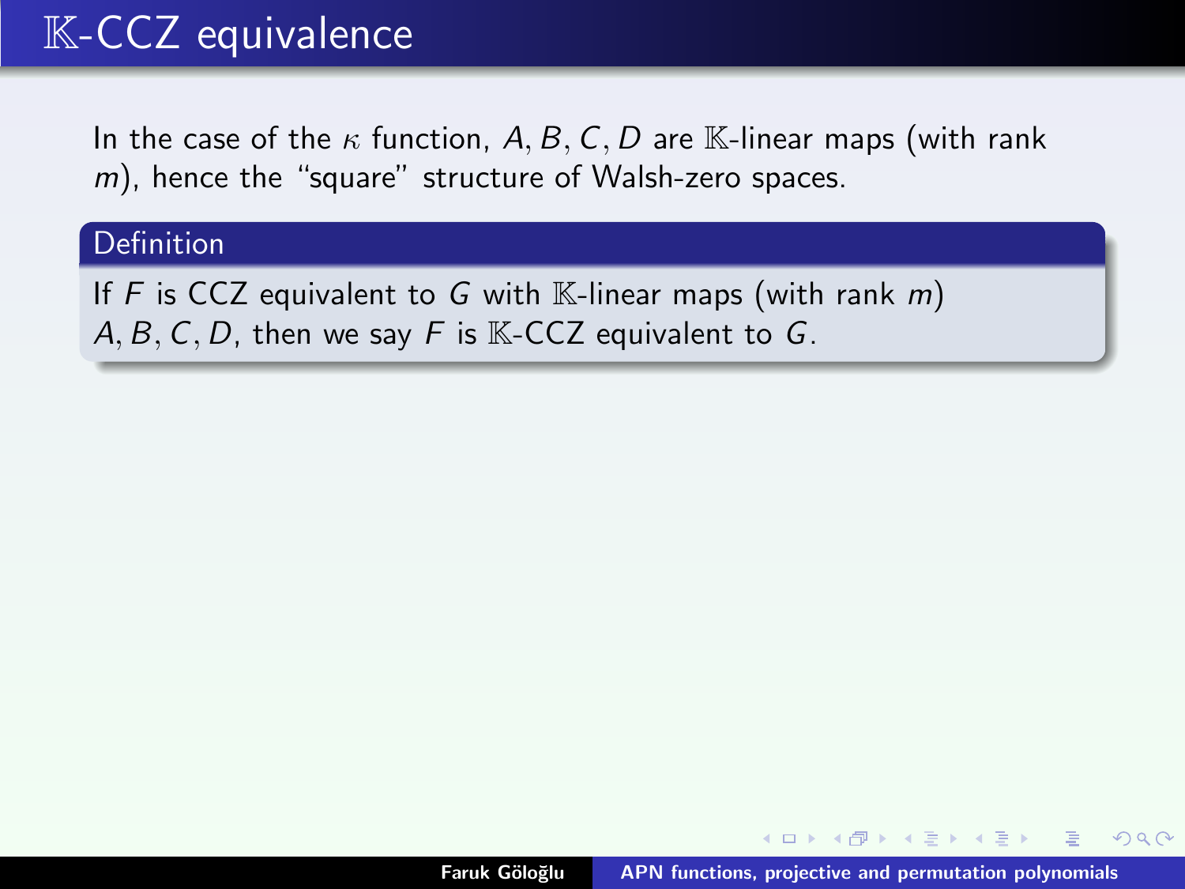# $\mathbb{K}$-CCZ equivalence

In the case of the $\kappa$ function, $A, B, C, D$ are $\mathbb{K}$-linear maps (with rank $m$), hence the "square" structure of Walsh-zero spaces.

**Definition**

If $F$ is CCZ equivalent to $G$ with $\mathbb{K}$-linear maps (with rank $m$) $A, B, C, D$, then we say $F$ is $\mathbb{K}$-CCZ equivalent to $G$.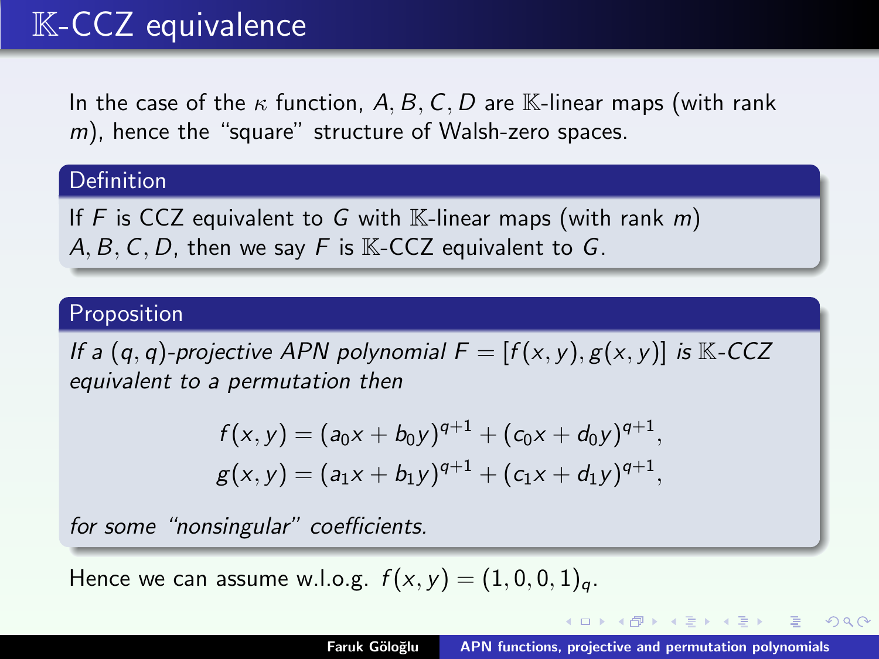# $\mathbb{K}$-CCZ equivalence

In the case of the $\kappa$ function, $A, B, C, D$ are $\mathbb{K}$-linear maps (with rank $m$), hence the "square" structure of Walsh-zero spaces.

**Definition**

If $F$ is CCZ equivalent to $G$ with $\mathbb{K}$-linear maps (with rank $m$) $A, B, C, D$, then we say $F$ is $\mathbb{K}$-CCZ equivalent to $G$.

**Proposition**

*If a $(q,q)$-projective APN polynomial $F = [f(x,y), g(x,y)]$ is $\mathbb{K}$-CCZ equivalent to a permutation then*

$$f(x,y) = (a_0 x + b_0 y)^{q+1} + (c_0 x + d_0 y)^{q+1},$$
$$g(x,y) = (a_1 x + b_1 y)^{q+1} + (c_1 x + d_1 y)^{q+1},$$

*for some "nonsingular" coefficients.*

Hence we can assume w.l.o.g. $f(x,y) = (1,0,0,1)_q$.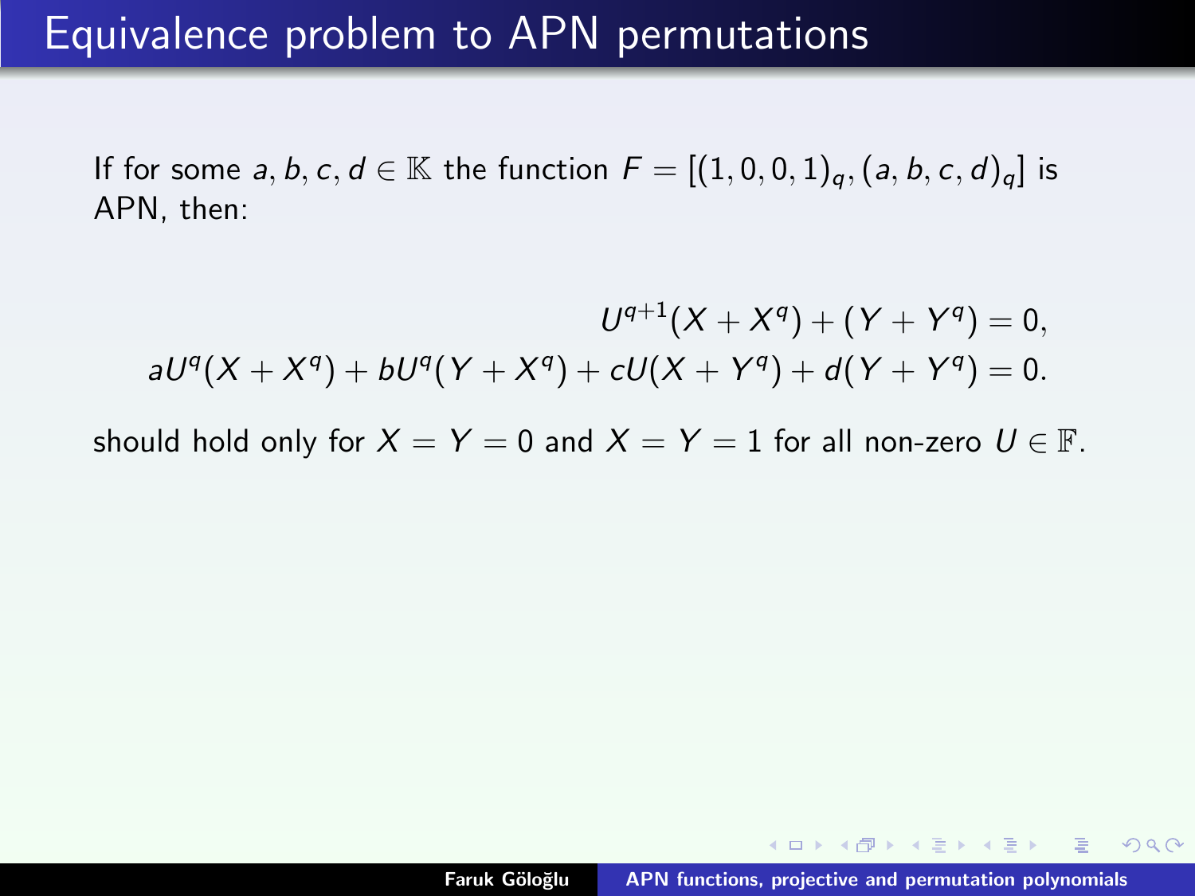# Equivalence problem to APN permutations

If for some $a, b, c, d \in \mathbb{K}$ the function $F = [(1,0,0,1)_q, (a,b,c,d)_q]$ is APN, then:

$$
\begin{aligned}
U^{q+1}(X + X^q) + (Y + Y^q) &= 0, \\
aU^q(X + X^q) + bU^q(Y + X^q) + cU(X + Y^q) + d(Y + Y^q) &= 0.
\end{aligned}
$$

should hold only for $X = Y = 0$ and $X = Y = 1$ for all non-zero $U \in \mathbb{F}$.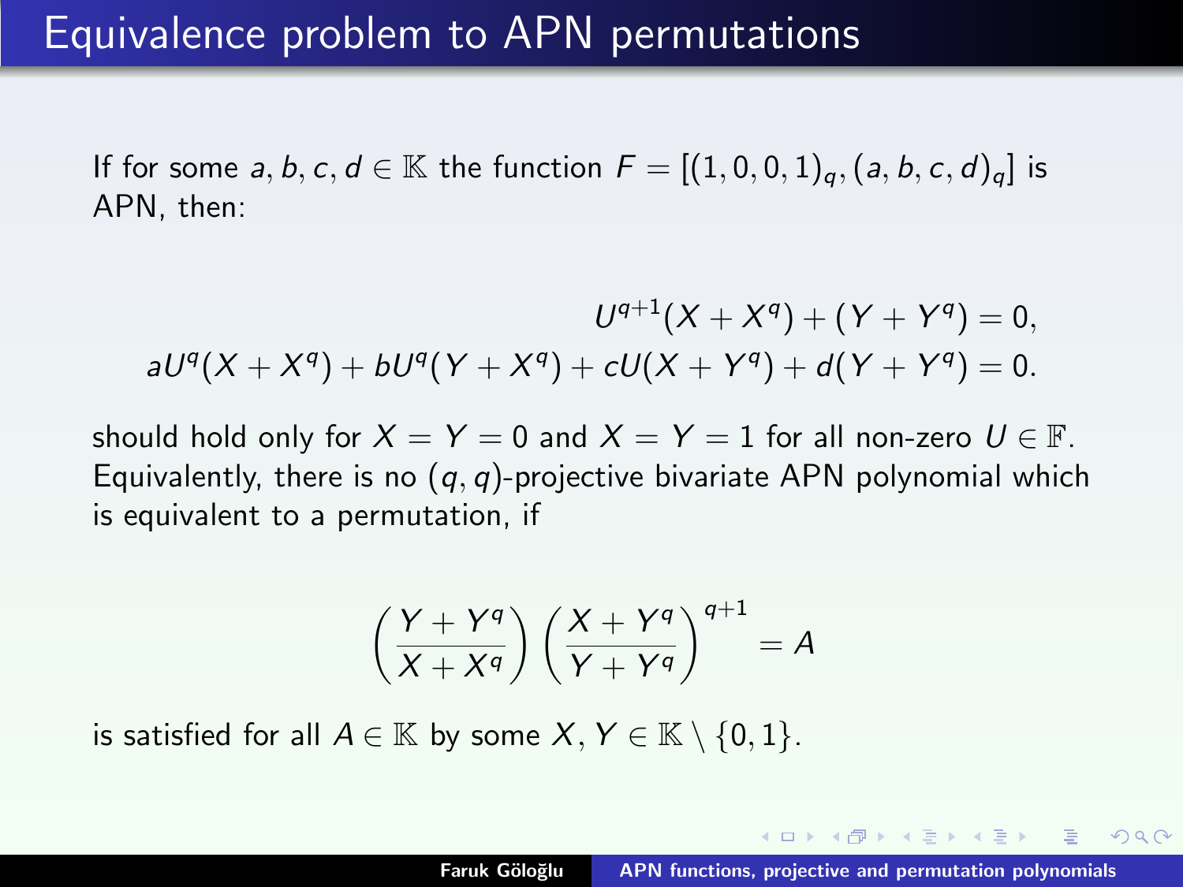# Equivalence problem to APN permutations

If for some $a, b, c, d \in \mathbb{K}$ the function $F = [(1,0,0,1)_q, (a,b,c,d)_q]$ is APN, then:

$$
\begin{aligned}
U^{q+1}(X + X^q) + (Y + Y^q) &= 0, \\
aU^q(X + X^q) + bU^q(Y + X^q) + cU(X + Y^q) + d(Y + Y^q) &= 0.
\end{aligned}
$$

should hold only for $X = Y = 0$ and $X = Y = 1$ for all non-zero $U \in \mathbb{F}$. Equivalently, there is no $(q,q)$-projective bivariate APN polynomial which is equivalent to a permutation, if

$$
\left(\frac{Y + Y^q}{X + X^q}\right)\left(\frac{X + Y^q}{Y + Y^q}\right)^{q+1} = A
$$

is satisfied for all $A \in \mathbb{K}$ by some $X, Y \in \mathbb{K} \setminus \{0, 1\}$.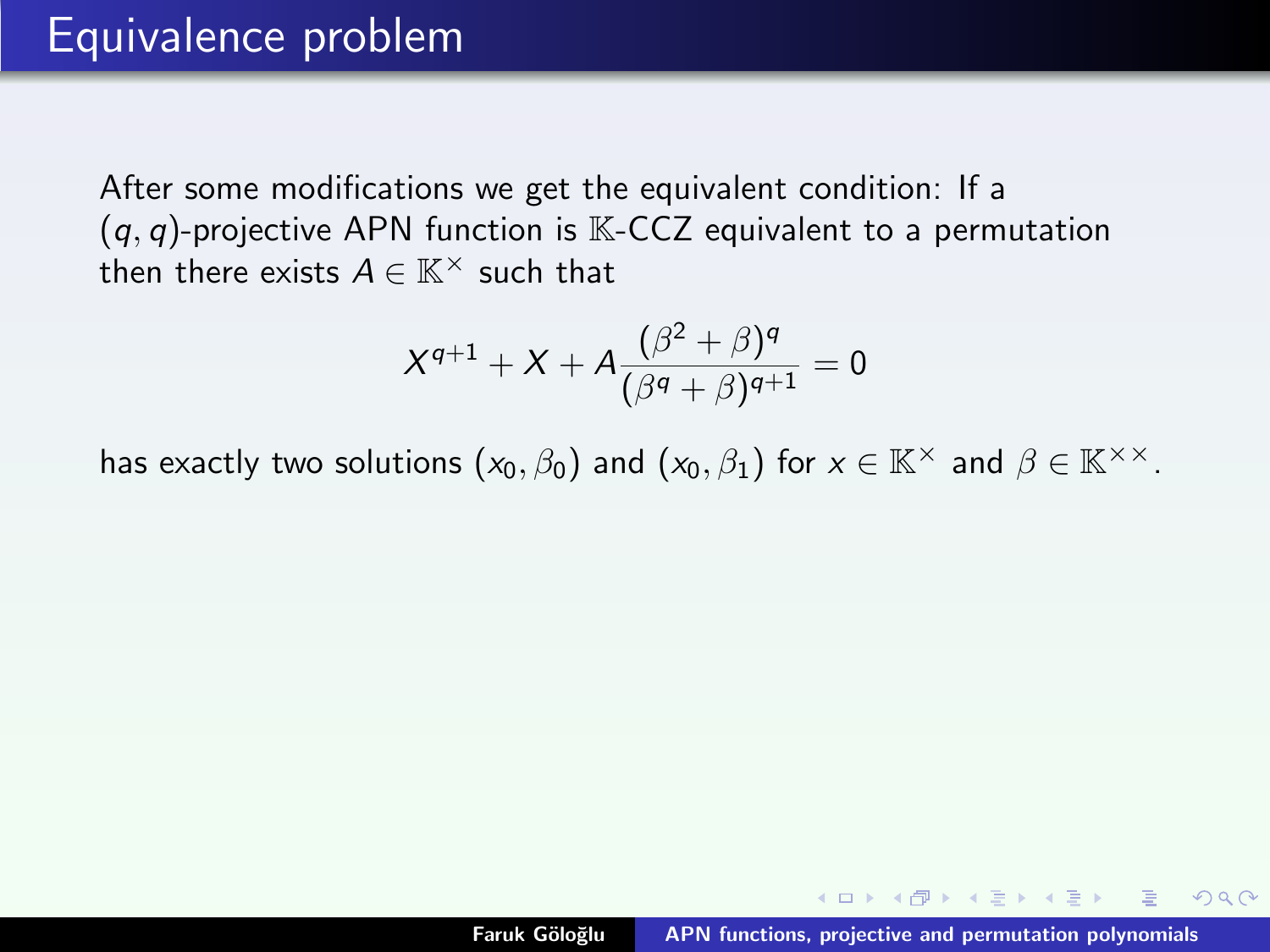# Equivalence problem

After some modifications we get the equivalent condition: If a $(q, q)$-projective APN function is $\mathbb{K}$-CCZ equivalent to a permutation then there exists $A \in \mathbb{K}^\times$ such that

$$X^{q+1} + X + A\frac{(\beta^2 + \beta)^q}{(\beta^q + \beta)^{q+1}} = 0$$

has exactly two solutions $(x_0, \beta_0)$ and $(x_0, \beta_1)$ for $x \in \mathbb{K}^\times$ and $\beta \in \mathbb{K}^{\times\times}$.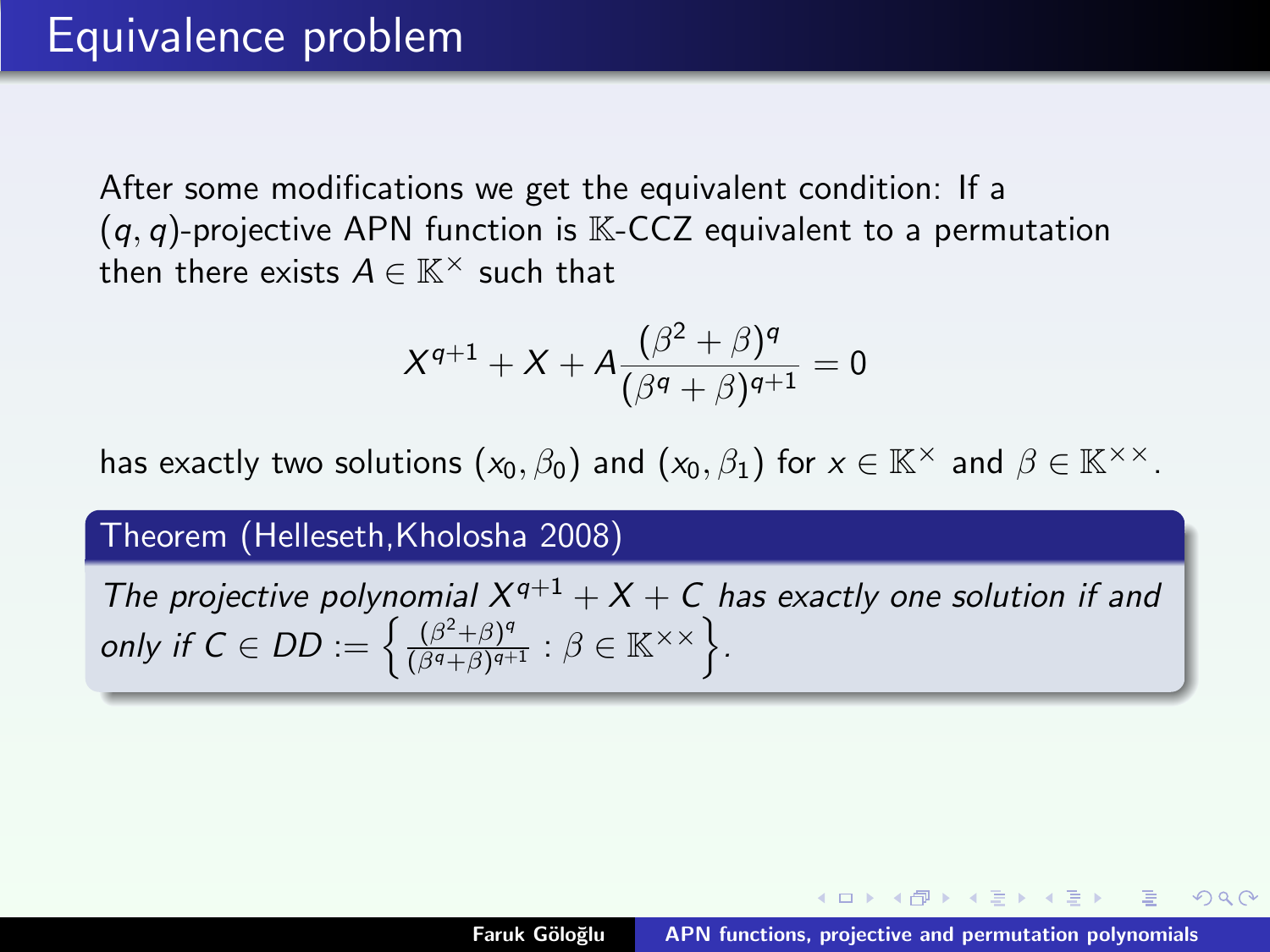# Equivalence problem

After some modifications we get the equivalent condition: If a $(q,q)$-projective APN function is $\mathbb{K}$-CCZ equivalent to a permutation then there exists $A \in \mathbb{K}^{\times}$ such that

$$X^{q+1} + X + A\frac{(\beta^2+\beta)^q}{(\beta^q+\beta)^{q+1}} = 0$$

has exactly two solutions $(x_0, \beta_0)$ and $(x_0, \beta_1)$ for $x \in \mathbb{K}^{\times}$ and $\beta \in \mathbb{K}^{\times\times}$.

**Theorem (Helleseth,Kholosha 2008)**

*The projective polynomial $X^{q+1} + X + C$ has exactly one solution if and only if $C \in DD := \left\{ \frac{(\beta^2+\beta)^q}{(\beta^q+\beta)^{q+1}} : \beta \in \mathbb{K}^{\times\times} \right\}$.*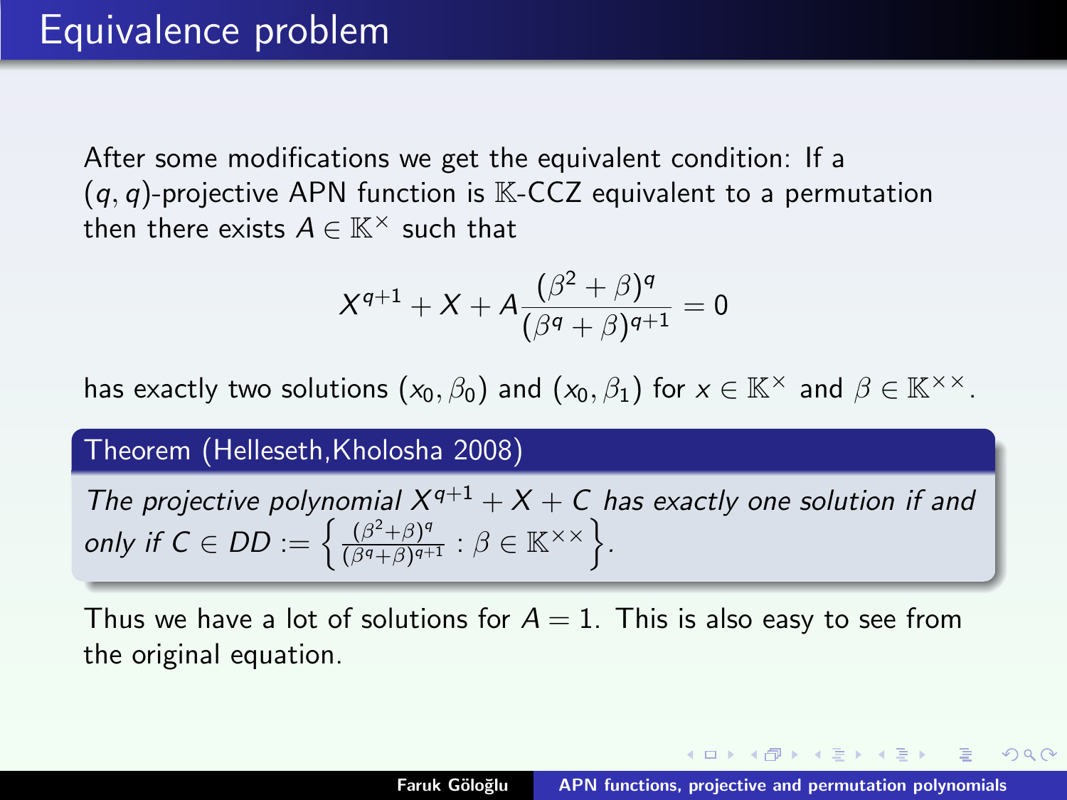# Equivalence problem

After some modifications we get the equivalent condition: If a $(q, q)$-projective APN function is $\mathbb{K}$-CCZ equivalent to a permutation then there exists $A \in \mathbb{K}^\times$ such that

$$X^{q+1} + X + A\frac{(\beta^2 + \beta)^q}{(\beta^q + \beta)^{q+1}} = 0$$

has exactly two solutions $(x_0, \beta_0)$ and $(x_0, \beta_1)$ for $x \in \mathbb{K}^\times$ and $\beta \in \mathbb{K}^{\times\times}$.

**Theorem (Helleseth, Kholosha 2008)**

*The projective polynomial $X^{q+1} + X + C$ has exactly one solution if and only if $C \in DD := \left\{ \frac{(\beta^2+\beta)^q}{(\beta^q+\beta)^{q+1}} : \beta \in \mathbb{K}^{\times\times} \right\}$.*

Thus we have a lot of solutions for $A = 1$. This is also easy to see from the original equation.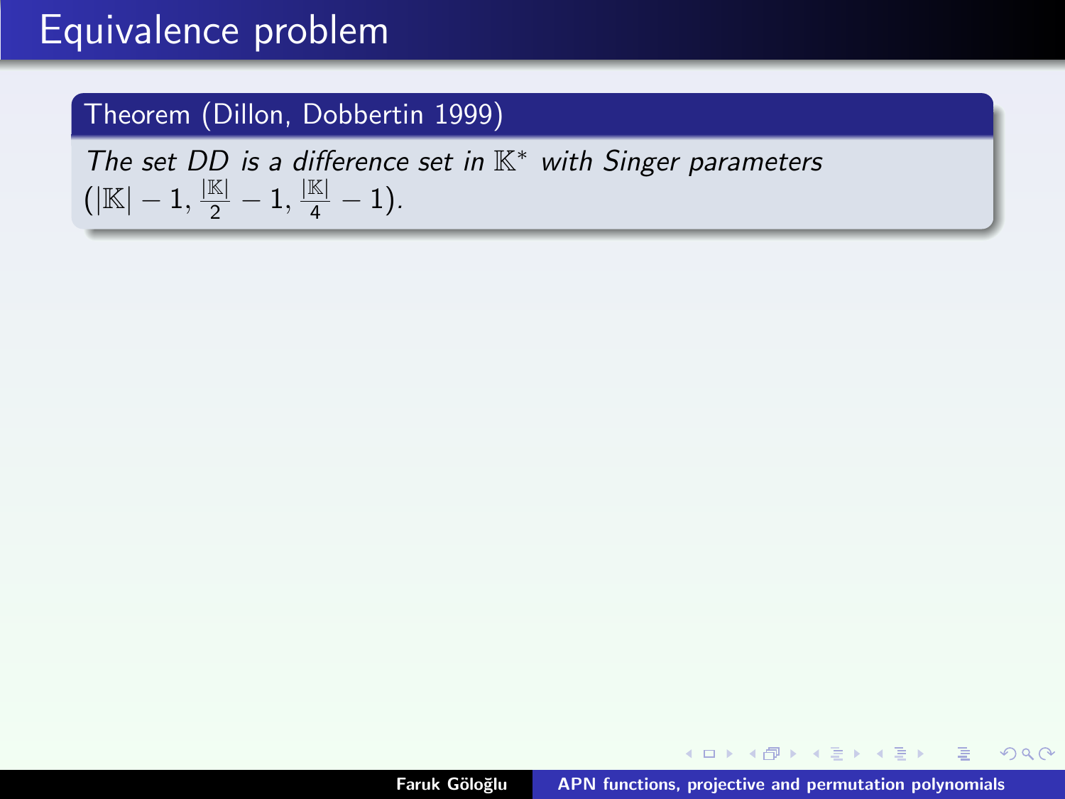# Equivalence problem

**Theorem (Dillon, Dobbertin 1999)**

*The set DD is a difference set in* $\mathbb{K}^*$ *with Singer parameters* $(|\mathbb{K}| - 1, \frac{|\mathbb{K}|}{2} - 1, \frac{|\mathbb{K}|}{4} - 1)$.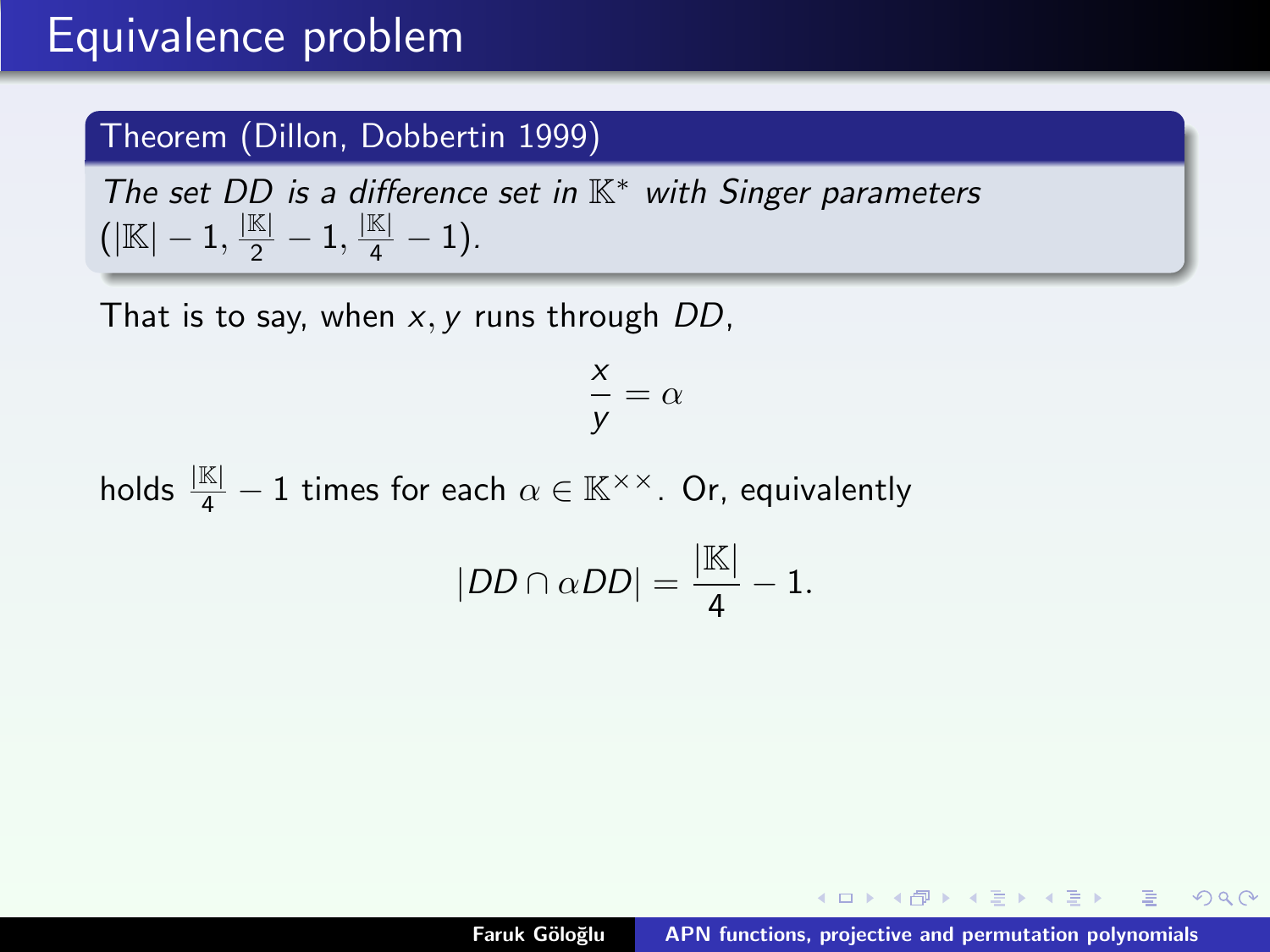# Equivalence problem

**Theorem (Dillon, Dobbertin 1999)**

*The set $DD$ is a difference set in $\mathbb{K}^*$ with Singer parameters $(|\mathbb{K}| - 1, \frac{|\mathbb{K}|}{2} - 1, \frac{|\mathbb{K}|}{4} - 1)$.*

That is to say, when $x, y$ runs through $DD$,

$$\frac{x}{y} = \alpha$$

holds $\frac{|\mathbb{K}|}{4} - 1$ times for each $\alpha \in \mathbb{K}^{\times\times}$. Or, equivalently

$$|DD \cap \alpha DD| = \frac{|\mathbb{K}|}{4} - 1.$$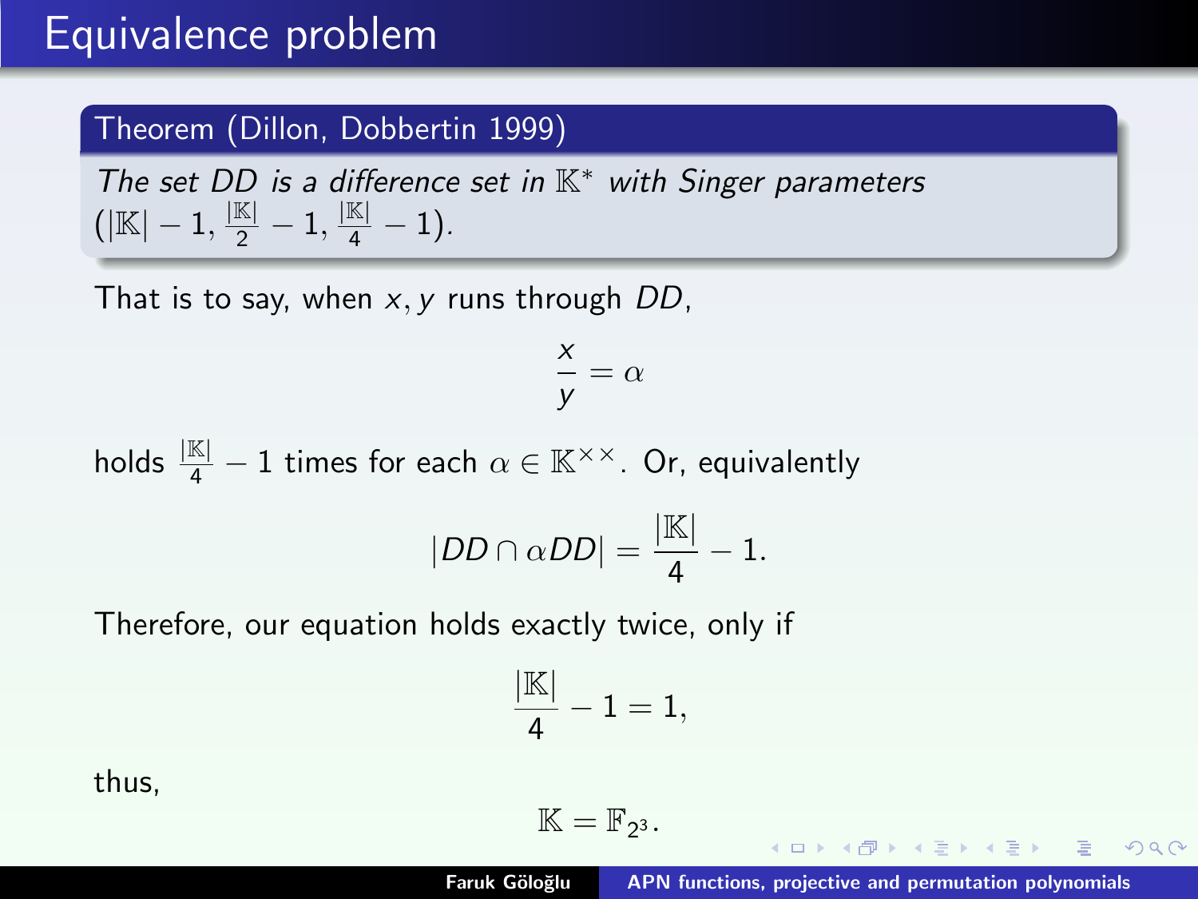# Equivalence problem

**Theorem (Dillon, Dobbertin 1999)**

*The set $DD$ is a difference set in $\mathbb{K}^*$ with Singer parameters $(|\mathbb{K}| - 1, \frac{|\mathbb{K}|}{2} - 1, \frac{|\mathbb{K}|}{4} - 1)$.*

That is to say, when $x, y$ runs through $DD$,

$$\frac{x}{y} = \alpha$$

holds $\frac{|\mathbb{K}|}{4} - 1$ times for each $\alpha \in \mathbb{K}^{\times\times}$. Or, equivalently

$$|DD \cap \alpha DD| = \frac{|\mathbb{K}|}{4} - 1.$$

Therefore, our equation holds exactly twice, only if

$$\frac{|\mathbb{K}|}{4} - 1 = 1,$$

thus,

$$\mathbb{K} = \mathbb{F}_{2^3}.$$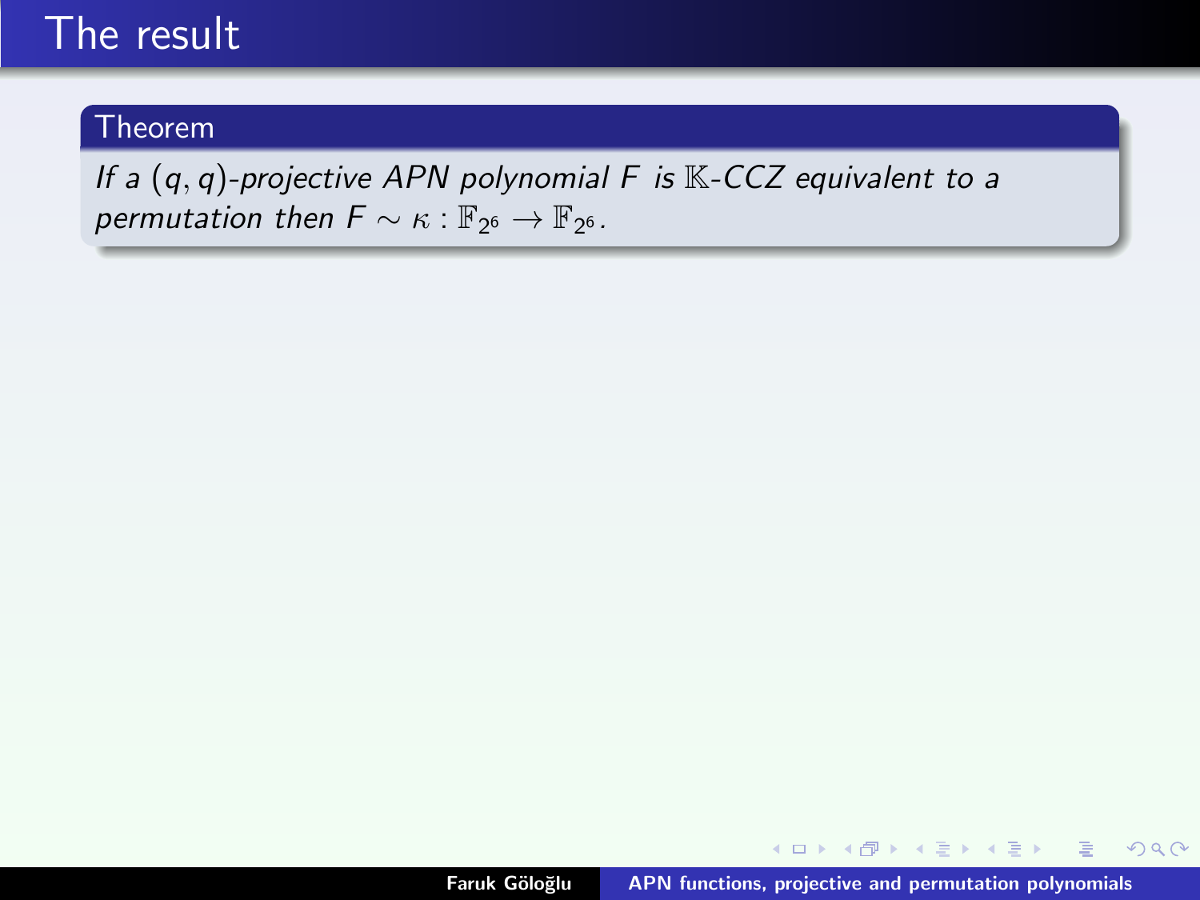# The result

**Theorem**

*If a $(q, q)$-projective APN polynomial $F$ is $\mathbb{K}$-CCZ equivalent to a permutation then $F \sim \kappa : \mathbb{F}_{2^6} \to \mathbb{F}_{2^6}$.*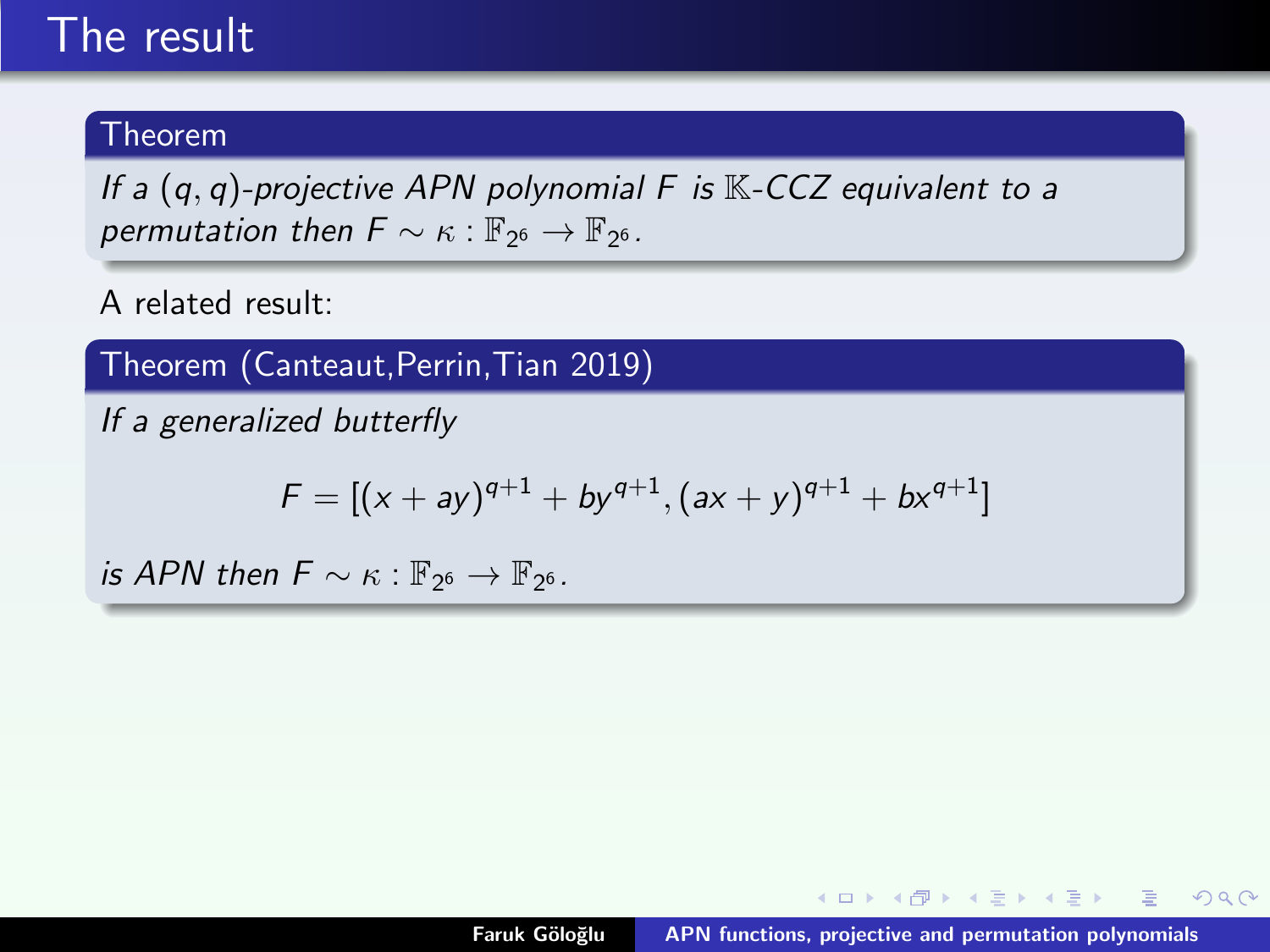# The result

**Theorem**

*If a $(q, q)$-projective APN polynomial $F$ is $\mathbb{K}$-CCZ equivalent to a permutation then $F \sim \kappa : \mathbb{F}_{2^6} \to \mathbb{F}_{2^6}$.*

A related result:

**Theorem (Canteaut, Perrin, Tian 2019)**

*If a generalized butterfly*

$$F = [(x + ay)^{q+1} + by^{q+1}, (ax + y)^{q+1} + bx^{q+1}]$$

*is APN then $F \sim \kappa : \mathbb{F}_{2^6} \to \mathbb{F}_{2^6}$.*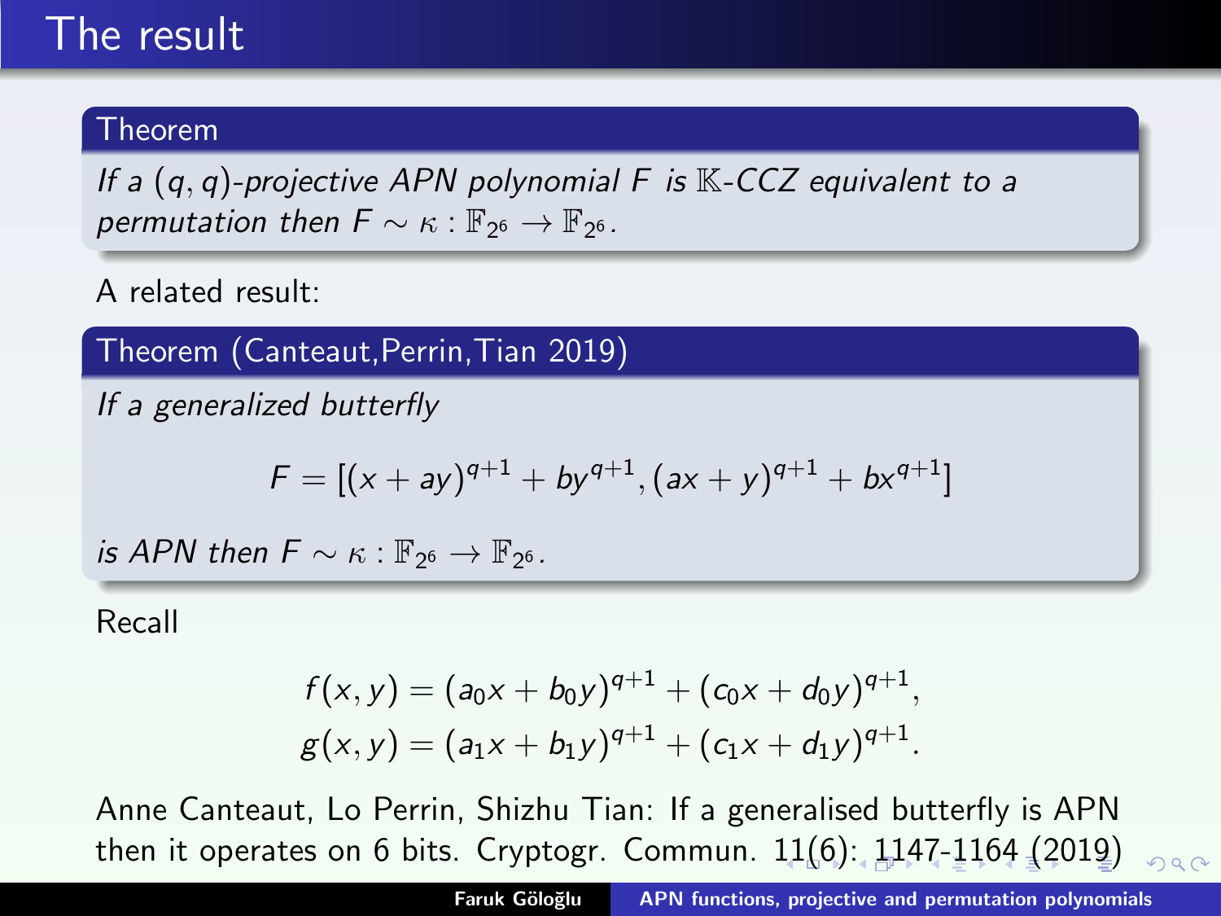# The result

**Theorem**

*If a $(q,q)$-projective APN polynomial $F$ is $\mathbb{K}$-CCZ equivalent to a permutation then $F \sim \kappa : \mathbb{F}_{2^6} \to \mathbb{F}_{2^6}$.*

A related result:

**Theorem (Canteaut, Perrin, Tian 2019)**

*If a generalized butterfly*

$$F = [(x+ay)^{q+1} + by^{q+1}, (ax+y)^{q+1} + bx^{q+1}]$$

*is APN then $F \sim \kappa : \mathbb{F}_{2^6} \to \mathbb{F}_{2^6}$.*

Recall

$$f(x,y) = (a_0 x + b_0 y)^{q+1} + (c_0 x + d_0 y)^{q+1},$$
$$g(x,y) = (a_1 x + b_1 y)^{q+1} + (c_1 x + d_1 y)^{q+1}.$$

Anne Canteaut, Lo Perrin, Shizhu Tian: If a generalised butterfly is APN then it operates on 6 bits. Cryptogr. Commun. 11(6): 1147-1164 (2019)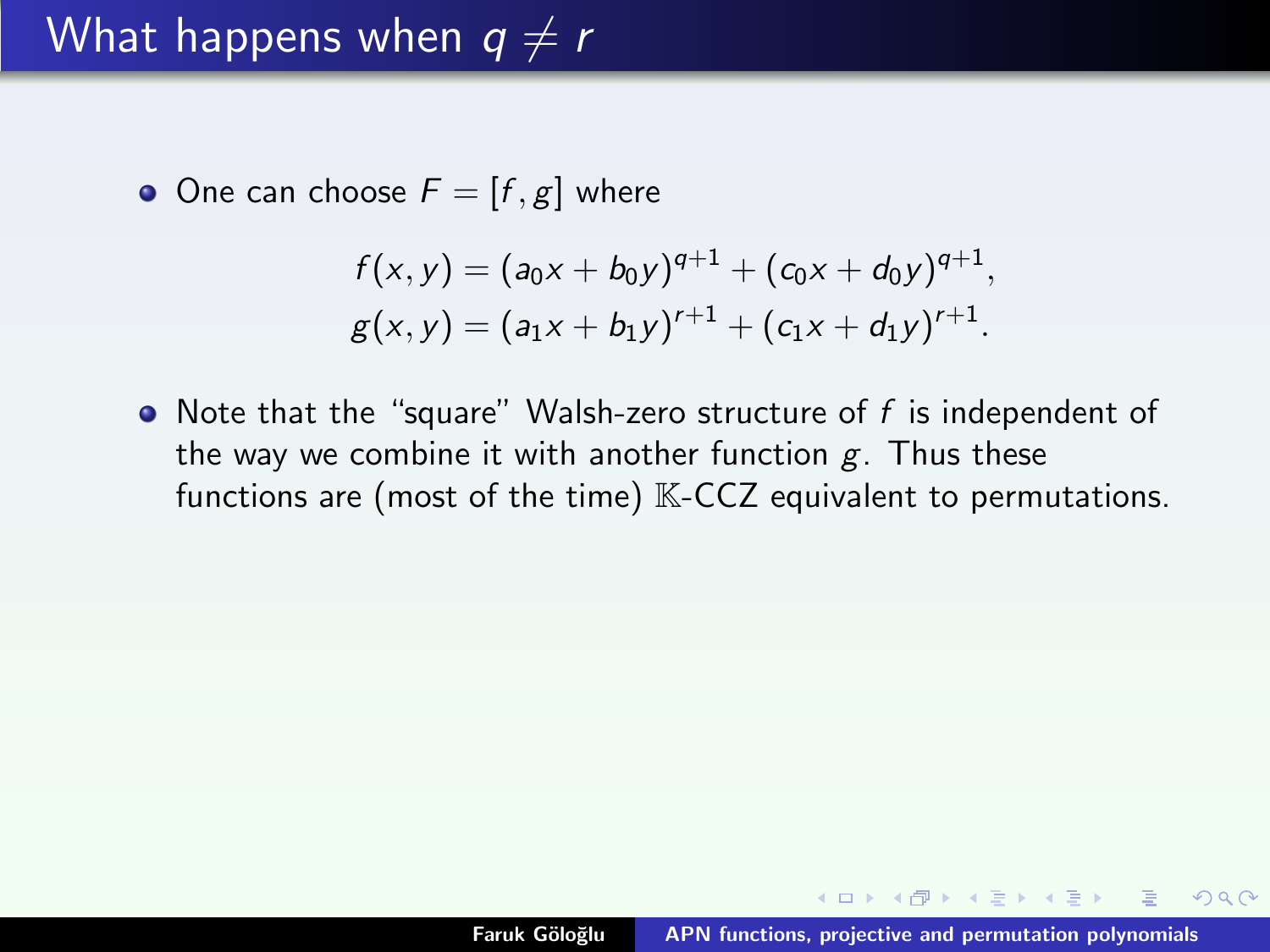# What happens when $q \neq r$

- One can choose $F = [f, g]$ where

$$f(x, y) = (a_0 x + b_0 y)^{q+1} + (c_0 x + d_0 y)^{q+1},$$
$$g(x, y) = (a_1 x + b_1 y)^{r+1} + (c_1 x + d_1 y)^{r+1}.$$

- Note that the "square" Walsh-zero structure of $f$ is independent of the way we combine it with another function $g$. Thus these functions are (most of the time) $\mathbb{K}$-CCZ equivalent to permutations.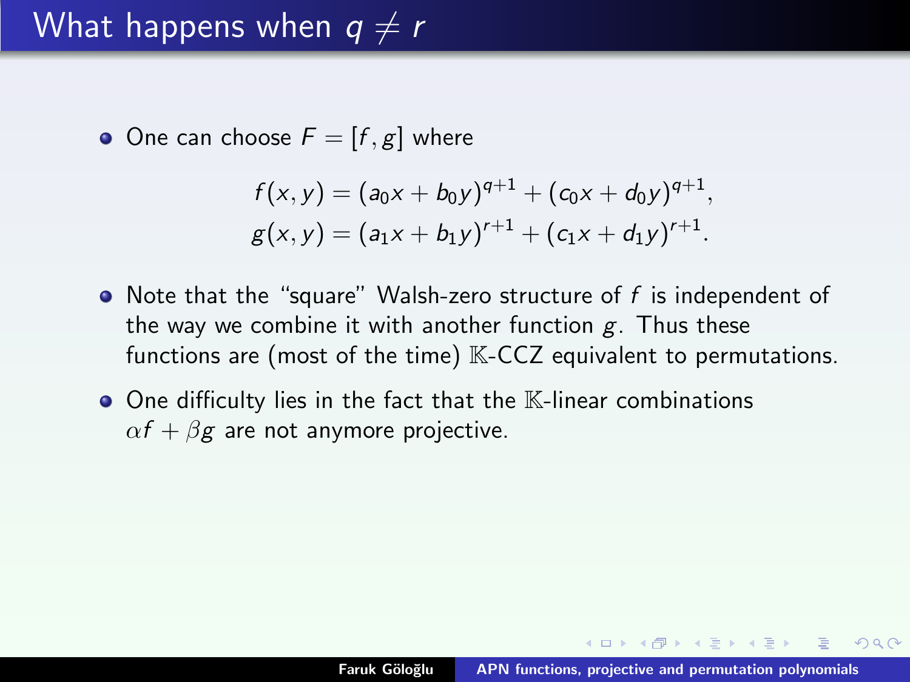# What happens when $q \neq r$

- One can choose $F = [f, g]$ where

$$f(x, y) = (a_0 x + b_0 y)^{q+1} + (c_0 x + d_0 y)^{q+1},$$
$$g(x, y) = (a_1 x + b_1 y)^{r+1} + (c_1 x + d_1 y)^{r+1}.$$

- Note that the "square" Walsh-zero structure of $f$ is independent of the way we combine it with another function $g$. Thus these functions are (most of the time) $\mathbb{K}$-CCZ equivalent to permutations.
- One difficulty lies in the fact that the $\mathbb{K}$-linear combinations $\alpha f + \beta g$ are not anymore projective.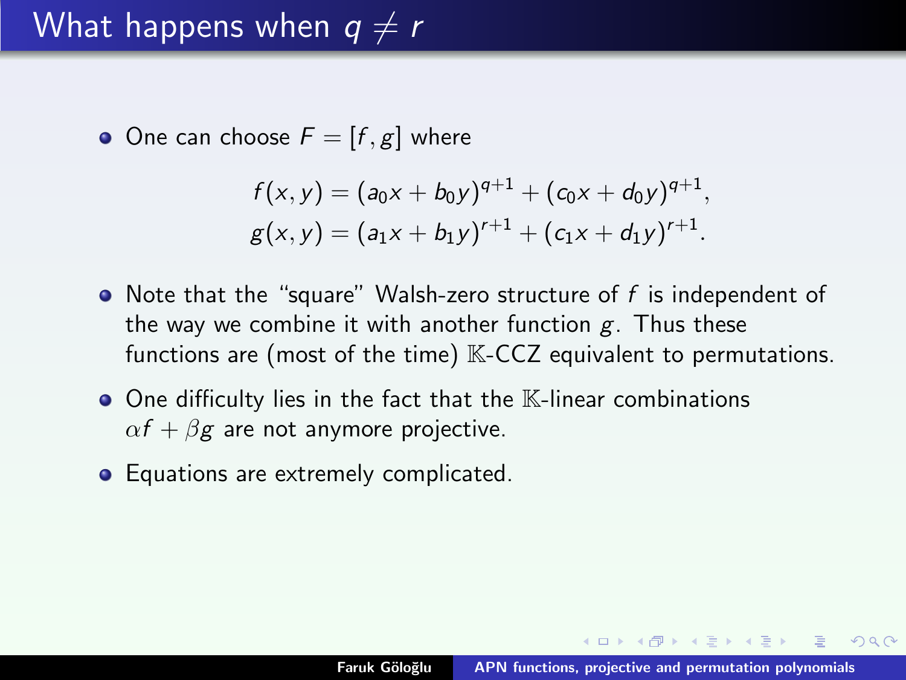# What happens when $q \neq r$

- One can choose $F = [f, g]$ where

$$f(x,y) = (a_0 x + b_0 y)^{q+1} + (c_0 x + d_0 y)^{q+1},$$
$$g(x,y) = (a_1 x + b_1 y)^{r+1} + (c_1 x + d_1 y)^{r+1}.$$

- Note that the "square" Walsh-zero structure of $f$ is independent of the way we combine it with another function $g$. Thus these functions are (most of the time) $\mathbb{K}$-CCZ equivalent to permutations.
- One difficulty lies in the fact that the $\mathbb{K}$-linear combinations $\alpha f + \beta g$ are not anymore projective.
- Equations are extremely complicated.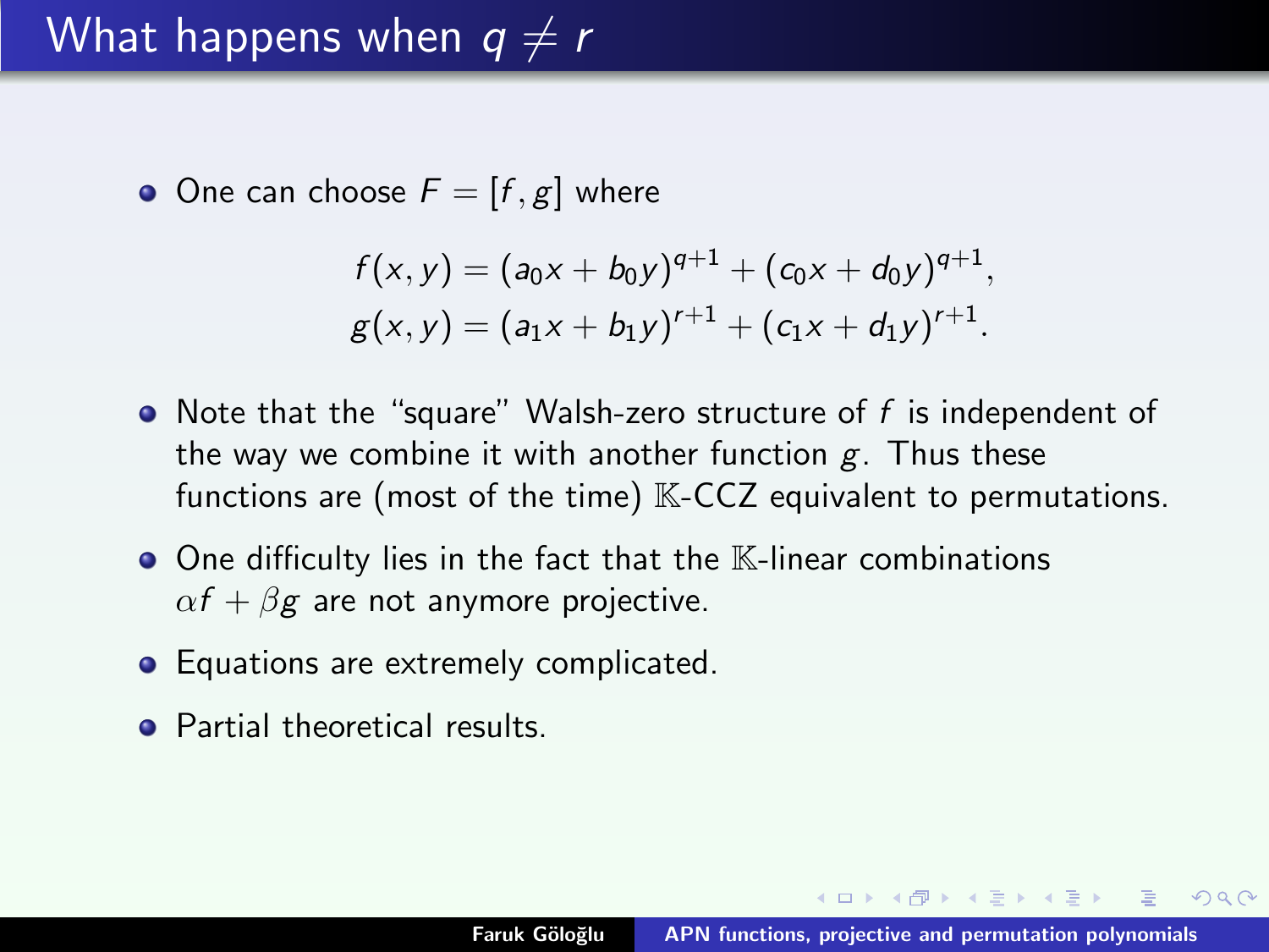# What happens when $q \neq r$

- One can choose $F = [f, g]$ where

$$f(x,y) = (a_0 x + b_0 y)^{q+1} + (c_0 x + d_0 y)^{q+1},$$
$$g(x,y) = (a_1 x + b_1 y)^{r+1} + (c_1 x + d_1 y)^{r+1}.$$

- Note that the "square" Walsh-zero structure of $f$ is independent of the way we combine it with another function $g$. Thus these functions are (most of the time) $\mathbb{K}$-CCZ equivalent to permutations.
- One difficulty lies in the fact that the $\mathbb{K}$-linear combinations $\alpha f + \beta g$ are not anymore projective.
- Equations are extremely complicated.
- Partial theoretical results.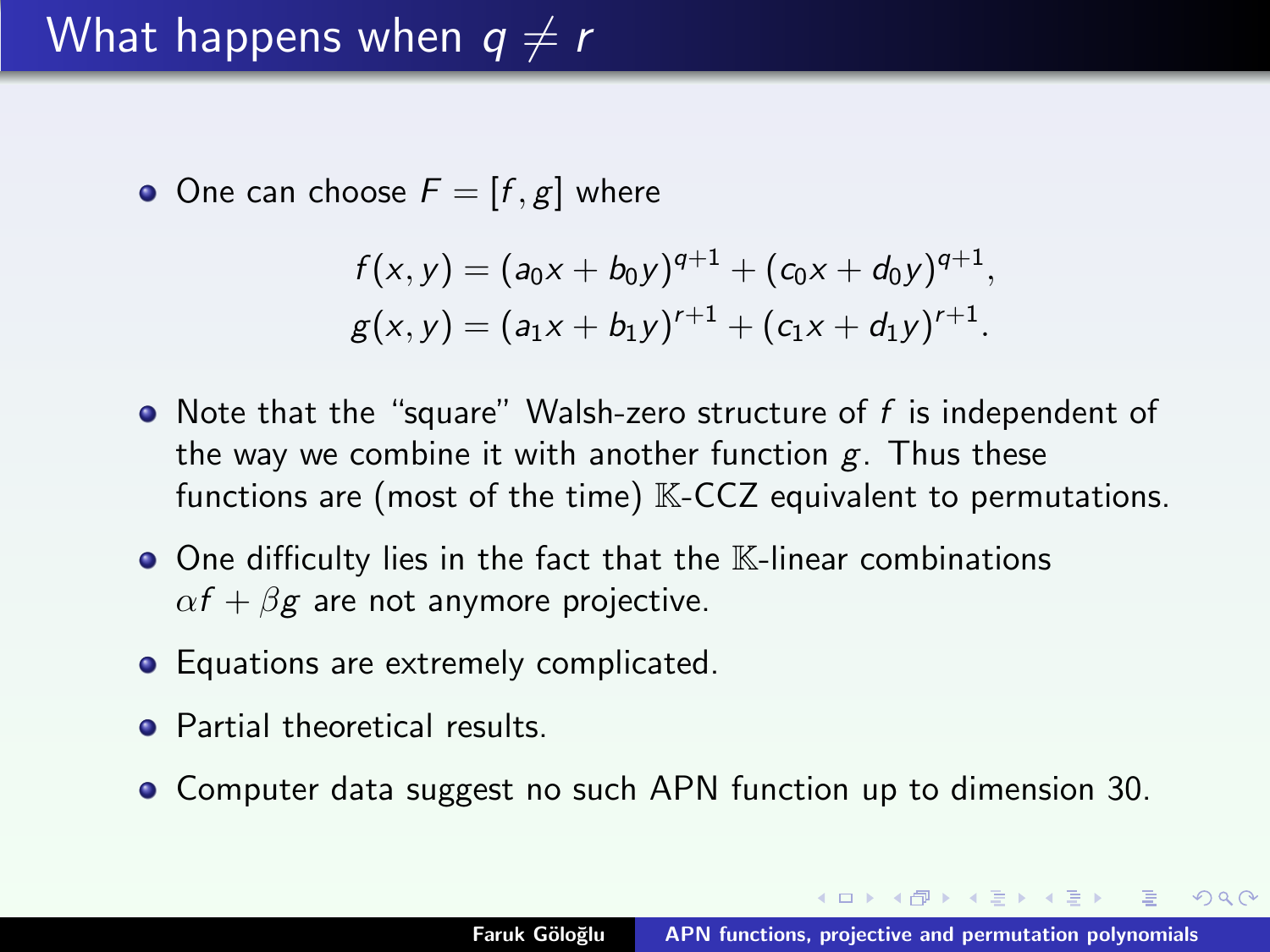# What happens when $q \neq r$

- One can choose $F = [f, g]$ where

$$f(x, y) = (a_0x + b_0y)^{q+1} + (c_0x + d_0y)^{q+1},$$
$$g(x, y) = (a_1x + b_1y)^{r+1} + (c_1x + d_1y)^{r+1}.$$

- Note that the "square" Walsh-zero structure of $f$ is independent of the way we combine it with another function $g$. Thus these functions are (most of the time) $\mathbb{K}$-CCZ equivalent to permutations.
- One difficulty lies in the fact that the $\mathbb{K}$-linear combinations $\alpha f + \beta g$ are not anymore projective.
- Equations are extremely complicated.
- Partial theoretical results.
- Computer data suggest no such APN function up to dimension 30.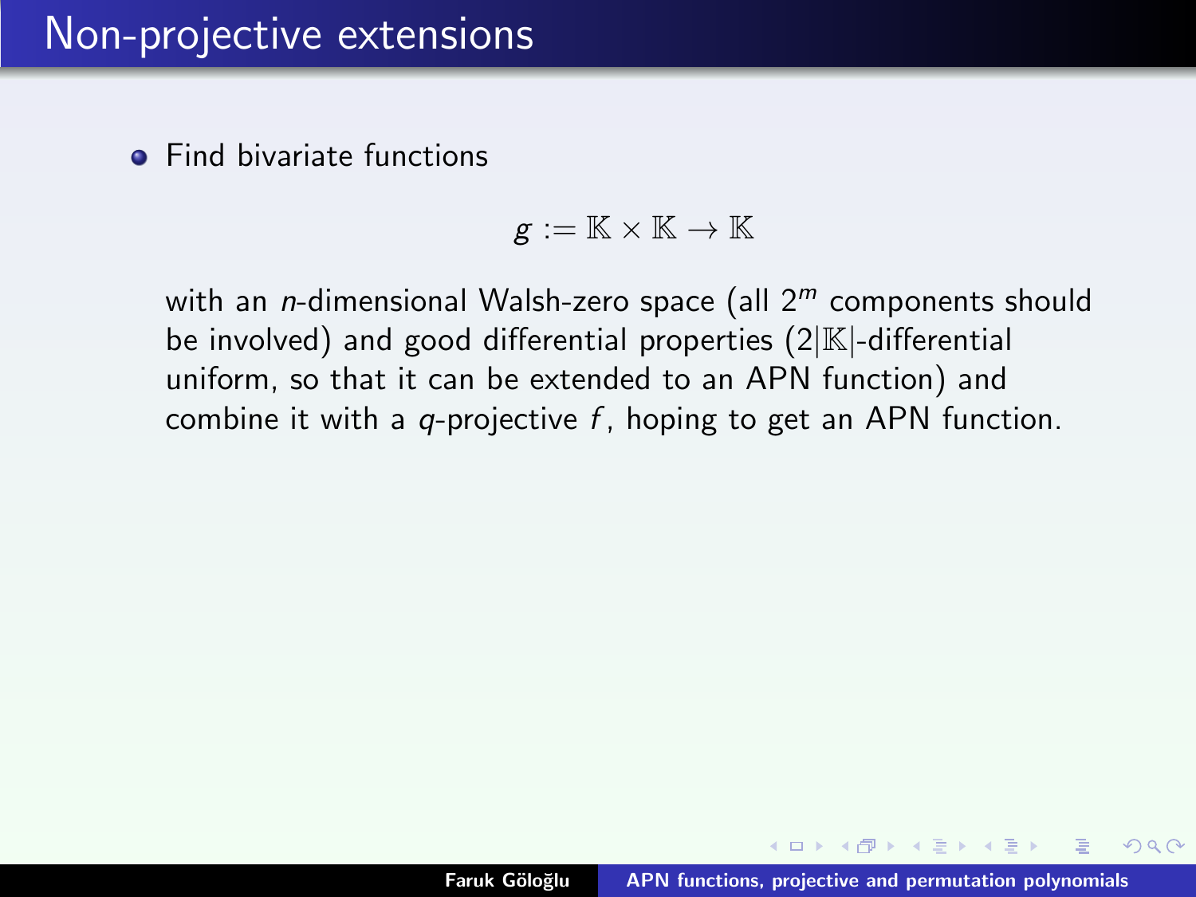# Non-projective extensions

- Find bivariate functions

$$g := \mathbb{K} \times \mathbb{K} \to \mathbb{K}$$

with an *n*-dimensional Walsh-zero space (all $2^m$ components should be involved) and good differential properties ($2|\mathbb{K}|$-differential uniform, so that it can be extended to an APN function) and combine it with a $q$-projective $f$, hoping to get an APN function.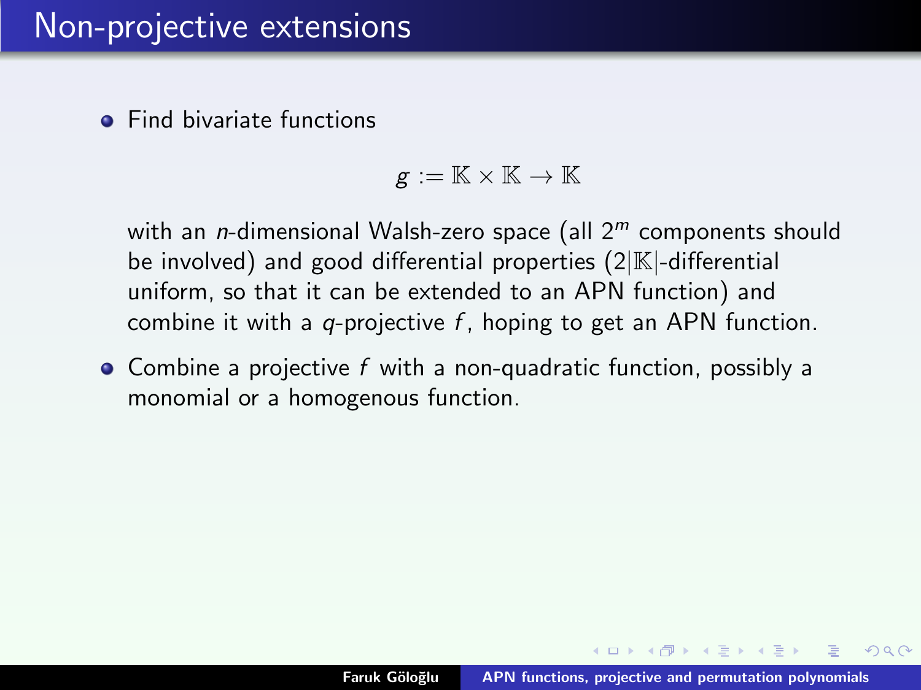# Non-projective extensions

- Find bivariate functions

  $$g := \mathbb{K} \times \mathbb{K} \to \mathbb{K}$$

  with an $n$-dimensional Walsh-zero space (all $2^m$ components should be involved) and good differential properties ($2|\mathbb{K}|$-differential uniform, so that it can be extended to an APN function) and combine it with a $q$-projective $f$, hoping to get an APN function.

- Combine a projective $f$ with a non-quadratic function, possibly a monomial or a homogenous function.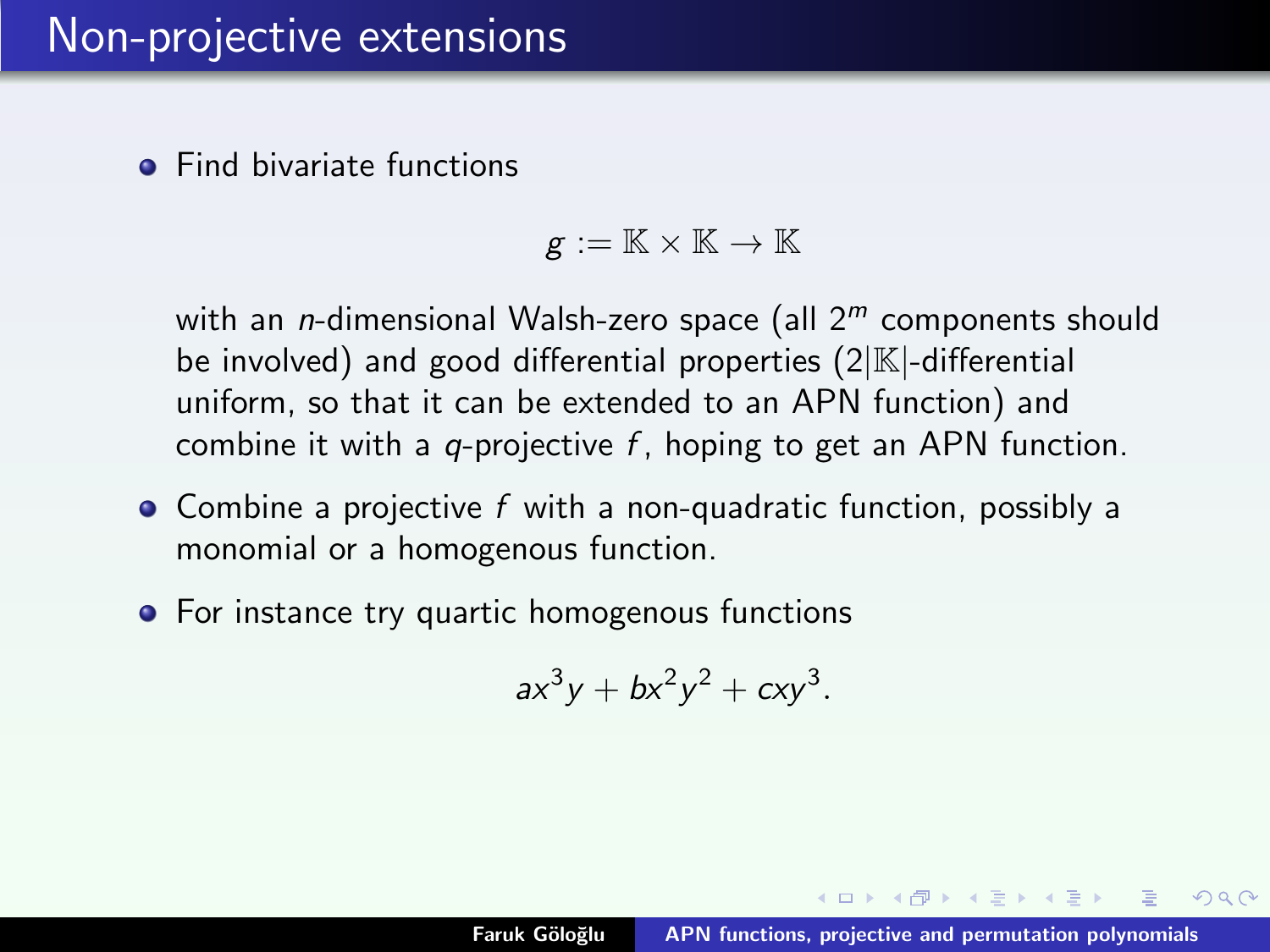# Non-projective extensions

- Find bivariate functions

$$g := \mathbb{K} \times \mathbb{K} \to \mathbb{K}$$

  with an $n$-dimensional Walsh-zero space (all $2^m$ components should be involved) and good differential properties ($2|\mathbb{K}|$-differential uniform, so that it can be extended to an APN function) and combine it with a $q$-projective $f$, hoping to get an APN function.

- Combine a projective $f$ with a non-quadratic function, possibly a monomial or a homogenous function.

- For instance try quartic homogenous functions

$$ax^3y + bx^2y^2 + cxy^3.$$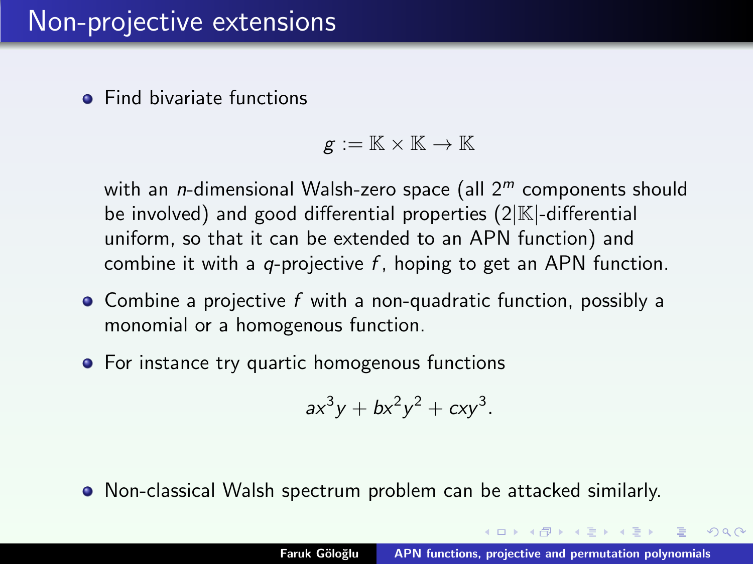# Non-projective extensions

- Find bivariate functions

$$g := \mathbb{K} \times \mathbb{K} \to \mathbb{K}$$

  with an $n$-dimensional Walsh-zero space (all $2^m$ components should be involved) and good differential properties ($2|\mathbb{K}|$-differential uniform, so that it can be extended to an APN function) and combine it with a $q$-projective $f$, hoping to get an APN function.

- Combine a projective $f$ with a non-quadratic function, possibly a monomial or a homogenous function.

- For instance try quartic homogenous functions

$$ax^3y + bx^2y^2 + cxy^3.$$

- Non-classical Walsh spectrum problem can be attacked similarly.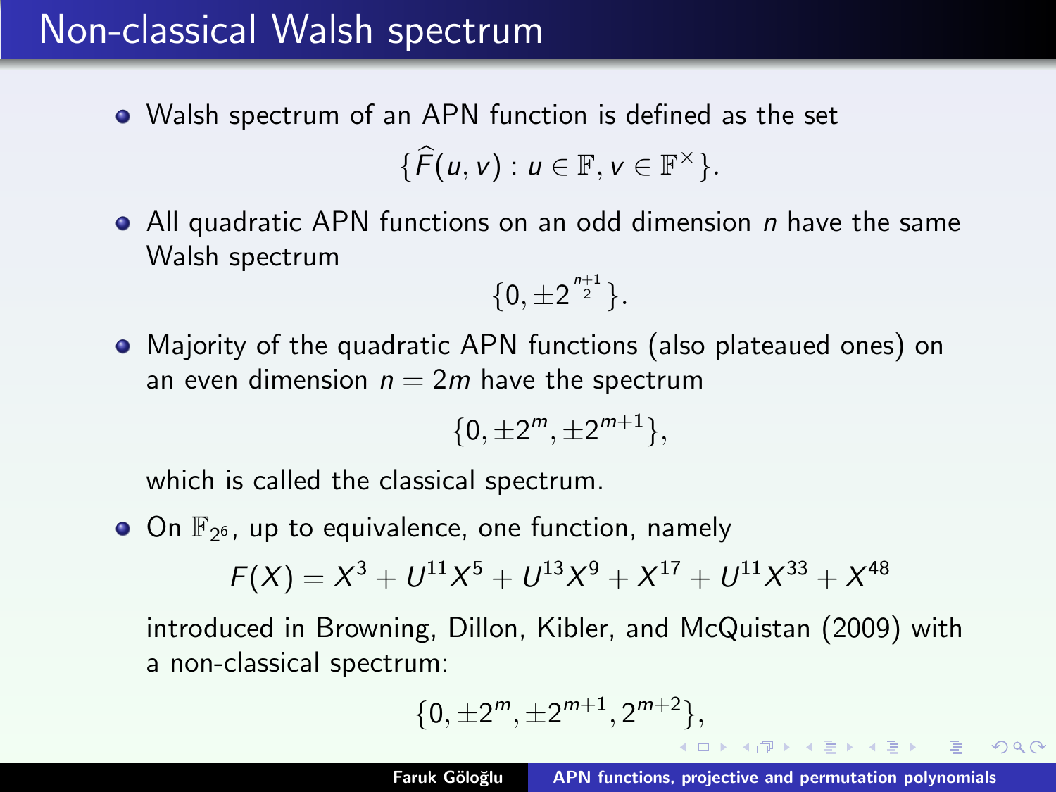# Non-classical Walsh spectrum

- Walsh spectrum of an APN function is defined as the set
$$\{\widehat{F}(u, v) : u \in \mathbb{F}, v \in \mathbb{F}^{\times}\}.$$
- All quadratic APN functions on an odd dimension $n$ have the same Walsh spectrum
$$\{0, \pm 2^{\frac{n+1}{2}}\}.$$
- Majority of the quadratic APN functions (also plateaued ones) on an even dimension $n = 2m$ have the spectrum
$$\{0, \pm 2^m, \pm 2^{m+1}\},$$
which is called the classical spectrum.
- On $\mathbb{F}_{2^6}$, up to equivalence, one function, namely
$$F(X) = X^3 + U^{11}X^5 + U^{13}X^9 + X^{17} + U^{11}X^{33} + X^{48}$$
introduced in Browning, Dillon, Kibler, and McQuistan (2009) with a non-classical spectrum:
$$\{0, \pm 2^m, \pm 2^{m+1}, 2^{m+2}\},$$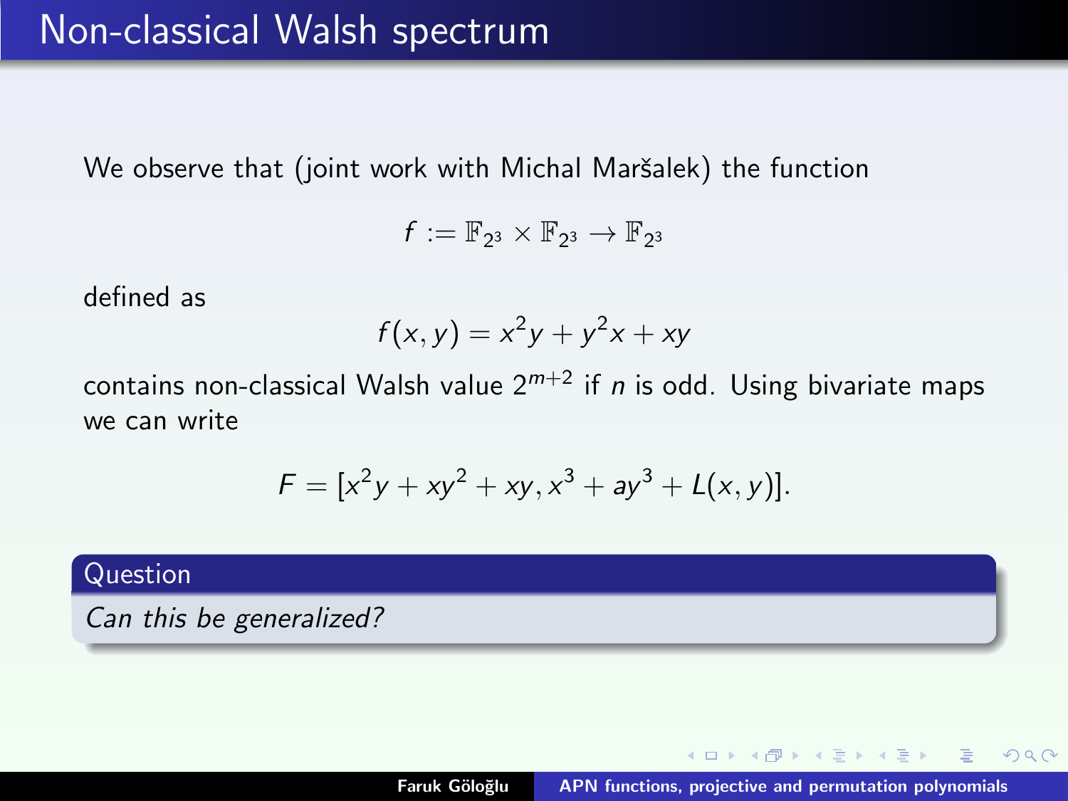# Non-classical Walsh spectrum

We observe that (joint work with Michal Maršalek) the function

$$f := \mathbb{F}_{2^3} \times \mathbb{F}_{2^3} \to \mathbb{F}_{2^3}$$

defined as

$$f(x, y) = x^2y + y^2x + xy$$

contains non-classical Walsh value $2^{m+2}$ if $n$ is odd. Using bivariate maps we can write

$$F = [x^2y + xy^2 + xy, x^3 + ay^3 + L(x, y)].$$

**Question**

*Can this be generalized?*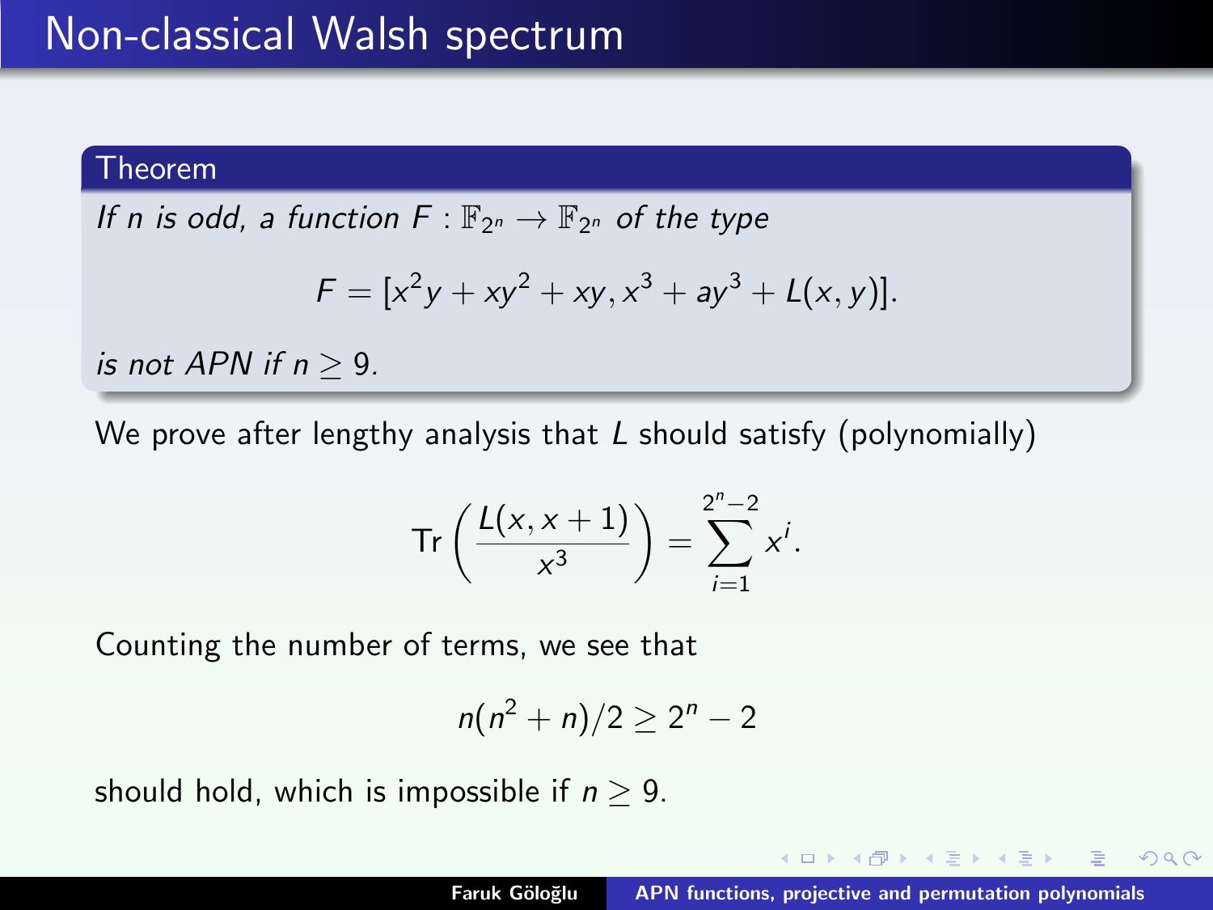# Non-classical Walsh spectrum

**Theorem**

*If $n$ is odd, a function $F : \mathbb{F}_{2^n} \to \mathbb{F}_{2^n}$ of the type*

$$F = [x^2y + xy^2 + xy, x^3 + ay^3 + L(x, y)].$$

*is not APN if $n \geq 9$.*

We prove after lengthy analysis that $L$ should satisfy (polynomially)

$$\mathrm{Tr}\left(\frac{L(x, x+1)}{x^3}\right) = \sum_{i=1}^{2^n-2} x^i.$$

Counting the number of terms, we see that

$$n(n^2 + n)/2 \geq 2^n - 2$$

should hold, which is impossible if $n \geq 9$.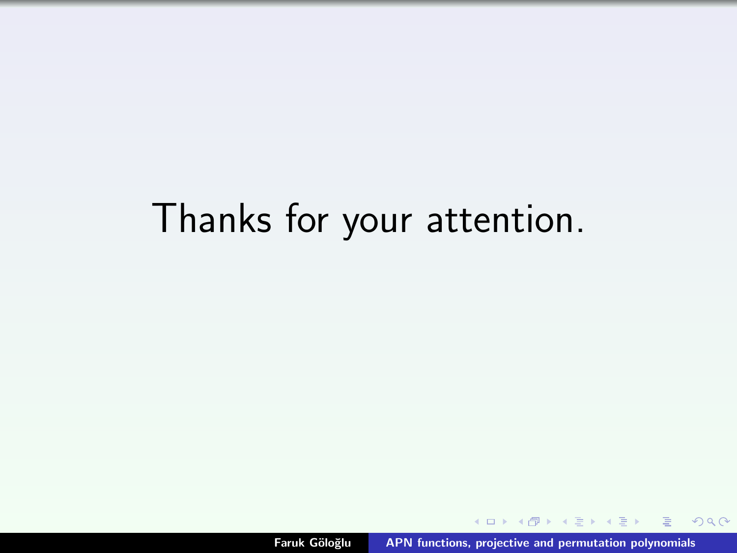Thanks for your attention.